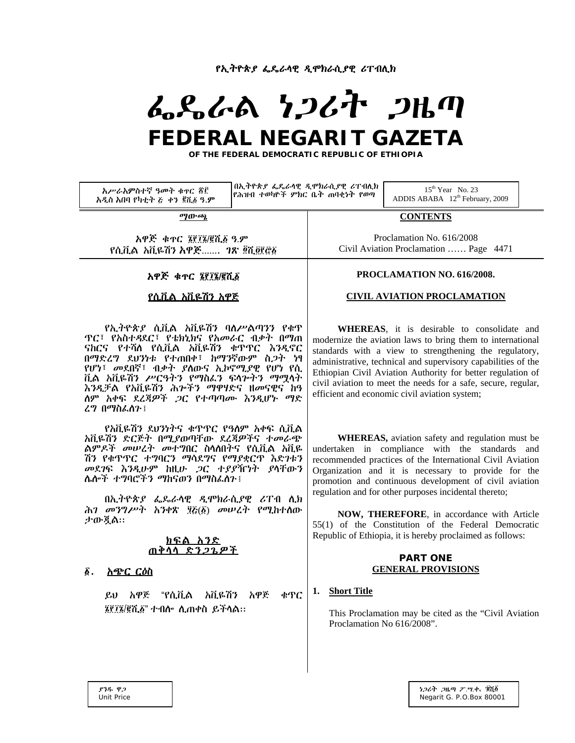የኢትዮጵያ ፌዴራላዊ ዲሞክራሲያዊ ሪፐብሊክ

# ፌዴራል ነጋሪት ጋዜጣ

# FEDERAL NEGARIT GAZETA

**OF THE FEDERAL DEMOCRATIC REPUBLIC OF ETHIOPIA**

| አሥራአምስተኛ ዓመት ቁጥር ፳፫ አዲስ አበባ የካቲት ፭ ቀን ፪ሺ፩ ዓ.ም | በኢትዮጵያ ፌዴራላዊ ዲሞክራሲያዊ ሪፐብሊክ የሕዝብ ተወካዮች ምክር ቤት ጠባቂነት የወጣ | 15th Year No. 23 ADDIS ABABA 12th February, 2009 |
|---|---|---|

## ማውጫ

አዋጅ ቁጥር ፮፻፲፮/፪ሺ፩ ዓ.ም
የሲቪል አቪዬሽን አዋጅ....... ገጽ ፬ሺ፬፻፸፩

## CONTENTS

Proclamation No. 616/2008
Civil Aviation Proclamation …… Page 4471

## አዋጅ ቁጥር ፮፻፲፮/፪ሺ፩

## የሲቪል አቪዬሽን አዋጅ

የኢትዮጵያ ሲቪል አቪዬሽን ባለሥልጣንን የቁጥጥር፣ የአስተዳደር፣ የቴክኒክና የአመራር ብቃት በማጠናከርና የተሻለ የሲቪል አቪዬሽን ቁጥጥር እንዲኖር በማድረግ ደህንነቱ የተጠበቀ፣ ከማንኛውም ስጋት ነፃ የሆነ፣ መደበኛ፣ ብቃት ያለውና ኢኮኖሚያዊ የሆነ የሲቪል አቪዬሽን ሥርዓትን የማስፈን ፍላጐትን ማሟላት እንዲቻል የአቪዬሽን ሕጐችን ማዋሃድና ዘመናዊና ከዓለም አቀፍ ደረጃዎች ጋር የተጣጣሙ እንዲሆኑ ማድረግ በማስፈለጉ፤

የአቪዬሽን ደህንነትና ቁጥጥር የዓለም አቀፍ ሲቪል አቪዬሽን ድርጅት በሚያወጣቸው ደረጃዎችና ተመራጭ ልምዶች መሠረት መተግበር ስላለበትና የሲቪል አቪዬሽን የቁጥጥር ተግባርን ማሳደግና የማያቋርጥ እድገቱን መደገፍ እንዲሁም ከዚሁ ጋር ተያያዥነት ያላቸውን ሌሎች ተግባሮችን ማከናወን በማስፈለጉ፤

በኢትዮጵያ ፌዴራላዊ ዲሞክራሲያዊ ሪፐብሊክ ሕገ መንግሥት አንቀጽ ፶፭(፩) መሠረት የሚከተለው ታውጇል፡፡

## ክፍል አንድ
## ጠቅላላ ድንጋጌዎች

### ፩. አጭር ርዕስ

ይህ አዋጅ "የሲቪል አቪዬሽን አዋጅ ቁጥር ፮፻፲፮/፪ሺ፩" ተብሎ ሊጠቀስ ይችላል፡፡

## PROCLAMATION NO. 616/2008.

## CIVIL AVIATION PROCLAMATION

**WHEREAS**, it is desirable to consolidate and modernize the aviation laws to bring them to international standards with a view to strengthening the regulatory, administrative, technical and supervisory capabilities of the Ethiopian Civil Aviation Authority for better regulation of civil aviation to meet the needs for a safe, secure, regular, efficient and economic civil aviation system;

**WHEREAS,** aviation safety and regulation must be undertaken in compliance with the standards and recommended practices of the International Civil Aviation Organization and it is necessary to provide for the promotion and continuous development of civil aviation regulation and for other purposes incidental thereto;

**NOW, THEREFORE**, in accordance with Article 55(1) of the Constitution of the Federal Democratic Republic of Ethiopia, it is hereby proclaimed as follows:

## PART ONE
## GENERAL PROVISIONS

### 1. Short Title

This Proclamation may be cited as the "Civil Aviation Proclamation No 616/2008".

ያንዱ ዋጋ
Unit Price

ነጋሪት ጋዜጣ ፖ.ሣ.ቁ. ፹ሺ፩
Negarit G. P.O.Box 80001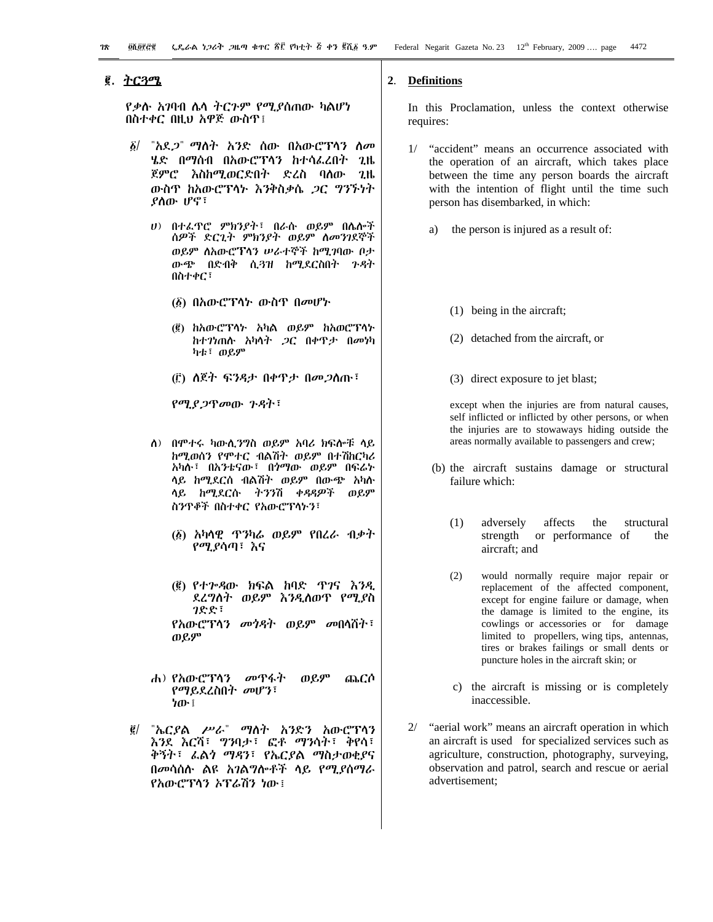## ፪. ትርጓሜ

የቃሉ አገባብ ሌላ ትርጉም የሚያሰጠው ካልሆነ በስተቀር በዚህ አዋጅ ውስጥ፤

፩/ "አደጋ" ማለት አንድ ሰው በአውሮፕላን ለመ ሄድ በማሰብ በአውሮፕላን ከተሳፈረበት ጊዜ ጀምሮ እስከሚወርድበት ድረስ ባለው ጊዜ ውስጥ ከአውሮፕላኑ እንቅስቃሴ ጋር ግንኙነት ያለው ሆኖ፣

ሀ) በተፈጥሮ ምክንያት፣ በራሱ ወይም በሌሎች ሰዎች ድርጊት ምክንያት ወይም ለመንገደኞች ወይም ለአውሮፕላን ሠራተኞች ከሚገባው ቦታ ውጭ በድብቅ ሲጓዝ ከሚደርስበት ጉዳት በስተቀር፣

(፩) በአውሮፕላኑ ውስጥ በመሆኑ

(፪) ከአውሮፕላኑ አካል ወይም ከአወሮፕላኑ ከተገነጠሉ አካላት ጋር በቀጥታ በመነካ ካቱ፣ ወይም

(፫) ለጀት ፍንዳታ በቀጥታ በመጋለጡ፣

የሚያጋጥመው ጉዳት፣

ለ) በሞተሩ ካውሊንግስ ወይም አባሪ ክፍሎቹ ላይ ከሚወሰን የሞተር ብልሽት ወይም በተሽከርካሪ አካሉ፣ በአንቴናው፣ በጎማው ወይም በፍሬን ላይ ከሚደርስ ብልሽት ወይም በውጭ አካሉ ላይ ከሚደርሱ ትንንሽ ቀዳዳዎች ወይም ስንጥቆች በስተቀር የአውሮፕላኑን፣

(፩) አካላዊ ጥንካሬ ወይም የበረራ ብቃት የሚያሳጣ፣ እና

(፪) የተጐዳው ክፍል ከባድ ጥገና እንዲደረግለት ወይም እንዲለወጥ የሚያስ ገድድ፣

የአውሮፕላን መጎዳት ወይም መበላሸት፣ ወይም

ሐ) የአውሮፕላን መጥፋት ወይም ጨርሶ የማይደረስበት መሆን፣

ነው፤

፪/ "ኤርያል ሥራ" ማለት አንድን አውሮፕላን እንደ እርሻ፣ ግንባታ፣ ፎቶ ማንሳት፣ ቅየሳ፣ ቅኝት፣ ፈልጎ ማዳን፣ የኤርያል ማስታወቂያና በመሳሰሉ ልዩ አገልግሎቶች ላይ የሚያሰማራ የአውሮፕላን ኦፕሬሽን ነው፤

## 2. Definitions

In this Proclamation, unless the context otherwise requires:

1/ "accident" means an occurrence associated with the operation of an aircraft, which takes place between the time any person boards the aircraft with the intention of flight until the time such person has disembarked, in which:

a) the person is injured as a result of:

(1) being in the aircraft;

(2) detached from the aircraft, or

(3) direct exposure to jet blast;

except when the injuries are from natural causes, self inflicted or inflicted by other persons, or when the injuries are to stowaways hiding outside the areas normally available to passengers and crew;

(b) the aircraft sustains damage or structural failure which:

(1) adversely affects the structural strength or performance of the aircraft; and

(2) would normally require major repair or replacement of the affected component, except for engine failure or damage, when the damage is limited to the engine, its cowlings or accessories or for damage limited to propellers, wing tips, antennas, tires or brakes failings or small dents or puncture holes in the aircraft skin; or

c) the aircraft is missing or is completely inaccessible.

2/ "aerial work" means an aircraft operation in which an aircraft is used for specialized services such as agriculture, construction, photography, surveying, observation and patrol, search and rescue or aerial advertisement;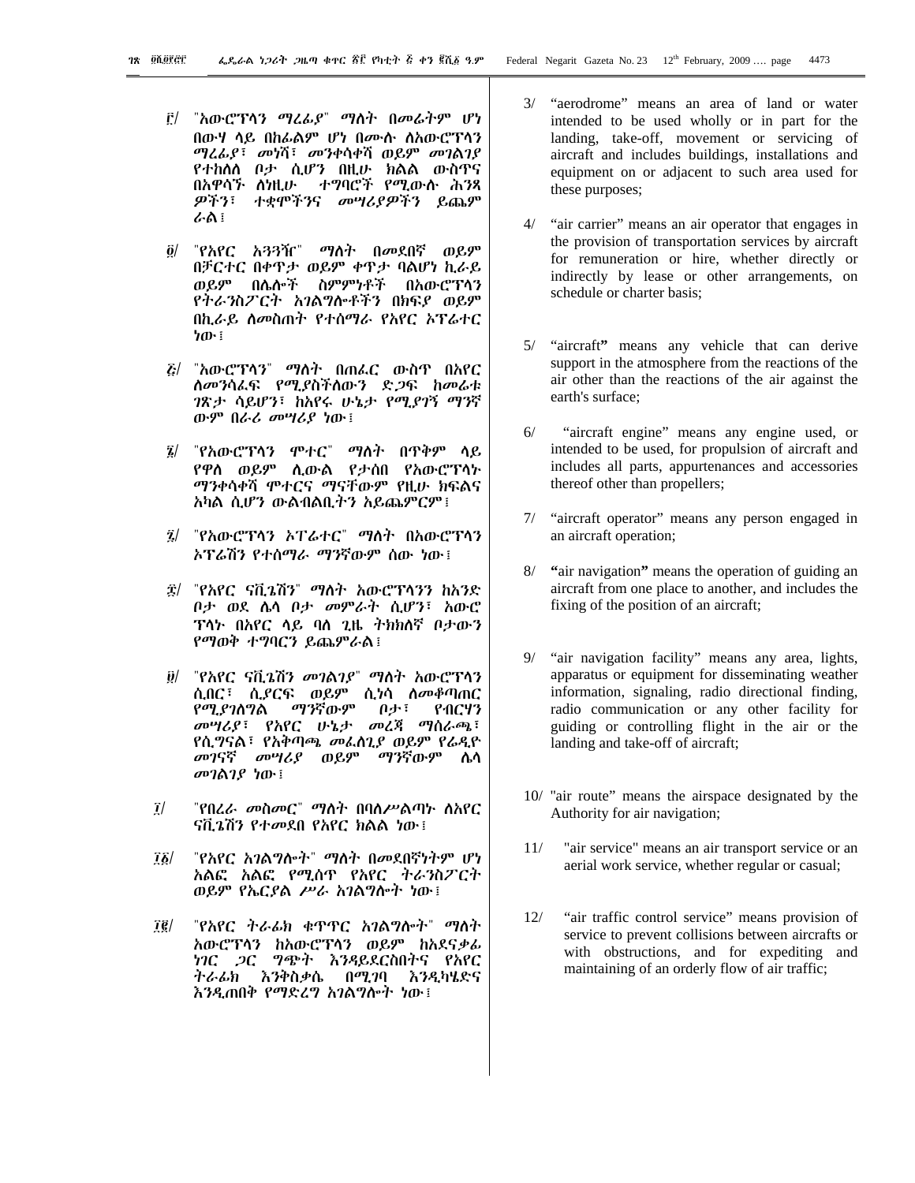፫/ "አውሮፕላን ማረፊያ" ማለት በመሬትም ሆነ በውሃ ላይ በከፊልም ሆነ በሙሉ ለአውሮፕላን ማረፊያ፣ መነሻ፣ መንቀሳቀሻ ወይም መገልገያ የተከለለ ቦታ ሲሆን በዚሁ ክልል ውስጥና በአዋሳኙ ለነዚሁ ተግባሮች የሚውሉ ሕንጻ ዎችን፣ ተቋሞችንና መሣሪያዎችን ይጨም ራል፤

፬/ "የአየር አጓጓዥ" ማለት በመደበኛ ወይም በቻርተር በቀጥታ ወይም ቀጥታ ባልሆነ ኪራይ ወይም በሌሎች ስምምነቶች በአውሮፕላን የትራንስፖርት አገልግሎቶችን በክፍያ ወይም በኪራይ ለመስጠት የተሰማራ የአየር ኦፕሬተር ነው፤

፭/ "አውሮፕላን" ማለት በጠፈር ውስጥ በአየር ለመንሳፈፍ የሚያስችለውን ድጋፍ ከመሬቱ ገጽታ ሳይሆን፣ ከአየሩ ሁኔታ የሚያገኝ ማንኛ ውም በራሪ መሣሪያ ነው፤

፮/ "የአውሮፕላን ሞተር" ማለት በጥቅም ላይ የዋለ ወይም ሊውል የታሰበ የአውሮፕላኑ ማንቀሳቀሻ ሞተርና ማናቸውም የዚሁ ክፍልና አካል ሲሆን ውልብልቢትን አይጨምርም፤

፯/ "የአውሮፕላን ኦፕሬተር" ማለት በአውሮፕላን ኦፕሬሽን የተሰማራ ማንኛውም ሰው ነው፤

፰/ "የአየር ናቪጌሽን" ማለት አውሮፕላንን ከአንድ ቦታ ወደ ሌላ ቦታ መምራት ሲሆን፣ አውሮ ፕላኑ በአየር ላይ ባለ ጊዜ ትክክለኛ ቦታውን የማወቅ ተግባርን ይጨምራል፤

፱/ "የአየር ናቪጌሽን መገልገያ" ማለት አውሮፕላን ሲበር፣ ሲያርፍ ወይም ሲነሳ ለመቆጣጠር የሚያገለግል ማንኛውም ቦታ፣ የብርሃን መሣሪያ፣ የአየር ሁኔታ መረጃ ማሰራጫ፣ የሲግናል፣ የአቅጣጫ መፈለጊያ ወይም የሬዲዮ መገናኛ መሣሪያ ወይም ማንኛውም ሌላ መገልገያ ነው፤

፲/ "የበረራ መስመር" ማለት በባለሥልጣኑ ለአየር ናቪጌሽን የተመደበ የአየር ክልል ነው፤

፲፩/ "የአየር አገልግሎት" ማለት በመደበኛነትም ሆነ አልፎ አልፎ የሚሰጥ የአየር ትራንስፖርት ወይም የኤርያል ሥራ አገልግሎት ነው፤

፲፪/ "የአየር ትራፊክ ቁጥጥር አገልግሎት" ማለት አውሮፕላን ከአውሮፕላን ወይም ከእደናቃፊ ነገር ጋር ግጭት እንዳይደርስበትና የአየር ትራፊክ እንቅስቃሴ በሚገባ እንዲካሄድና እንዲጠበቅ የማድረግ አገልግሎት ነው፤

3/ "aerodrome" means an area of land or water intended to be used wholly or in part for the landing, take-off, movement or servicing of aircraft and includes buildings, installations and equipment on or adjacent to such area used for these purposes;

4/ "air carrier" means an air operator that engages in the provision of transportation services by aircraft for remuneration or hire, whether directly or indirectly by lease or other arrangements, on schedule or charter basis;

5/ "aircraft" means any vehicle that can derive support in the atmosphere from the reactions of the air other than the reactions of the air against the earth's surface;

6/ "aircraft engine" means any engine used, or intended to be used, for propulsion of aircraft and includes all parts, appurtenances and accessories thereof other than propellers;

7/ "aircraft operator" means any person engaged in an aircraft operation;

8/ "air navigation" means the operation of guiding an aircraft from one place to another, and includes the fixing of the position of an aircraft;

9/ "air navigation facility" means any area, lights, apparatus or equipment for disseminating weather information, signaling, radio directional finding, radio communication or any other facility for guiding or controlling flight in the air or the landing and take-off of aircraft;

10/ "air route" means the airspace designated by the Authority for air navigation;

11/ "air service" means an air transport service or an aerial work service, whether regular or casual;

12/ "air traffic control service" means provision of service to prevent collisions between aircrafts or with obstructions, and for expediting and maintaining of an orderly flow of air traffic;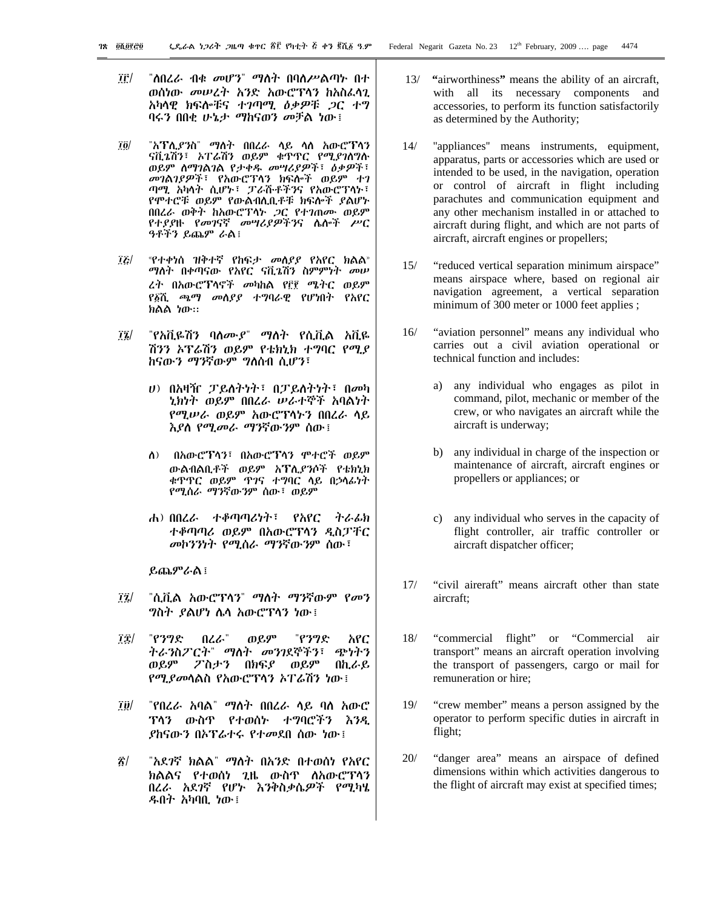፲፫/ "ለበረራ ብቁ መሆን" ማለት በባለሥልጣኑ በተ ወሰነው መሠረት አንድ አውሮፕላን ከአስፈላጊ አካላዊ ክፍሎቹና ተገጣሚ ዕቃዎቹ ጋር ተግ ባሩን በበቂ ሁኔታ ማከናወን መቻል ነው፤

፲፬/ "አፕሊያንስ" ማለት በበረራ ላይ ላለ አውሮፕላን ናቪጌሽን፣ ኦፕሬሽን ወይም ቁጥጥር የሚያገለግሉ ወይም ለማገልገል የታቀዱ መሣሪያዎች፣ ዕቃዎች፣ መገልገያዎች፣ የአውሮፕላን ክፍሎች ወይም ተገ ጣሚ አካላት ሲሆኑ፣ ፓራሹቶችንና የአውሮፕላኑ፣ የሞተሮቹ ወይም የውልብልቢቶቹ ክፍሎች ያልሆኑ በበረራ ወቅት ከአውሮፕላኑ ጋር የተገጠሙ ወይም የተያያዙ የመገናኛ መሣሪያዎችንና ሌሎች ሥር ዓቶችን ይጨም ራል፤

፲፭/ "የተቀነሰ ዝቅተኛ የከፍታ መለያየ የአየር ክልል" ማለት በቀጣናው የአየር ናቪጌሽን ስምምነት መሠ ረት በአውሮፕላኖች መካከል የ፫፻ ሜትር ወይም የ፩ሺ ጫማ መለያየ ተግባራዊ የሆነበት የአየር ክልል ነው፡፡

፲፮/ "የአቪዬሽን ባለሙያ" ማለት የሲቪል አቪዬ ሽንን ኦፕሬሽን ወይም የቴክኒክ ተግባር የሚያ ከናውን ማንኛውም ግለሰብ ሲሆን፣

ሀ) በአዛዥ ፓይለትነት፣ በፓይለትነት፣ በመካ ኒክነት ወይም በበረራ ሠራተኞች አባልነት የሚሠራ ወይም አውሮፕላኑን በበረራ ላይ እያለ የሚመራ ማንኛውንም ሰው፤

ለ) በአውሮፕላን፣ በአውሮፕላን ሞተሮች ወይም ውልብልቢቶች ወይም አፕሊያንሶች የቴክኒክ ቁጥጥር ወይም ጥገና ተግባር ላይ በኃላፊነት የሚሰራ ማንኛውንም ሰው፣ ወይም

ሐ) በበረራ ተቆጣጣሪነት፣ የአየር ትራፊክ ተቆጣጣሪ ወይም በአውሮፕላን ዲስፓቸር መኮንንነት የሚሰራ ማንኛውንም ሰው፣

ይጨምራል፤

፲፯/ "ሲቪል አውሮፕላን" ማለት ማንኛውም የመን ግስት ያልሆነ ሌላ አውሮፕላን ነው፤

፲፰/ "የንግድ በረራ" ወይም "የንግድ አየር ትራንስፖርት" ማለት መንገደኞችን፣ ጭነትን ወይም ፖስታን በክፍያ ወይም በኪራይ የሚያመላልስ የአውሮፕላን ኦፕሬሽን ነው፤

፲፱/ "የበረራ አባል" ማለት በበረራ ላይ ባለ አውሮ ፕላን ውስጥ የተወሰኑ ተግባሮችን እንዲ ያከናውን በኦፕሬተሩ የተመደበ ሰው ነው፤

፳/ "አደገኛ ክልል" ማለት በአንድ በተወሰነ የአየር ክልልና የተወሰነ ጊዜ ውስጥ ለአውሮፕላን በረራ አደገኛ የሆኑ እንቅስቃሴዎች የሚካሄ ዱበት አካባቢ ነው፤

13/ **"airworthiness"** means the ability of an aircraft, with all its necessary components and accessories, to perform its function satisfactorily as determined by the Authority;

14/ "appliances" means instruments, equipment, apparatus, parts or accessories which are used or intended to be used, in the navigation, operation or control of aircraft in flight including parachutes and communication equipment and any other mechanism installed in or attached to aircraft during flight, and which are not parts of aircraft, aircraft engines or propellers;

15/ "reduced vertical separation minimum airspace" means airspace where, based on regional air navigation agreement, a vertical separation minimum of 300 meter or 1000 feet applies ;

16/ "aviation personnel" means any individual who carries out a civil aviation operational or technical function and includes:

a) any individual who engages as pilot in command, pilot, mechanic or member of the crew, or who navigates an aircraft while the aircraft is underway;

b) any individual in charge of the inspection or maintenance of aircraft, aircraft engines or propellers or appliances; or

c) any individual who serves in the capacity of flight controller, air traffic controller or aircraft dispatcher officer;

17/ "civil aireraft" means aircraft other than state aircraft;

18/ "commercial flight" or "Commercial air transport" means an aircraft operation involving the transport of passengers, cargo or mail for remuneration or hire;

19/ "crew member" means a person assigned by the operator to perform specific duties in aircraft in flight;

20/ "danger area" means an airspace of defined dimensions within which activities dangerous to the flight of aircraft may exist at specified times;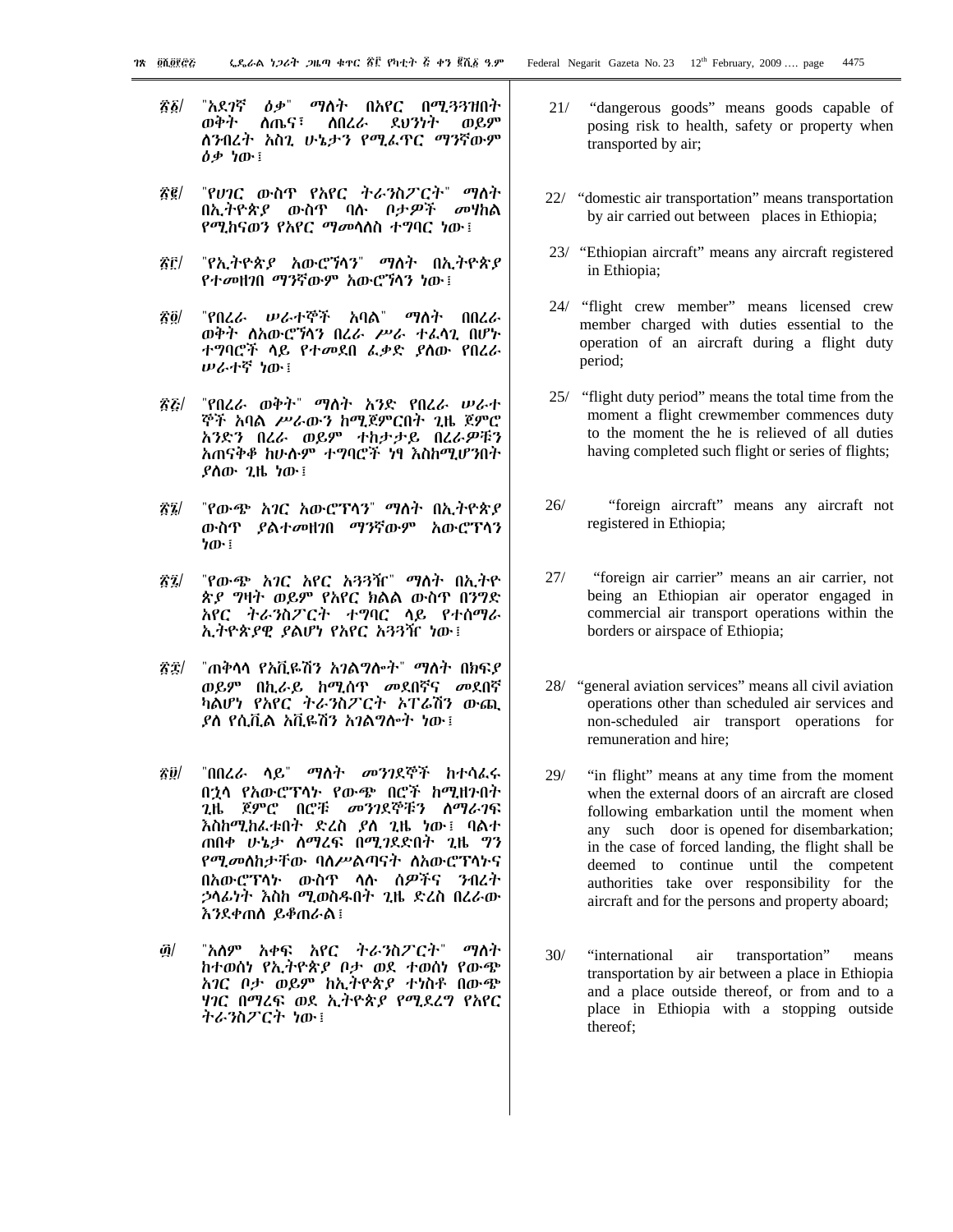፳፩/ "አደገኛ ዕቃ" ማለት በአየር በሚጓጓዝበት ወቅት ለጤና፣ ለበረራ ደህንነት ወይም ለንብረት አስጊ ሁኔታን የሚፈጥር ማንኛውም ዕቃ ነው፤

፳፪/ "የሀገር ውስጥ የአየር ትራንስፖርት" ማለት በኢትዮጵያ ውስጥ ባሉ ቦታዎች መሀከል የሚከናወን የአየር ማመላለስ ተግባር ነው፤

፳፫/ "የኢትዮጵያ አውሮኘላን" ማለት በኢትዮጵያ የተመዘገበ ማንኛውም አውሮኘላን ነው፤

፳፬/ "የበረራ ሠራተኞች አባል" ማለት በበረራ ወቅት ለአውሮኘላን በረራ ሥራ ተፈላጊ በሆኑ ተግባሮች ላይ የተመደበ ፈቃድ ያለው የበረራ ሠራተኛ ነው፤

፳፭/ "የበረራ ወቅት" ማለት አንድ የበረራ ሠራተኞች አባል ሥራውን ከሚጀምርበት ጊዜ ጀምሮ አንድን በረራ ወይም ተከታታይ በረራዎቹን አጠናቅቆ ከሁሉም ተግባሮች ነፃ እስከሚሆንበት ያለው ጊዜ ነው፤

፳፮/ "የውጭ አገር አውሮፕላን" ማለት በኢትዮጵያ ውስጥ ያልተመዘገበ ማንኛውም አውሮፕላን ነው፤

፳፯/ "የውጭ አገር አየር አጓጓዥ" ማለት በኢትዮጵያ ግዛት ወይም የአየር ክልል ውስጥ በንግድ አየር ትራንስፖርት ተግባር ላይ የተሰማራ ኢትዮጵያዊ ያልሆነ የአየር አጓጓዥ ነው፤

፳፰/ "ጠቅላላ የአቪዬሽን አገልግሎት" ማለት በክፍያ ወይም በኪራይ ከሚሰጥ መደበኛና መደበኛ ካልሆነ የአየር ትራንስፖርት ኦፐሬሽን ውጪ ያለ የሲቪል አቪዬሽን አገልግሎት ነው፤

፳፱/ "በበረራ ላይ" ማለት መንገደኞች ከተሳፈሩ በኋላ የአውሮፕላኑ የውጭ በሮች ከሚዘጉበት ጊዜ ጀምሮ በሮቹ መንገደኞቹን ለማራገፍ እስከሚከፈቱበት ድረስ ያለ ጊዜ ነው፤ ባልተጠበቀ ሁኔታ ለማረፍ በሚገደድበት ጊዜ ግን የሚመለከታቸው ባለሥልጣናት ለአውሮፕላኑና በአውሮፕላኑ ውስጥ ላሉ ሰዎችና ንብረት ኃላፊነት እስከ ሚወስዱበት ጊዜ ድረስ በረራው እንደቀጠለ ይቆጠራል፤

፴/ "አለም አቀፍ አየር ትራንስፖርት" ማለት ከተወሰነ የኢትዮጵያ ቦታ ወደ ተወሰነ የውጭ አገር ቦታ ወይም ከኢትዮጵያ ተነስቶ በውጭ ሃገር በማረፍ ወደ ኢትዮጵያ የሚደረግ የአየር ትራንስፖርት ነው፤

21/ "dangerous goods" means goods capable of posing risk to health, safety or property when transported by air;

22/ "domestic air transportation" means transportation by air carried out between places in Ethiopia;

23/ "Ethiopian aircraft" means any aircraft registered in Ethiopia;

24/ "flight crew member" means licensed crew member charged with duties essential to the operation of an aircraft during a flight duty period;

25/ "flight duty period" means the total time from the moment a flight crewmember commences duty to the moment the he is relieved of all duties having completed such flight or series of flights;

26/ "foreign aircraft" means any aircraft not registered in Ethiopia;

27/ "foreign air carrier" means an air carrier, not being an Ethiopian air operator engaged in commercial air transport operations within the borders or airspace of Ethiopia;

28/ "general aviation services" means all civil aviation operations other than scheduled air services and non-scheduled air transport operations for remuneration and hire;

29/ "in flight" means at any time from the moment when the external doors of an aircraft are closed following embarkation until the moment when any such door is opened for disembarkation; in the case of forced landing, the flight shall be deemed to continue until the competent authorities take over responsibility for the aircraft and for the persons and property aboard;

30/ "international air transportation" means transportation by air between a place in Ethiopia and a place outside thereof, or from and to a place in Ethiopia with a stopping outside thereof;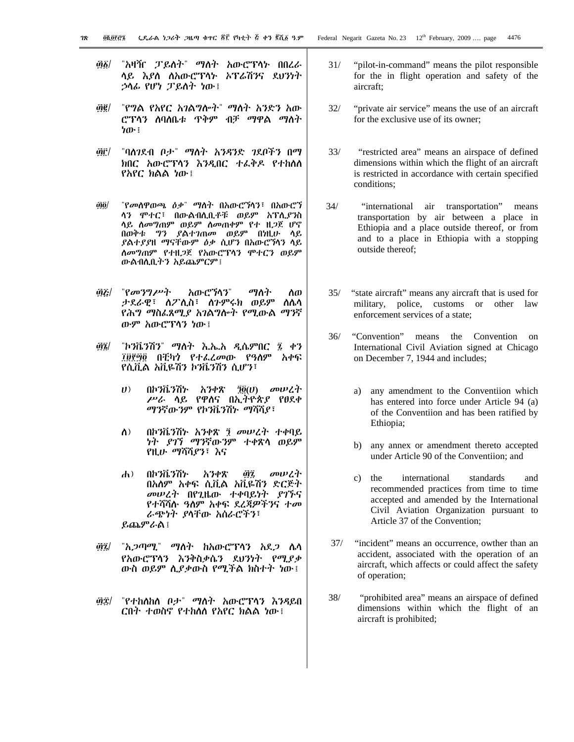፴፩/ "አዛዥ ፓይለት" ማለት አውሮፕላኑ በበረራ ላይ እያለ ለአውሮፕላኑ ኦፕሬሽንና ደህንነት ኃላፊ የሆነ ፓይለት ነው፤

፴፪/ "የግል የአየር አገልግሎት" ማለት አንድን አውሮፕላን ለባለቤቱ ጥቅም ብቻ ማዋል ማለት ነው፤

፴፫/ "ባለገደብ ቦታ" ማለት አንዳንድ ገደቦችን በማክበር አውሮፕላን እንዲበር ተፈቅዶ የተከለለ የአየር ክልል ነው፤

፴፬/ "የመለዋወጫ ዕቃ" ማለት በአውሮኘላን፣ በአውሮኘላን ሞተር፣ በውልብሊቢቶቹ ወይም አፕሊያንስ ላይ ለመግጠም ወይም ለመጠቀም የተ ዘጋጀ ሆኖ በወቅቱ ግን ያልተገጠመ ወይም በነዚሁ ላይ ያልተያያዘ ማናቸውም ዕቃ ሲሆን በአውሮኘላን ላይ ለመግጠም የተዘጋጀ የአውሮፕላን ሞተርን ወይም ውልብሊቢትን አይጨምርም፤

፴፭/ "የመንግሥት አውሮኘላን" ማለት ለወታደራዊ፣ ለፖሊስ፣ ለጉምሩክ ወይም ለሌላ የሕግ ማስፈጸሚያ አገልግሎት የሚውል ማንኛውም አውሮፕላን ነው፤

፴፮/ "ኮንቬንሽን" ማለት እ.ኤ.አ ዲሴምበር ፯ ቀን ፲፱፻፵፬ በቺካጎ የተፈረመው የዓለም አቀፍ የሲቪል አቪዬሽን ኮንቬንሽን ሲሆን፣

ሀ) በኮንቬንሽኑ አንቀጽ ፺፬(ሀ) መሠረት ሥራ ላይ የዋለና በኢትዮጵያ የፀደቀ ማንኛውንም የኮንቬንሽኑ ማሻሻያ፣

ለ) በኮንቬንሽኑ አንቀጽ ፺ መሠረት ተቀባይነት ያገኘ ማንኛውንም ተቀጽላ ወይም የዚሁ ማሻሻያን፣ እና

ሐ) በኮንቬንሽኑ አንቀጽ ፴፯ መሠረት በአለም አቀፍ ሲቪል አቪዬሽን ድርጅት መሠረት በየጊዜው ተቀባይነት ያገኙና የተሻሻሉ ዓለም አቀፍ ደረጃዎችንና ተመራጭነት ያላቸው አሰራሮችን፣

ይጨምራል፤

፴፯/ "አጋጣሚ" ማለት ከአውሮፕላን አደጋ ሌላ የአውሮፕላን እንቅስቃሴን ደህንነት የሚያቃውስ ወይም ሊያቃውስ የሚችል ክስተት ነው፤

፴፰/ "የተከለከለ ቦታ" ማለት አውሮፕላን እንዳይበርበት ተወስኖ የተከለለ የአየር ክልል ነው፤

31/ "pilot-in-command" means the pilot responsible for the in flight operation and safety of the aircraft;

32/ "private air service" means the use of an aircraft for the exclusive use of its owner;

33/ "restricted area" means an airspace of defined dimensions within which the flight of an aircraft is restricted in accordance with certain specified conditions;

34/ "international air transportation" means transportation by air between a place in Ethiopia and a place outside thereof, or from and to a place in Ethiopia with a stopping outside thereof;

35/ "state aircraft" means any aircraft that is used for military, police, customs or other law enforcement services of a state;

36/ "Convention" means the Convention on International Civil Aviation signed at Chicago on December 7, 1944 and includes;

a) any amendment to the Conventiion which has entered into force under Article 94 (a) of the Conventiion and has been ratified by Ethiopia;

b) any annex or amendment thereto accepted under Article 90 of the Conventiion; and

c) the international standards and recommended practices from time to time accepted and amended by the International Civil Aviation Organization pursuant to Article 37 of the Convention;

37/ "incident" means an occurrence, owther than an accident, associated with the operation of an aircraft, which affects or could affect the safety of operation;

38/ "prohibited area" means an airspace of defined dimensions within which the flight of an aircraft is prohibited;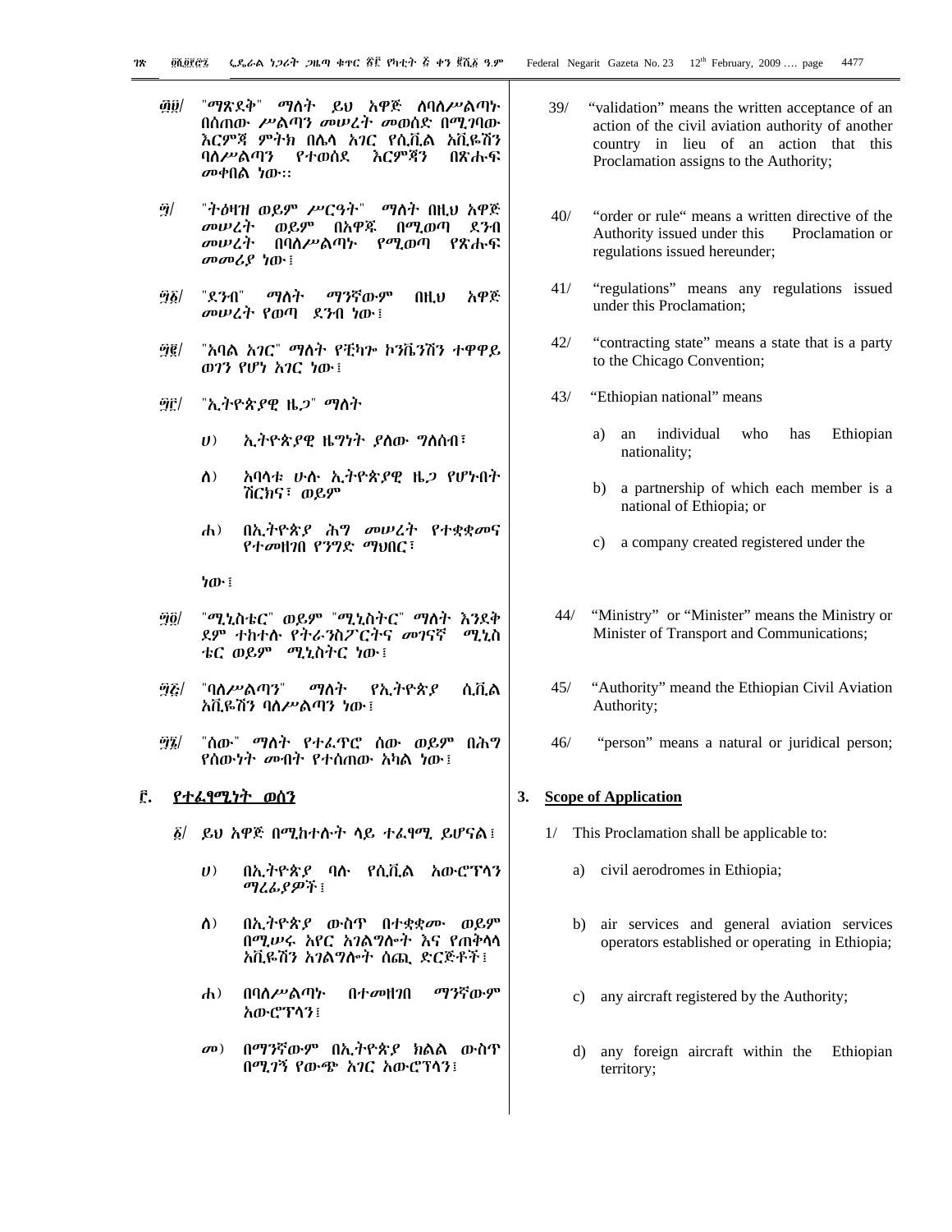፴፱/ "ማጽደቅ" ማለት ይህ አዋጅ ለባለሥልጣኑ በሰጠው ሥልጣን መሠረት መወሰድ በሚገባው እርምጃ ምትክ በሌላ አገር የሲቪል አቪዬሽን ባለሥልጣን የተወሰደ እርምጃን በጽሑፍ መቀበል ነው፡፡

፵/ "ትዕዛዝ ወይም ሥርዓት" ማለት በዚህ አዋጅ መሠረት ወይም በአዋጁ በሚወጣ ደንብ መሠረት በባለሥልጣኑ የሚወጣ የጽሑፍ መመሪያ ነው፤

፵፩/ "ደንብ" ማለት ማንኛውም በዚህ አዋጅ መሠረት የወጣ ደንብ ነው፤

፵፪/ "አባል አገር" ማለት የቺካጐ ኮንቬንሽን ተዋዋይ ወገን የሆነ አገር ነው፤

፵፫/ "ኢትዮጵያዊ ዜጋ" ማለት

ሀ) ኢትዮጵያዊ ዜግነት ያለው ግለሰብ፣

ለ) አባላቱ ሁሉ ኢትዮጵያዊ ዜጋ የሆኑበት ሽርክና፣ ወይም

ሐ) በኢትዮጵያ ሕግ መሠረት የተቋቋመና የተመዘገበ የንግድ ማህበር፣

ነው፤

፵፬/ "ሚኒስቴር" ወይም "ሚኒስትር" ማለት እንደቅደም ተከተሉ የትራንስፖርትና መገናኛ ሚኒስቴር ወይም ሚኒስትር ነው፤

፵፭/ "ባለሥልጣን" ማለት የኢትዮጵያ ሲቪል አቪዬሽን ባለሥልጣን ነው፤

፵፮/ "ሰው" ማለት የተፈጥሮ ሰው ወይም በሕግ የሰውነት መብት የተሰጠው አካል ነው፤

**፫. የተፈፃሚነት ወሰን**

፩/ ይህ አዋጅ በሚከተሉት ላይ ተፈፃሚ ይሆናል፤

ሀ) በኢትዮጵያ ባሉ የሲቪል አውሮፕላን ማረፊያዎች፤

ለ) በኢትዮጵያ ውስጥ በተቋቋሙ ወይም በሚሠሩ አየር አገልግሎት እና የጠቅላላ አቪዬሽን አገልግሎት ሰጪ ድርጅቶች፤

ሐ) በባለሥልጣኑ በተመዘገበ ማንኛውም አውሮፕላን፤

መ) በማንኛውም በኢትዮጵያ ክልል ውስጥ በሚገኝ የውጭ አገር አውሮፕላን፤

39/ "validation" means the written acceptance of an action of the civil aviation authority of another country in lieu of an action that this Proclamation assigns to the Authority;

40/ "order or rule" means a written directive of the Authority issued under this Proclamation or regulations issued hereunder;

41/ "regulations" means any regulations issued under this Proclamation;

42/ "contracting state" means a state that is a party to the Chicago Convention;

43/ "Ethiopian national" means

a) an individual who has Ethiopian nationality;

b) a partnership of which each member is a national of Ethiopia; or

c) a company created registered under the

44/ "Ministry" or "Minister" means the Ministry or Minister of Transport and Communications;

45/ "Authority" meand the Ethiopian Civil Aviation Authority;

46/ "person" means a natural or juridical person;

**3. Scope of Application**

1/ This Proclamation shall be applicable to:

a) civil aerodromes in Ethiopia;

b) air services and general aviation services operators established or operating in Ethiopia;

c) any aircraft registered by the Authority;

d) any foreign aircraft within the Ethiopian territory;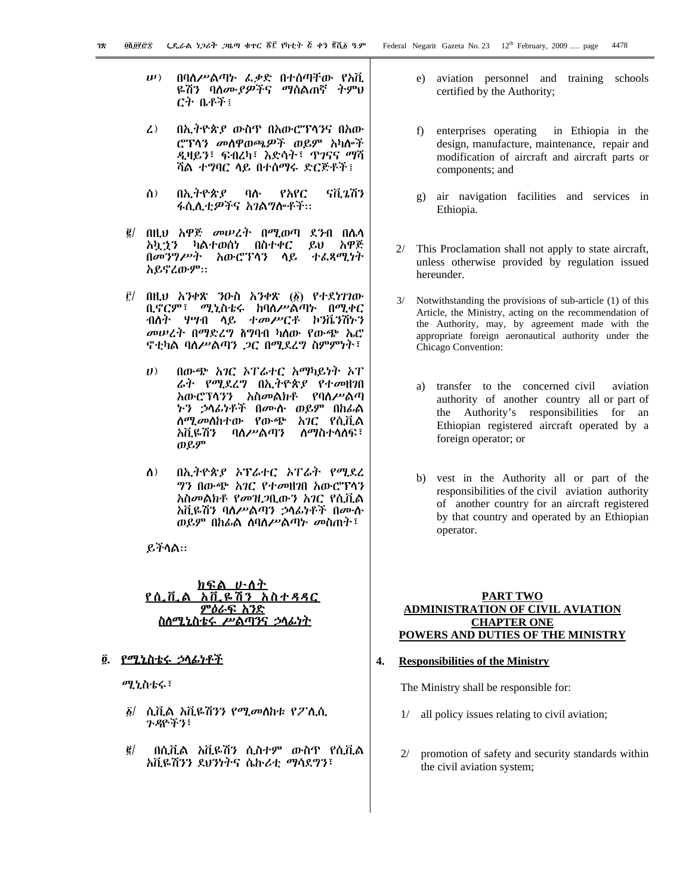ሠ) በባለሥልጣኑ ፈቃድ በተሰጣቸው የአቪዬሽን ባለሙያዎችና ማሰልጠኛ ትምህርት ቤቶች፤

ረ) በኢትዮጵያ ውስጥ በአውሮፕላንና በአውሮፕላን መለዋወጫዎች ወይም አካሎች ዲዛይን፣ ፍብረካ፣ እድሳት፣ ጥገናና ማሻሻል ተግባር ላይ በተሰማሩ ድርጅቶች፤

ሰ) በኢትዮጵያ ባሉ የአየር ናቪጌሽን ፋሲሊቲዎችና አገልግሎቶች፡፡

፪/ በዚህ አዋጅ መሠረት በሚወጣ ደንብ በሌላ አኳኋን ካልተወሰነ በስተቀር ይህ አዋጅ በመንግሥት አውሮፕላን ላይ ተፈጻሚነት አይኖረውም፡፡

፫/ በዚህ አንቀጽ ንዑስ አንቀጽ (፩) የተደነገገው ቢኖርም፣ ሚኒስቴሩ ከባለሥልጣኑ በሚቀርብለት ሃሣብ ላይ ተመሥርቶ ኮንቬንሽኑን መሠረት በማድረግ አግባብ ካለው የውጭ ኤሮኖቲካል ባለሥልጣን ጋር በሚደረግ ስምምነት፣

ሀ) በውጭ አገር ኦፕሬተር አማካይነት ኦፕሬት የሚደረግ በኢትዮጵያ የተመዘገበ አውሮፕላንን አስመልክቶ የባለሥልጣኑን ኃላፊነቶች በሙሉ ወይም በከፊል ለሚመለከተው የውጭ አገር የሲቪል አቪዬሽን ባለሥልጣን ለማስተላለፍ፣ ወይም

ለ) በኢትዮጵያ ኦፕሬተር ኦፕሬት የሚደረግን በውጭ አገር የተመዘገበ አውሮፕላን አስመልክቶ የመዘገበውን አገር የሲቪል አቪዬሽን ባለሥልጣን ኃላፊነቶች በሙሉ ወይም በከፊል ለባለሥልጣኑ መስጠት፣

ይችላል፡፡

## ክፍል ሁለት
## የሲቪል አቪዬሽን አስተዳደር
### ምዕራፍ አንድ
### ስለሚኒስቴሩ ሥልጣንና ኃላፊነት

**፬. የሚኒስቴሩ ኃላፊነቶች**

ሚኒስቴሩ፣

፩/ ሲቪል አቪዬሽንን የሚመለከቱ የፖሊሲ ጉዳዮችን፣

፪/ በሲቪል አቪዬሽን ሲስተም ውስጥ የሲቪል አቪዬሽንን ደህንነትና ሴኩሪቲ ማሳደግን፣

e) aviation personnel and training schools certified by the Authority;

f) enterprises operating in Ethiopia in the design, manufacture, maintenance, repair and modification of aircraft and aircraft parts or components; and

g) air navigation facilities and services in Ethiopia.

2/ This Proclamation shall not apply to state aircraft, unless otherwise provided by regulation issued hereunder.

3/ Notwithstanding the provisions of sub-article (1) of this Article, the Ministry, acting on the recommendation of the Authority, may, by agreement made with the appropriate foreign aeronautical authority under the Chicago Convention:

a) transfer to the concerned civil aviation authority of another country all or part of the Authority's responsibilities for an Ethiopian registered aircraft operated by a foreign operator; or

b) vest in the Authority all or part of the responsibilities of the civil aviation authority of another country for an aircraft registered by that country and operated by an Ethiopian operator.

## PART TWO
## ADMINISTRATION OF CIVIL AVIATION
### CHAPTER ONE
### POWERS AND DUTIES OF THE MINISTRY

**4. Responsibilities of the Ministry**

The Ministry shall be responsible for:

1/ all policy issues relating to civil aviation;

2/ promotion of safety and security standards within the civil aviation system;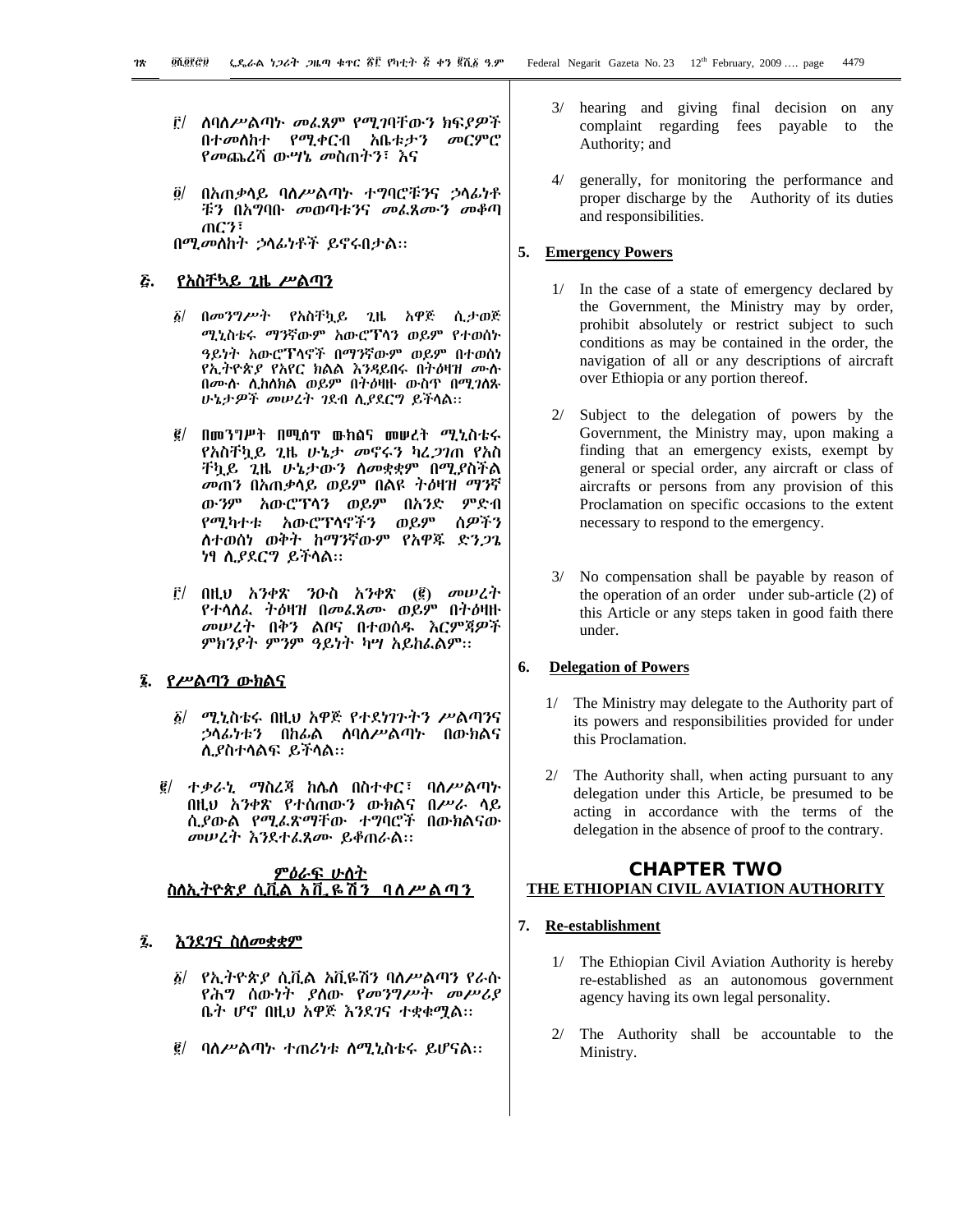፫/ ለባለሥልጣኑ መፈጸም የሚገባቸውን ክፍያዎች በተመለከተ የሚቀርብ አቤቱታን መርምሮ የመጨረሻ ውሣኔ መስጠትን፣ እና

፬/ በአጠቃላይ ባለሥልጣኑ ተግባሮቹንና ኃላፊነቶቹን በአግባቡ መወጣቱንና መፈጸሙን መቆጣጠርን፣

በሚመለከት ኃላፊነቶች ይኖሩበታል፡፡

## ፭. የአስቸኳይ ጊዜ ሥልጣን

፩/ በመንግሥት የአስቸኳይ ጊዜ አዋጅ ሲታወጅ ሚኒስቴሩ ማንኛውም አውሮፕላን ወይም የተወሰኑ ዓይነት አውሮፕላኖች በማንኛውም ወይም በተወሰነ የኢትዮጵያ የአየር ክልል እንዳይበሩ በትዕዛዝ ሙሉ በሙሉ ሊከለክል ወይም በትዕዛዙ ውስጥ በሚገለጹ ሁኔታዎች መሠረት ገደብ ሊያደርግ ይችላል፡፡

፪/ በመንግሥት በሚሰጥ ውክልና መሠረት ሚኒስቴሩ የአስቸኳይ ጊዜ ሁኔታ መኖሩን ካረጋገጠ የአስቸኳይ ጊዜ ሁኔታውን ለመቋቋም በሚያስችል መጠን በአጠቃላይ ወይም በልዩ ትዕዛዝ ማንኛውንም አውሮፕላን ወይም በአንድ ምድብ የሚካተቱ አውሮፕላኖችን ወይም ሰዎችን ለተወሰነ ወቅት ከማንኛውም የአዋጁ ድንጋጌ ነፃ ሊያደርግ ይችላል፡፡

፫/ በዚህ አንቀጽ ንዑስ አንቀጽ (፪) መሠረት የተላለፈ ትዕዛዝ በመፈጸሙ ወይም በትዕዛዙ መሠረት በቅን ልቦና በተወሰዱ እርምጃዎች ምክንያት ምንም ዓይነት ካሣ አይከፈልም፡፡

## ፮. የሥልጣን ውክልና

፩/ ሚኒስቴሩ በዚህ አዋጅ የተደነገጉትን ሥልጣንና ኃላፊነቱን በከፊል ለባለሥልጣኑ በውክልና ሊያስተላልፍ ይችላል፡፡

፪/ ተቃራኒ ማስረጃ ከሌለ በስተቀር፣ ባለሥልጣኑ በዚህ አንቀጽ የተሰጠውን ውክልና በሥራ ላይ ሲያውል የሚፈጽማቸው ተግባሮች በውክልናው መሠረት እንደተፈጸሙ ይቆጠራል፡፡

# ምዕራፍ ሁለት
## ስለኢትዮጵያ ሲቪል አቪዬሽን ባለሥልጣን

## ፯. እንደገና ስለመቋቋም

፩/ የኢትዮጵያ ሲቪል አቪዬሽን ባለሥልጣን የራሱ የሕግ ሰውነት ያለው የመንግሥት መሥሪያ ቤት ሆኖ በዚህ አዋጅ እንደገና ተቋቁሟል፡፡

፪/ ባለሥልጣኑ ተጠሪነቱ ለሚኒስቴሩ ይሆናል፡፡

3/ hearing and giving final decision on any complaint regarding fees payable to the Authority; and

4/ generally, for monitoring the performance and proper discharge by the Authority of its duties and responsibilities.

## 5. Emergency Powers

1/ In the case of a state of emergency declared by the Government, the Ministry may by order, prohibit absolutely or restrict subject to such conditions as may be contained in the order, the navigation of all or any descriptions of aircraft over Ethiopia or any portion thereof.

2/ Subject to the delegation of powers by the Government, the Ministry may, upon making a finding that an emergency exists, exempt by general or special order, any aircraft or class of aircrafts or persons from any provision of this Proclamation on specific occasions to the extent necessary to respond to the emergency.

3/ No compensation shall be payable by reason of the operation of an order under sub-article (2) of this Article or any steps taken in good faith there under.

## 6. Delegation of Powers

1/ The Ministry may delegate to the Authority part of its powers and responsibilities provided for under this Proclamation.

2/ The Authority shall, when acting pursuant to any delegation under this Article, be presumed to be acting in accordance with the terms of the delegation in the absence of proof to the contrary.

# CHAPTER TWO
## THE ETHIOPIAN CIVIL AVIATION AUTHORITY

## 7. Re-establishment

1/ The Ethiopian Civil Aviation Authority is hereby re-established as an autonomous government agency having its own legal personality.

2/ The Authority shall be accountable to the Ministry.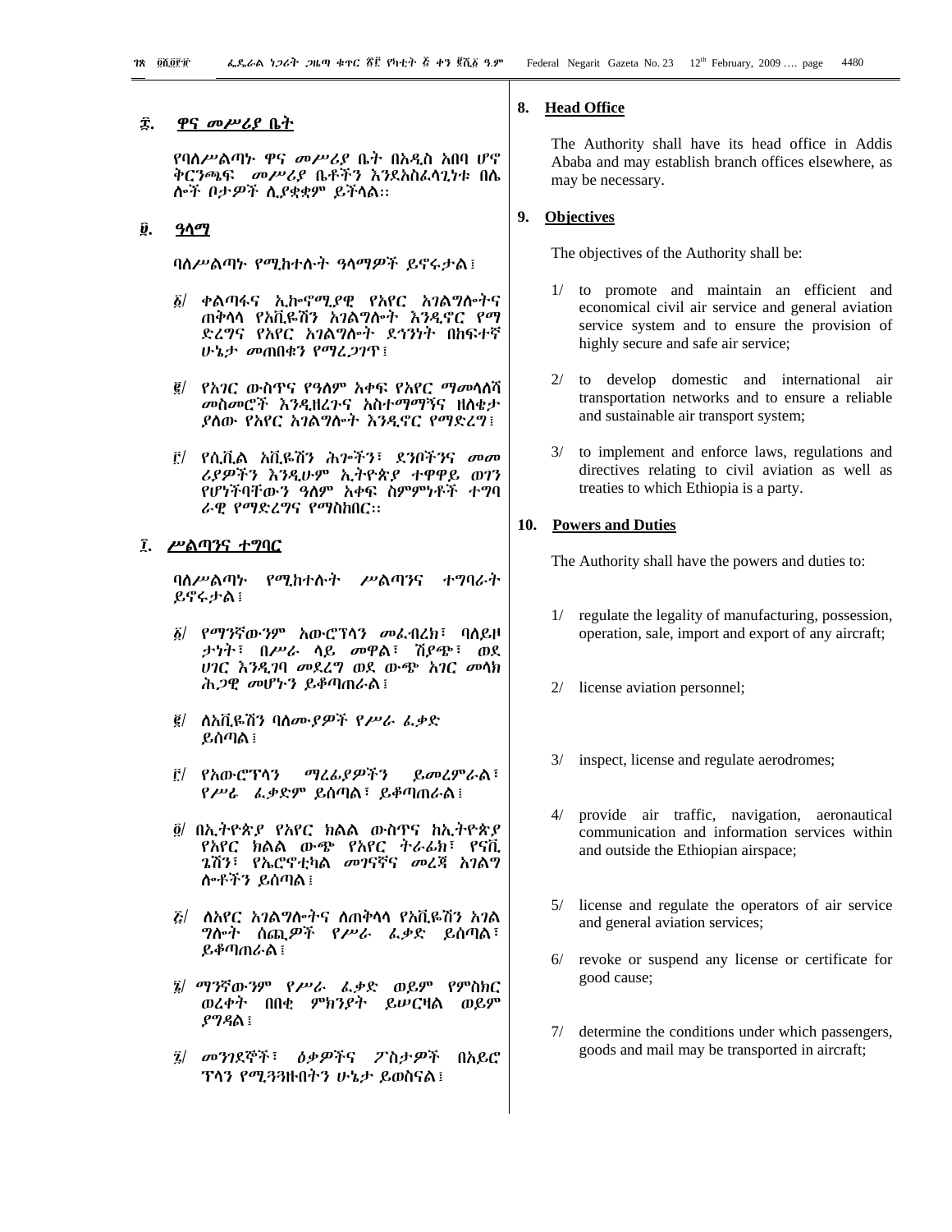## ፰. ዋና መሥሪያ ቤት

የባለሥልጣኑ ዋና መሥሪያ ቤት በአዲስ አበባ ሆኖ ቅርንጫፍ መሥሪያ ቤቶችን እንደአስፈላጊነቱ በሌሎች ቦታዎች ሊያቋቁም ይችላል፡፡

## ፱. ዓላማ

ባለሥልጣኑ የሚከተሉት ዓላማዎች ይኖሩታል፤

፩/ ቀልጣፋና ኢኮኖሚያዊ የአየር አገልግሎትና ጠቅላላ የአቪዬሽን አገልግሎት እንዲኖር የማድረግና የአየር አገልግሎት ደኅንነት በከፍተኛ ሁኔታ መጠበቁን የማረጋገጥ፤

፪/ የአገር ውስጥና የዓለም አቀፍ የአየር ማመላለሻ መስመሮች እንዲዘረጉና አስተማማኝና ዘለቄታ ያለው የአየር አገልግሎት እንዲኖር የማድረግ፤

፫/ የሲቪል አቪዬሽን ሕጎችን፣ ደንቦችንና መመሪያዎችን እንዲሁም ኢትዮጵያ ተዋዋይ ወገን የሆነችባቸውን ዓለም አቀፍ ስምምነቶች ተግባራዊ የማድረግና የማስከበር፡፡

## ፲. ሥልጣንና ተግባር

ባለሥልጣኑ የሚከተሉት ሥልጣንና ተግባራት ይኖሩታል፤

፩/ የማንኛውም አውሮፕላን መፈብረክ፣ ባለይዞታነት፣ በሥራ ላይ መዋል፣ ሽያጭ፣ ወደ ሀገር እንዲገባ መደረግ ወደ ውጭ አገር መላክ ሕጋዊ መሆኑን ይቆጣጠራል፤

፪/ ለአቪዬሽን ባለሙያዎች የሥራ ፈቃድ ይሰጣል፤

፫/ የአውሮፕላን ማረፊያዎችን ይመረምራል፣ የሥራ ፈቃድም ይሰጣል፣ ይቆጣጠራል፤

፬/ በኢትዮጵያ የአየር ክልል ውስጥና ከኢትዮጵያ የአየር ክልል ውጭ የአየር ትራፊክ፣ የናቪጌሽን፣ የኤሮኖቲካል መገናኛና መረጃ አገልግሎቶችን ይሰጣል፤

፭/ ለአየር አገልግሎትና ለጠቅላላ የአቪዬሽን አገልግሎት ሰጪዎች የሥራ ፈቃድ ይሰጣል፣ ይቆጣጠራል፤

፮/ ማንኛውም የሥራ ፈቃድ ወይም የምስክር ወረቀት በበቂ ምክንያት ይሠርዛል ወይም ያግዳል፤

፯/ መንገደኞች፣ ዕቃዎችና ፖስታዎች በአይሮፕላን የሚጓጓዙበትን ሁኔታ ይወስናል፤

## 8. Head Office

The Authority shall have its head office in Addis Ababa and may establish branch offices elsewhere, as may be necessary.

## 9. Objectives

The objectives of the Authority shall be:

1/ to promote and maintain an efficient and economical civil air service and general aviation service system and to ensure the provision of highly secure and safe air service;

2/ to develop domestic and international air transportation networks and to ensure a reliable and sustainable air transport system;

3/ to implement and enforce laws, regulations and directives relating to civil aviation as well as treaties to which Ethiopia is a party.

## 10. Powers and Duties

The Authority shall have the powers and duties to:

1/ regulate the legality of manufacturing, possession, operation, sale, import and export of any aircraft;

2/ license aviation personnel;

3/ inspect, license and regulate aerodromes;

4/ provide air traffic, navigation, aeronautical communication and information services within and outside the Ethiopian airspace;

5/ license and regulate the operators of air service and general aviation services;

6/ revoke or suspend any license or certificate for good cause;

7/ determine the conditions under which passengers, goods and mail may be transported in aircraft;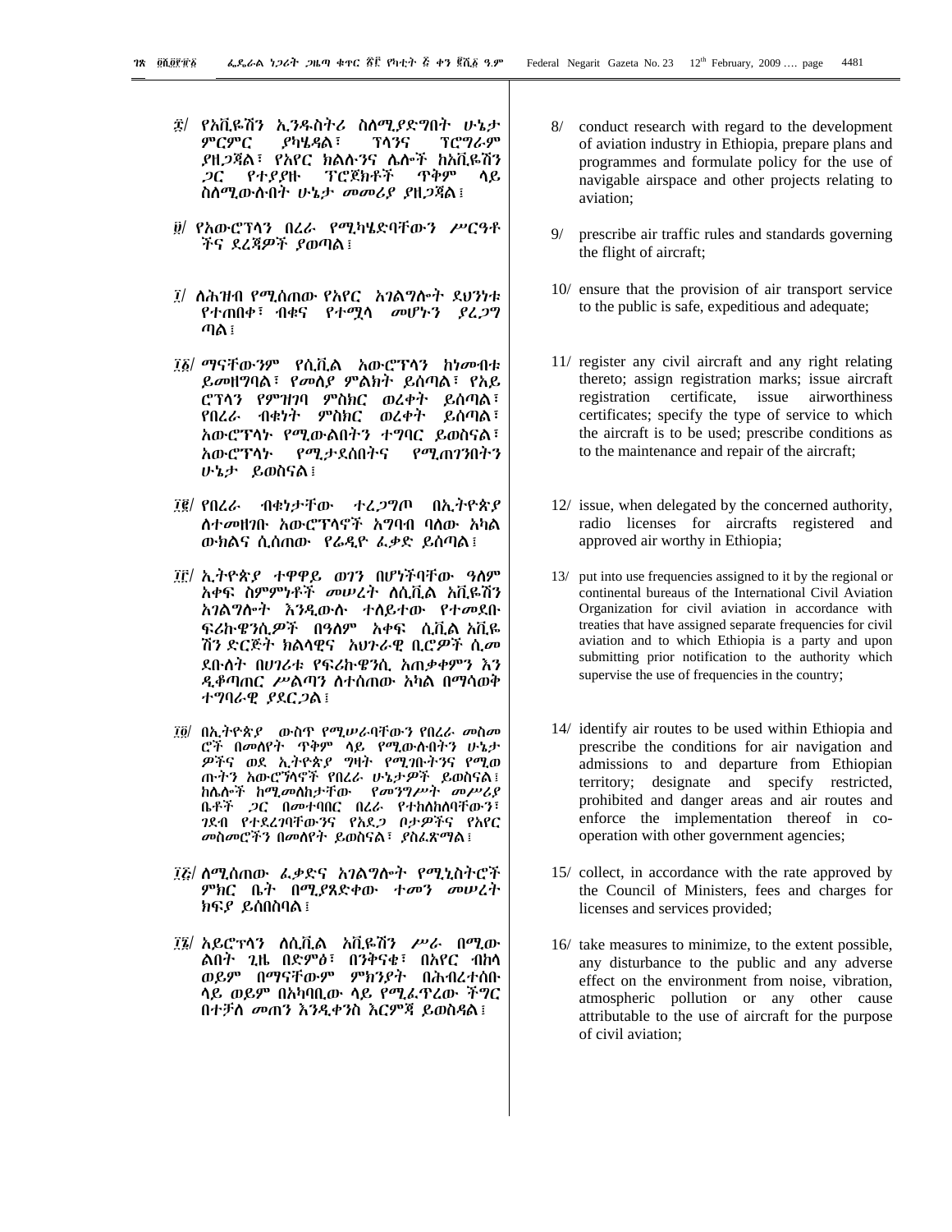፰/ የአቪዬሽን ኢንዱስትሪ ስለሚያድግበት ሁኔታ ምርምር ያካሄዳል፣ ፕላንና ፕሮግራም ያዘጋጃል፣ የአየር ክልሉንና ሌሎች ከአቪዬሽን ጋር የተያያዙ ፕሮጀክቶች ጥቅም ላይ ስለሚውሉበት ሁኔታ መመሪያ ያዘጋጃል፤

፱/ የአውሮፕላን በረራ የሚካሄድባቸውን ሥርዓቶችና ደረጃዎች ያወጣል፤

፲/ ለሕዝብ የሚሰጠው የአየር አገልግሎት ደህንነቱ የተጠበቀ፣ ብቁና የተሟላ መሆኑን ያረጋግጣል፤

፲፩/ ማናቸውንም የሲቪል አውሮፕላን ከነመብቱ ይመዘግባል፣ የመለያ ምልክት ይሰጣል፣ የአይሮፕላን የምዝገባ ምስክር ወረቀት ይሰጣል፣ የበረራ ብቁነት ምስክር ወረቀት ይሰጣል፣ አውሮፕላኑ የሚውልበትን ተግባር ይወስናል፣ አውሮፕላኑ የሚታደስበትና የሚጠገንበትን ሁኔታ ይወስናል፤

፲፪/ የበረራ ብቁነታቸው ተረጋግጦ በኢትዮጵያ ለተመዘገቡ አውሮፕላኖች አግባብ ባለው አካል ውክልና ሲሰጠው የሬዲዮ ፈቃድ ይሰጣል፤

፲፫/ ኢትዮጵያ ተዋዋይ ወገን በሆነችባቸው ዓለም አቀፍ ስምምነቶች መሠረት ለሲቪል አቪዬሽን አገልግሎት እንዲውሉ ተለይተው የተመደቡ ፍሪኩዌንሲዎች በዓለም አቀፍ ሲቪል አቪዬሽን ድርጅት ክልላዊና አህጉራዊ ቢሮዎች ሲመደቡለት በሀገሪቱ የፍሪኩዌንሲ አጠቃቀምን እንዲቆጣጠር ሥልጣን ለተሰጠው አካል በማሳወቅ ተግባራዊ ያደርጋል፤

፲፬/ በኢትዮጵያ ውስጥ የሚሠራባቸውን የበረራ መስመሮች በመለየት ጥቅም ላይ የሚውሉበትን ሁኔታዎችና ወደ ኢትዮጵያ ግዛት የሚገቡትንና የሚወጡትን አውሮፕላኖች የበረራ ሁኔታዎች ይወስናል፤ ከሌሎች ከሚመለከታቸው የመንግሥት መሥሪያ ቤቶች ጋር በመተባበር በረራ የተከለከለባቸውን፣ ገደብ የተደረገባቸውንና የአደጋ ቦታዎችና የአየር መስመሮችን በመለየት ይወስናል፣ ያስፈጽማል፤

፲፭/ ለሚሰጠው ፈቃድና አገልግሎት የሚኒስትሮች ምክር ቤት በሚያጸድቀው ተመን መሠረት ክፍያ ይሰበስባል፤

፲፮/ አይሮፕላን ለሲቪል አቪዬሽን ሥራ በሚውልበት ጊዜ በድምፅ፣ በንቅናቄ፣ በአየር ብክላ ወይም በማናቸውም ምክንያት በሕብረተሰቡ ላይ ወይም በአካባቢው ላይ የሚፈጥረው ችግር በተቻለ መጠን እንዲቀንስ እርምጃ ይወስዳል፤

8/ conduct research with regard to the development of aviation industry in Ethiopia, prepare plans and programmes and formulate policy for the use of navigable airspace and other projects relating to aviation;

9/ prescribe air traffic rules and standards governing the flight of aircraft;

10/ ensure that the provision of air transport service to the public is safe, expeditious and adequate;

11/ register any civil aircraft and any right relating thereto; assign registration marks; issue aircraft registration certificate, issue airworthiness certificates; specify the type of service to which the aircraft is to be used; prescribe conditions as to the maintenance and repair of the aircraft;

12/ issue, when delegated by the concerned authority, radio licenses for aircrafts registered and approved air worthy in Ethiopia;

13/ put into use frequencies assigned to it by the regional or continental bureaus of the International Civil Aviation Organization for civil aviation in accordance with treaties that have assigned separate frequencies for civil aviation and to which Ethiopia is a party and upon submitting prior notification to the authority which supervise the use of frequencies in the country;

14/ identify air routes to be used within Ethiopia and prescribe the conditions for air navigation and admissions to and departure from Ethiopian territory; designate and specify restricted, prohibited and danger areas and air routes and enforce the implementation thereof in co-operation with other government agencies;

15/ collect, in accordance with the rate approved by the Council of Ministers, fees and charges for licenses and services provided;

16/ take measures to minimize, to the extent possible, any disturbance to the public and any adverse effect on the environment from noise, vibration, atmospheric pollution or any other cause attributable to the use of aircraft for the purpose of civil aviation;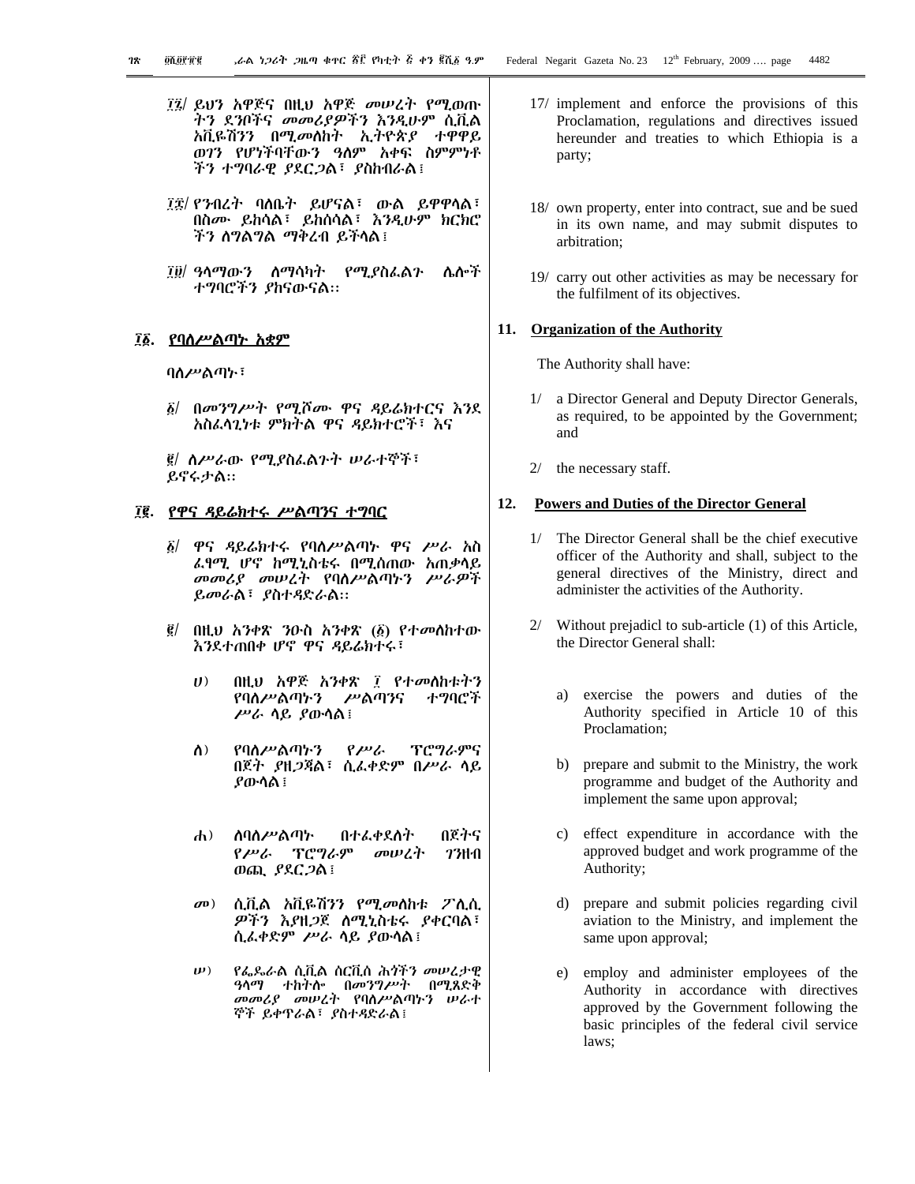፲፯/ ይህን አዋጅና በዚህ አዋጅ መሠረት የሚወጡ ትን ደንቦችና መመሪያዎችን እንዲሁም ሲቪል አቪዬሽንን በሚመለከት ኢትዮጵያ ተዋዋይ ወገን የሆነችባቸውን ዓለም አቀፍ ስምምነቶ ችን ተግባራዊ ያደርጋል፣ ያስከብራል፤

፲፰/ የንብረት ባለቤት ይሆናል፣ ውል ይዋዋላል፣ በስሙ ይከሳል፣ ይከሰሳል፣ እንዲሁም ክርክሮ ችን ለግልግል ማቅረብ ይችላል፤

፲፱/ ዓላማውን ለማሳካት የሚያስፈልጉ ሌሎች ተግባሮችን ያከናውናል።

## ፲፩. የባለሥልጣኑ አቋም

ባለሥልጣኑ፣

፩/ በመንግሥት የሚሾሙ ዋና ዳይሬክተርና እንደ አስፈላጊነቱ ምክትል ዋና ዳይሬክተሮች፣ እና

፪/ ለሥራው የሚያስፈልጉት ሠራተኞች፣ ይኖሩታል።

## ፲፪. የዋና ዳይሬክተሩ ሥልጣንና ተግባር

፩/ ዋና ዳይሬክተሩ የባለሥልጣኑ ዋና ሥራ አስ ፈፃሚ ሆኖ ከሚኒስቴሩ በሚሰጠው አጠቃላይ መመሪያ መሠረት የባለሥልጣኑን ሥራዎች ይመራል፣ ያስተዳድራል።

፪/ በዚህ አንቀጽ ንዑስ አንቀጽ (፩) የተመለከተው እንደተጠበቀ ሆኖ ዋና ዳይሬክተሩ፣

ሀ) በዚህ አዋጅ አንቀጽ ፲ የተመለከቱትን የባለሥልጣኑን ሥልጣንና ተግባሮች ሥራ ላይ ያውላል፤

ለ) የባለሥልጣኑን የሥራ ፕሮግራምና በጀት ያዘጋጃል፣ ሲፈቀድም በሥራ ላይ ያውላል፤

ሐ) ለባለሥልጣኑ በተፈቀደለት በጀትና የሥራ ፕሮግራም መሠረት ገንዘብ ወጪ ያደርጋል፤

መ) ሲቪል አቪዬሽንን የሚመለከቱ ፖሊሲ ዎችን አያዘጋጀ ለሚኒስቴሩ ያቀርባል፣ ሲፈቀድም ሥራ ላይ ያውላል፤

ሠ) የፌዴራል ሲቪል ሰርቪስ ሕጎችን መሠረታዊ ዓላማ ተከትሎ በመንግሥት በሚጸድቅ መመሪያ መሠረት የባለሥልጣኑን ሠራተ ኞች ይቀጥራል፣ ያስተዳድራል፤

17/ implement and enforce the provisions of this Proclamation, regulations and directives issued hereunder and treaties to which Ethiopia is a party;

18/ own property, enter into contract, sue and be sued in its own name, and may submit disputes to arbitration;

19/ carry out other activities as may be necessary for the fulfilment of its objectives.

## 11. Organization of the Authority

The Authority shall have:

1/ a Director General and Deputy Director Generals, as required, to be appointed by the Government; and

2/ the necessary staff.

## 12. Powers and Duties of the Director General

1/ The Director General shall be the chief executive officer of the Authority and shall, subject to the general directives of the Ministry, direct and administer the activities of the Authority.

2/ Without prejadicl to sub-article (1) of this Article, the Director General shall:

a) exercise the powers and duties of the Authority specified in Article 10 of this Proclamation;

b) prepare and submit to the Ministry, the work programme and budget of the Authority and implement the same upon approval;

c) effect expenditure in accordance with the approved budget and work programme of the Authority;

d) prepare and submit policies regarding civil aviation to the Ministry, and implement the same upon approval;

e) employ and administer employees of the Authority in accordance with directives approved by the Government following the basic principles of the federal civil service laws;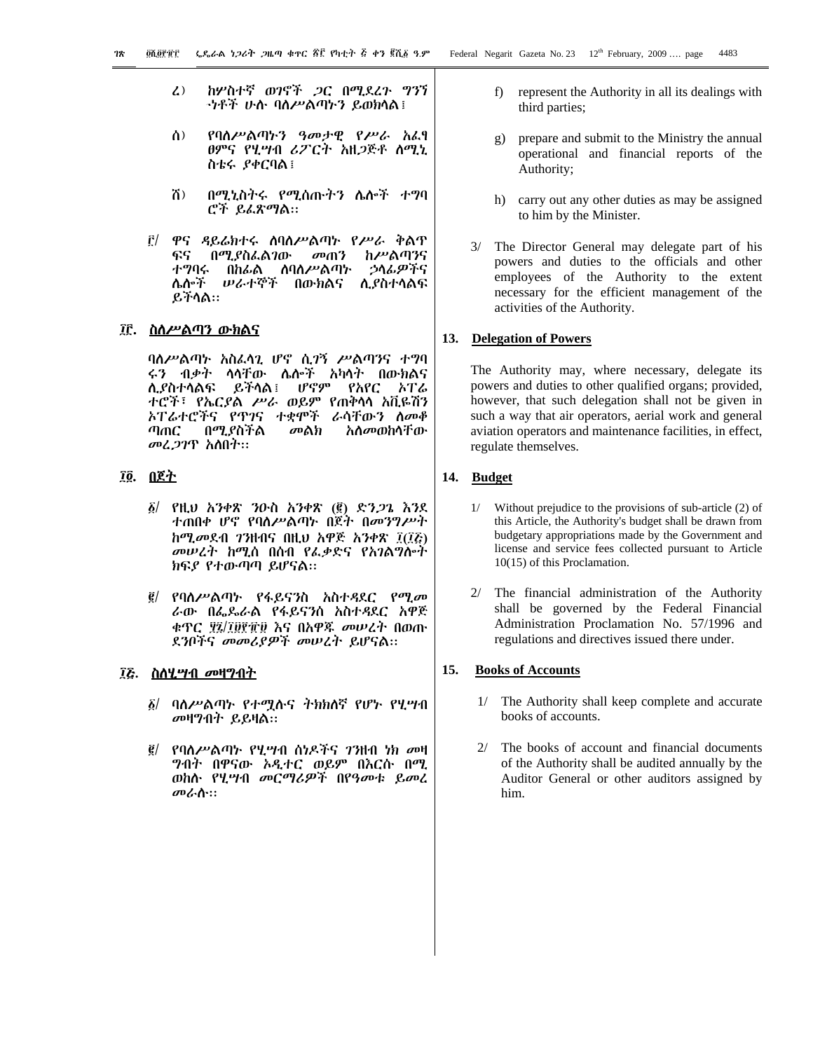ረ) ከሦስተኛ ወገኖች ጋር በሚደረጉ ግንኙነቶች ሁሉ ባለሥልጣኑን ይወክላል፤

ሰ) የባለሥልጣኑን ዓመታዊ የሥራ አፈፃፀምና የሂሣብ ሪፖርት አዘጋጅቶ ለሚኒስቴሩ ያቀርባል፤

ሸ) በሚኒስትሩ የሚሰጡትን ሌሎች ተግባሮች ይፈጽማል፡፡

፫/ ዋና ዳይሬክተሩ ለባለሥልጣኑ የሥራ ቅልጥፍና በሚያስፈልገው መጠን ከሥልጣንና ተግባሩ በከፊል ለባለሥልጣኑ ኃላፊዎችና ሌሎች ሠራተኞች በውክልና ሊያስተላልፍ ይችላል፡፡

## ፲፫. ስለሥልጣን ውክልና

ባለሥልጣኑ አስፈላጊ ሆኖ ሲገኝ ሥልጣንና ተግባሩን ብቃት ላላቸው ሌሎች አካላት በውክልና ሊያስተላልፍ ይችላል፤ ሆኖም የአየር ኦፕሬተሮች፣ የኤርያል ሥራ ወይም የጠቅላላ አቪዬሽን ኦፕሬተሮችና የጥገና ተቋሞች ራሳቸውን ለመቆጣጠር በሚያስችል መልክ አለመወከላቸው መረጋገጥ አለበት፡፡

## ፲፬. በጀት

፩/ የዚህ አንቀጽ ንዑስ አንቀጽ (፪) ድንጋጌ እንደ ተጠበቀ ሆኖ የባለሥልጣኑ በጀት በመንግሥት ከሚመደብ ገንዘብና በዚህ አዋጅ አንቀጽ ፲(፲፭) መሠረት ከሚሰበሰብ የፈቃድና የአገልግሎት ክፍያ የተውጣጣ ይሆናል፡፡

፪/ የባለሥልጣኑ የፋይናንስ አስተዳደር የሚመራው በፌዴራል የፋይናንስ አስተዳደር አዋጅ ቁጥር ፶፯/፲፱፻፹፱ እና በአዋጁ መሠረት በወጡ ደንቦችና መመሪያዎች መሠረት ይሆናል፡፡

## ፲፭. ስለሂሣብ መዛግብት

፩/ ባለሥልጣኑ የተሟሉና ትክክለኛ የሆኑ የሂሣብ መዛግብት ይይዛል፡፡

፪/ የባለሥልጣኑ የሂሣብ ሰነዶችና ገንዘብ ነክ መዛግብት በዋናው ኦዲተር ወይም በእርሱ በሚወከሉ የሂሣብ መርማሪዎች በየዓመቱ ይመረመራሉ፡፡

f) represent the Authority in all its dealings with third parties;

g) prepare and submit to the Ministry the annual operational and financial reports of the Authority;

h) carry out any other duties as may be assigned to him by the Minister.

3/ The Director General may delegate part of his powers and duties to the officials and other employees of the Authority to the extent necessary for the efficient management of the activities of the Authority.

## 13. Delegation of Powers

The Authority may, where necessary, delegate its powers and duties to other qualified organs; provided, however, that such delegation shall not be given in such a way that air operators, aerial work and general aviation operators and maintenance facilities, in effect, regulate themselves.

## 14. Budget

1/ Without prejudice to the provisions of sub-article (2) of this Article, the Authority's budget shall be drawn from budgetary appropriations made by the Government and license and service fees collected pursuant to Article 10(15) of this Proclamation.

2/ The financial administration of the Authority shall be governed by the Federal Financial Administration Proclamation No. 57/1996 and regulations and directives issued there under.

## 15. Books of Accounts

1/ The Authority shall keep complete and accurate books of accounts.

2/ The books of account and financial documents of the Authority shall be audited annually by the Auditor General or other auditors assigned by him.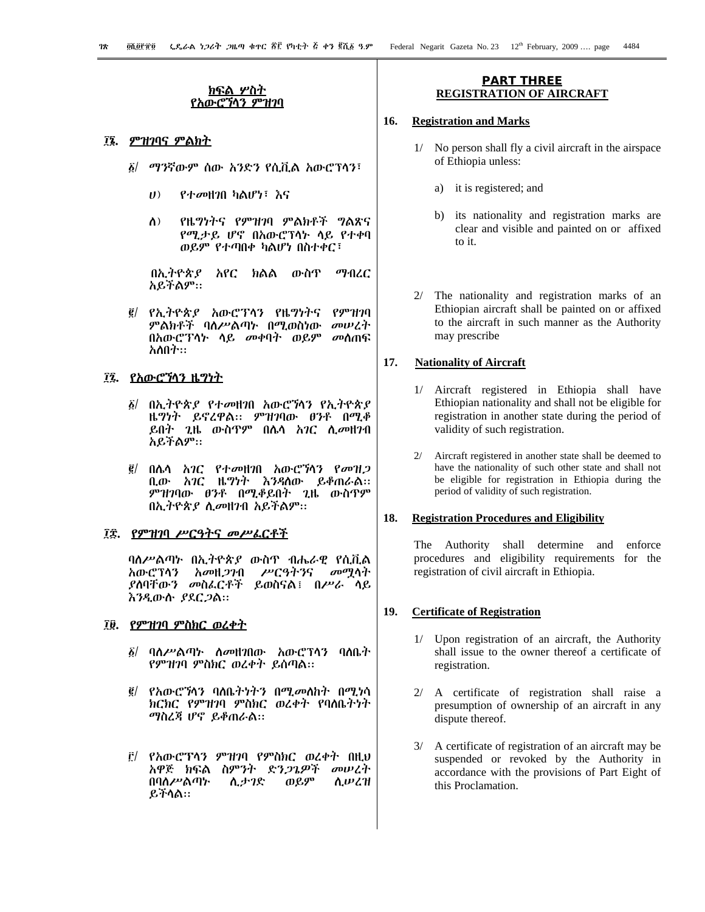## ክፍል ሦስት
## የአውሮፕላን ምዝገባ

**፲፮. ምዝገባና ምልክት**

፩/ ማንኛውም ሰው አንድን የሲቪል አውሮፕላን፣

ሀ) የተመዘገበ ካልሆነ፣ እና

ለ) የዜግነትና የምዝገባ ምልክቶች ግልጽና የሚታይ ሆኖ በአውሮፕላኑ ላይ የተቀባ ወይም የተጣበቀ ካልሆነ በስተቀር፣

በኢትዮጵያ አየር ክልል ውስጥ ማብረር አይችልም፡፡

፪/ የኢትዮጵያ አውሮፕላን የዜግነትና የምዝገባ ምልክቶች ባለሥልጣኑ በሚወስነው መሠረት በአውሮፕላኑ ላይ መቀባት ወይም መለጠፍ አለበት፡፡

**፲፯. የአውሮፕላን ዜግነት**

፩/ በኢትዮጵያ የተመዘገበ አውሮፕላን የኢትዮጵያ ዜግነት ይኖረዋል፡፡ ምዝገባው ፀንቶ በሚቆይበት ጊዜ ውስጥም በሌላ አገር ሊመዘገብ አይችልም፡፡

፪/ በሌላ አገር የተመዘገበ አውሮፕላን የመዝጋቢው አገር ዜግነት እንዳለው ይቆጠራል፡፡ ምዝገባው ፀንቶ በሚቆይበት ጊዜ ውስጥም በኢትዮጵያ ሊመዘገብ አይችልም፡፡

**፲፰. የምዝገባ ሥርዓትና መሥፈርቶች**

ባለሥልጣኑ በኢትዮጵያ ውስጥ ብሔራዊ የሲቪል አውሮፕላን አመዘጋገብ ሥርዓትንና መሟላት ያለባቸውን መስፈርቶች ይወስናል፤ በሥራ ላይ እንዲውሉ ያደርጋል፡፡

**፲፱. የምዝገባ ምስክር ወረቀት**

፩/ ባለሥልጣኑ ለመዘገበው አውሮፕላን ባለቤት የምዝገባ ምስክር ወረቀት ይሰጣል፡፡

፪/ የአውሮፕላን ባለቤትነትን በሚመለከት በሚነሳ ክርክር የምዝገባ ምስክር ወረቀት የባለቤትነት ማስረጃ ሆኖ ይቆጠራል፡፡

፫/ የአውሮፕላን ምዝገባ የምስክር ወረቀት በዚህ አዋጅ ክፍል ስምንት ድንጋጌዎች መሠረት በባለሥልጣኑ ሊታገድ ወይም ሊሠረዝ ይችላል፡፡

## PART THREE
## REGISTRATION OF AIRCRAFT

**16. Registration and Marks**

1/ No person shall fly a civil aircraft in the airspace of Ethiopia unless:

a) it is registered; and

b) its nationality and registration marks are clear and visible and painted on or affixed to it.

2/ The nationality and registration marks of an Ethiopian aircraft shall be painted on or affixed to the aircraft in such manner as the Authority may prescribe

**17. Nationality of Aircraft**

1/ Aircraft registered in Ethiopia shall have Ethiopian nationality and shall not be eligible for registration in another state during the period of validity of such registration.

2/ Aircraft registered in another state shall be deemed to have the nationality of such other state and shall not be eligible for registration in Ethiopia during the period of validity of such registration.

**18. Registration Procedures and Eligibility**

The Authority shall determine and enforce procedures and eligibility requirements for the registration of civil aircraft in Ethiopia.

**19. Certificate of Registration**

1/ Upon registration of an aircraft, the Authority shall issue to the owner thereof a certificate of registration.

2/ A certificate of registration shall raise a presumption of ownership of an aircraft in any dispute thereof.

3/ A certificate of registration of an aircraft may be suspended or revoked by the Authority in accordance with the provisions of Part Eight of this Proclamation.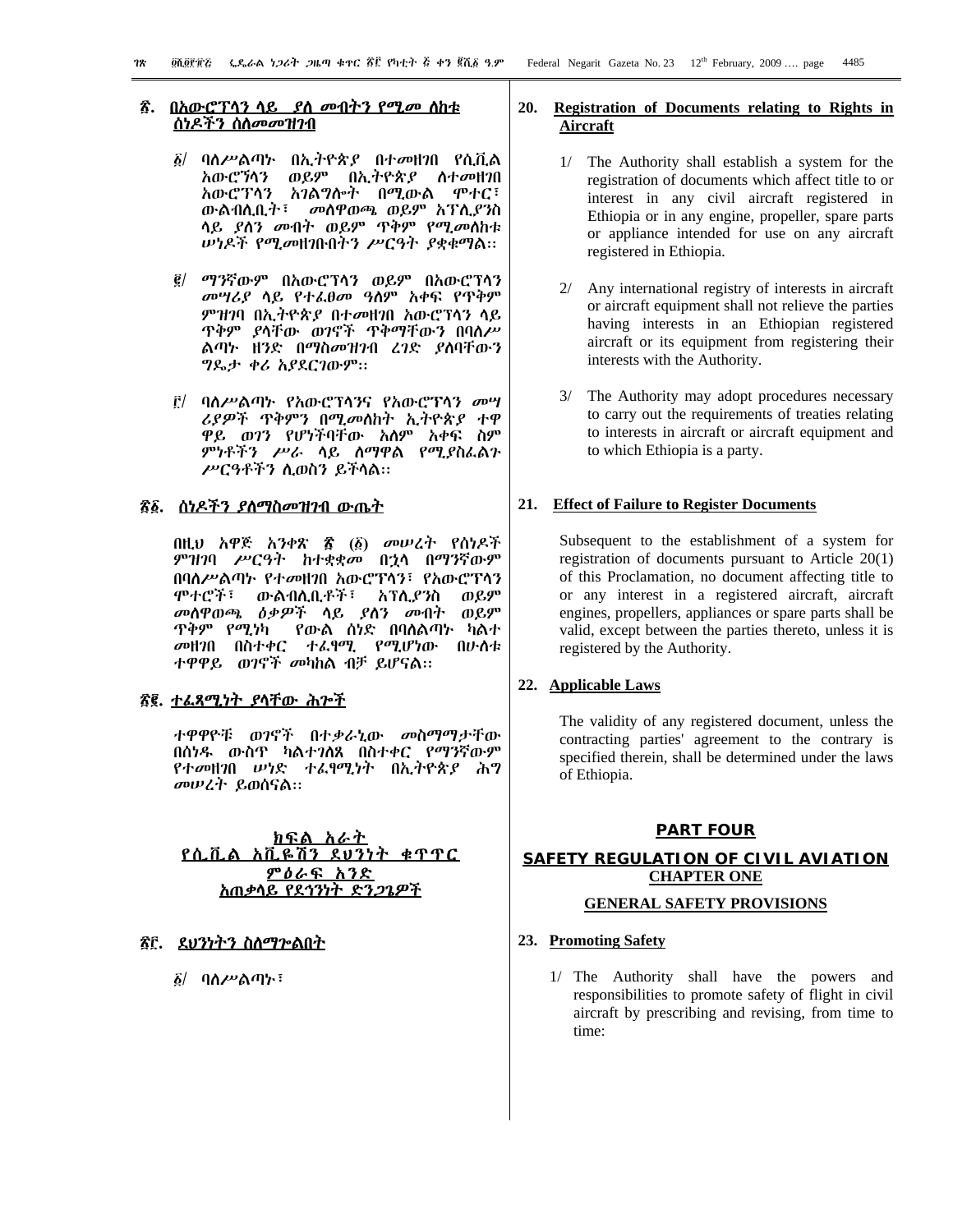## ፳. በአውሮፕላን ላይ ያለ መብትን የሚመ ለከቱ ሰነዶችን ስለመመዝገብ

፩/ ባለሥልጣኑ በኢትዮጵያ በተመዘገበ የሲቪል አውሮፕላን ወይም በኢትዮጵያ ለተመዘገበ አውሮፕላን አገልግሎት በሚውል ሞተር፣ ውልብለቢት፣ መለዋወጫ ወይም አፕሊያንስ ላይ ያለን መብት ወይም ጥቅም የሚመለከቱ ሠነዶች የሚመዘገቡበትን ሥርዓት ያቋቁማል፡፡

፪/ ማንኛውም በአውሮፕላን ወይም በአውሮፕላን መሣሪያ ላይ የተፈፀመ ዓለም አቀፍ የጥቅም ምዝገባ በኢትዮጵያ በተመዘገበ አውሮፕላን ላይ ጥቅም ያላቸው ወገኖች ጥቅማቸውን በባለሥ ልጣኑ ዘንድ በማስመዝገብ ረገድ ያለባቸውን ግዴታ ቀሪ አያደርገውም፡፡

፫/ ባለሥልጣኑ የአውሮፕላንና የአውሮፕላን መሣ ሪያዎች ጥቅምን በሚመለከት ኢትዮጵያ ተዋ ዋይ ወገን የሆነችባቸው አለም አቀፍ ስም ምነቶችን ሥራ ላይ ለማዋል የሚያስፈልጉ ሥርዓቶችን ሊወስን ይችላል፡፡

## ፳፩. ሰነዶችን ያለማስመዝገብ ውጤት

በዚህ አዋጅ አንቀጽ ፳ (፩) መሠረት የሰነዶች ምዝገባ ሥርዓት ከተቋቋመ በኋላ በማንኛውም በባለሥልጣኑ የተመዘገበ አውሮፕላን፣ የአውሮፕላን ሞተሮች፣ ውልብለቢቶች፣ አፕሊያንስ ወይም መለዋወጫ ዕቃዎች ላይ ያለን መብት ወይም ጥቅም የሚነካ የውል ሰነድ በባለልጣኑ ካልተ መዘገበ በስተቀር ተፈፃሚ የሚሆነው በሁለቱ ተዋዋይ ወገኖች መካከል ብቻ ይሆናል፡፡

## ፳፪. ተፈጻሚነት ያላቸው ሕጎች

ተዋዋዮቹ ወገኖች በተቃራኒው መስማማታቸው በሰነዱ ውስጥ ካልተገለጸ በስተቀር የማንኛውም የተመዘገበ ሠነድ ተፈፃሚነት በኢትዮጵያ ሕግ መሠረት ይወሰናል፡፡

# ክፍል አራት
# የሲቪል አቪዬሽን ደህንነት ቁጥጥር
## ምዕራፍ አንድ
## አጠቃላይ የደኅንነት ድንጋጌዎች

## ፳፫. ደህንነትን ስለማጐልበት

፩/ ባለሥልጣኑ፣

## 20. Registration of Documents relating to Rights in Aircraft

1/ The Authority shall establish a system for the registration of documents which affect title to or interest in any civil aircraft registered in Ethiopia or in any engine, propeller, spare parts or appliance intended for use on any aircraft registered in Ethiopia.

2/ Any international registry of interests in aircraft or aircraft equipment shall not relieve the parties having interests in an Ethiopian registered aircraft or its equipment from registering their interests with the Authority.

3/ The Authority may adopt procedures necessary to carry out the requirements of treaties relating to interests in aircraft or aircraft equipment and to which Ethiopia is a party.

## 21. Effect of Failure to Register Documents

Subsequent to the establishment of a system for registration of documents pursuant to Article 20(1) of this Proclamation, no document affecting title to or any interest in a registered aircraft, aircraft engines, propellers, appliances or spare parts shall be valid, except between the parties thereto, unless it is registered by the Authority.

## 22. Applicable Laws

The validity of any registered document, unless the contracting parties' agreement to the contrary is specified therein, shall be determined under the laws of Ethiopia.

# PART FOUR
# SAFETY REGULATION OF CIVIL AVIATION
## CHAPTER ONE
## GENERAL SAFETY PROVISIONS

## 23. Promoting Safety

1/ The Authority shall have the powers and responsibilities to promote safety of flight in civil aircraft by prescribing and revising, from time to time: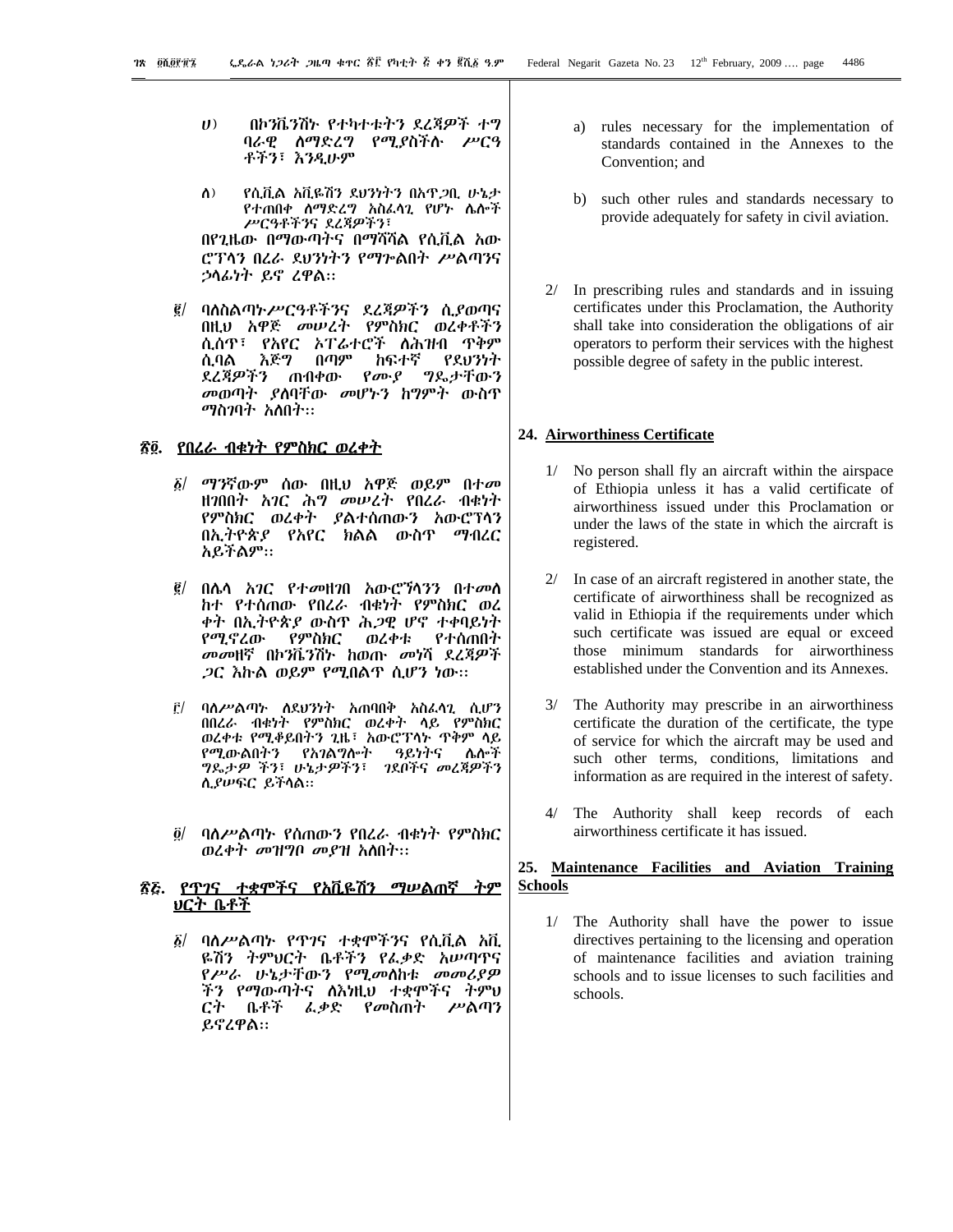ሀ) በኮንቬንሽኑ የተካተቱትን ደረጃዎች ተግ ባራዊ ለማድረግ የሚያስችሉ ሥርዓ ቶችን፣ እንዲሁም

ለ) የሲቪል አቪዬሽን ደህንነትን በአጥጋቢ ሁኔታ የተጠበቀ ለማድረግ አስፈላጊ የሆኑ ሌሎች ሥርዓቶችንና ደረጃዎችን፣

በየጊዜው በማውጣትና በማሻሻል የሲቪል አው ሮፕላን በረራ ደህንነትን የማጉልበት ሥልጣንና ኃላፊነት ይኖረዋል፡፡

፪/ ባለስልጣኑ ሥርዓቶችንና ደረጃዎችን ሲያወጣና በዚህ አዋጅ መሠረት የምስክር ወረቀቶችን ሲሰጥ፣ የአየር ኦፕሬተሮች ለሕዝብ ጥቅም ሲባል እጅግ በጣም ከፍተኛ የደህንነት ደረጃዎችን ጠብቀው የሙያ ግዴታቸውን መወጣት ያለባቸው መሆኑን ከግምት ውስጥ ማስገባት አለበት፡፡

## ፳፬. የበረራ ብቁነት የምስክር ወረቀት

፩/ ማንኛውም ሰው በዚህ አዋጅ ወይም በተመ ዘገበበት አገር ሕግ መሠረት የበረራ ብቁነት የምስክር ወረቀት ያልተሰጠውን አውሮፕላን በኢትዮጵያ የአየር ክልል ውስጥ ማብረር አይችልም፡፡

፪/ በሌላ አገር የተመዘገበ አውሮፕላንን በተመለ ከተ የተሰጠው የበረራ ብቁነት የምስክር ወረ ቀት በኢትዮጵያ ውስጥ ሕጋዊ ሆኖ ተቀባይነት የሚኖረው የምስክር ወረቀቱ የተሰጠበት መመዘኛ በኮንቬንሽኑ ከወጡ መነሻ ደረጃዎች ጋር እኩል ወይም የሚበልጥ ሲሆን ነው፡፡

፫/ ባለሥልጣኑ ለደህንነት አጠባበቅ አስፈላጊ ሲሆን በበረራ ብቁነት የምስክር ወረቀት ላይ የምስክር ወረቀቱ የሚቆይበትን ጊዜ፣ አውሮፕላኑ ጥቅም ላይ የሚውልበትን የአገልግሎት ዓይነትና ሌሎች ግዴታዎ ችን፣ ሁኔታዎችን፣ ገደቦችና መረጃዎችን ሊያሠፍር ይችላል፡፡

፬/ ባለሥልጣኑ የሰጠውን የበረራ ብቁነት የምስክር ወረቀት መዝግቦ መያዝ አለበት፡፡

## ፳፭. የጥገና ተቋሞችና የአቪዬሽን ማሠልጠኛ ትም ህርት ቤቶች

፩/ ባለሥልጣኑ የጥገና ተቋሞችንና የሲቪል አቪ ዬሽን ትምህርት ቤቶችን የፈቃድ አሠጣጥና የሥራ ሁኔታቸውን የሚመለከቱ መመሪያዎ ችን የማውጣትና ለእነዚህ ተቋሞችና ትምህ ርት ቤቶች ፈቃድ የመስጠት ሥልጣን ይኖረዋል፡፡

a) rules necessary for the implementation of standards contained in the Annexes to the Convention; and

b) such other rules and standards necessary to provide adequately for safety in civil aviation.

2/ In prescribing rules and standards and in issuing certificates under this Proclamation, the Authority shall take into consideration the obligations of air operators to perform their services with the highest possible degree of safety in the public interest.

## 24. Airworthiness Certificate

1/ No person shall fly an aircraft within the airspace of Ethiopia unless it has a valid certificate of airworthiness issued under this Proclamation or under the laws of the state in which the aircraft is registered.

2/ In case of an aircraft registered in another state, the certificate of airworthiness shall be recognized as valid in Ethiopia if the requirements under which such certificate was issued are equal or exceed those minimum standards for airworthiness established under the Convention and its Annexes.

3/ The Authority may prescribe in an airworthiness certificate the duration of the certificate, the type of service for which the aircraft may be used and such other terms, conditions, limitations and information as are required in the interest of safety.

4/ The Authority shall keep records of each airworthiness certificate it has issued.

## 25. Maintenance Facilities and Aviation Training Schools

1/ The Authority shall have the power to issue directives pertaining to the licensing and operation of maintenance facilities and aviation training schools and to issue licenses to such facilities and schools.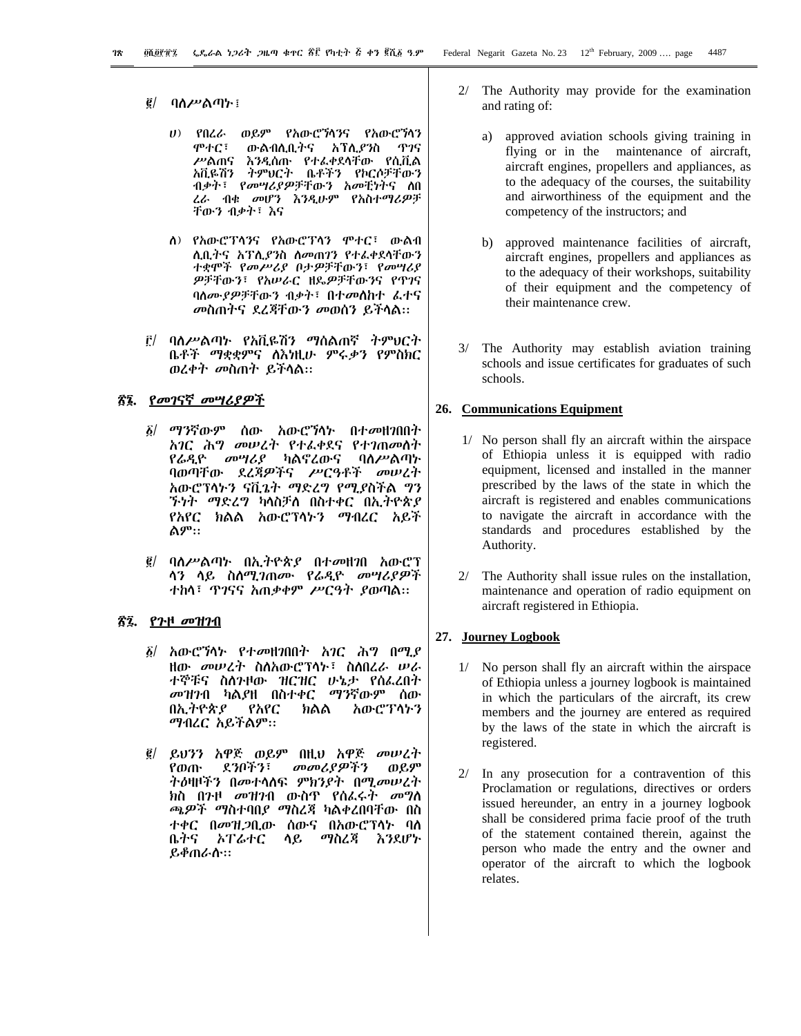፪/ ባለሥልጣኑ፤

ሀ) የበረራ ወይም የአውሮኘላንና የአውሮኘላን ሞተር፣ ውልብሊቢትና አፕሊያንስ ጥገና ሥልጠና እንዲሰጡ የተፈቀደላቸው የሲቪል አቪዬሽን ትምህርት ቤቶችን የኮርሶቻቸውን ብቃት፣ የመሣሪያዎቻቸውን አመቺነትና ለበረራ ብቁ መሆን እንዲሁም የአስተማሪዎቻቸውን ብቃት፣ እና

ለ) የአውሮፕላንና የአውሮፕላን ሞተር፣ ውልብሊቢትና አፕሊያንስ ለመጠገን የተፈቀደላቸውን ተቋሞች የመሥሪያ ቦታዎቻቸውን፣ የመሣሪያዎቻቸውን፣ የአሠራር ዘዴዎቻቸውንና የጥገና ባለሙያዎቻቸውን ብቃት፣ በተመለከተ ፈተና መስጠትና ደረጃቸውን መወሰን ይችላል፡፡

፫/ ባለሥልጣኑ የአቪዬሽን ማሰልጠኛ ትምህርት ቤቶች ማቋቋምና ለእነዚሁ ምሩቃን የምስክር ወረቀት መስጠት ይችላል፡፡

## ፳፮. የመገናኛ መሣሪያዎች

፩/ ማንኛውም ሰው አውሮኘላኑ በተመዘገበበት አገር ሕግ መሠረት የተፈቀደና የተገጠመለት የሬዲዮ መሣሪያ ካልኖረውና ባለሥልጣኑ ባወጣቸው ደረጃዎችና ሥርዓቶች መሠረት አውሮፕላኑን ናቪጌት ማድረግ የሚያስችል ግንኙነት ማድረግ ካላስቻለ በስተቀር በኢትዮጵያ የአየር ክልል አውሮፕላኑን ማብረር አይችልም፡፡

፪/ ባለሥልጣኑ በኢትዮጵያ በተመዘገበ አውሮፕላን ላይ ስለሚገጠሙ የሬዲዮ መሣሪያዎች ተከላ፣ ጥገናና አጠቃቀም ሥርዓት ያወጣል፡፡

## ፳፯. የጉዞ መዝገብ

፩/ አውሮኘላኑ የተመዘገበበት አገር ሕግ በሚያዘው መሠረት ስለአውሮፕላኑ፣ ስለበረራ ሠራተኞቹና ስለጉዞው ዝርዝር ሁኔታ የሰፈረበት መዝገብ ካልያዘ በስተቀር ማንኛውም ሰው በኢትዮጵያ የአየር ክልል አውሮፕላኑን ማብረር አይችልም፡፡

፪/ ይህንን አዋጅ ወይም በዚህ አዋጅ መሠረት የወጡ ደንቦችን፣ መመሪያዎችን ወይም ትዕዛዞችን በመተላለፍ ምክንያት በሚመሠረት ክስ በጉዞ መዝገብ ውስጥ የሰፈሩት መግለጫዎች ማስተባበያ ማስረጃ ካልቀረበባቸው በስተቀር በመዝጋቢው ሰውና በአውሮፕላኑ ባለቤትና ኦፐሬተር ላይ ማስረጃ እንደሆኑ ይቆጠራሉ፡፡

2/ The Authority may provide for the examination and rating of:

a) approved aviation schools giving training in flying or in the maintenance of aircraft, aircraft engines, propellers and appliances, as to the adequacy of the courses, the suitability and airworthiness of the equipment and the competency of the instructors; and

b) approved maintenance facilities of aircraft, aircraft engines, propellers and appliances as to the adequacy of their workshops, suitability of their equipment and the competency of their maintenance crew.

3/ The Authority may establish aviation training schools and issue certificates for graduates of such schools.

## 26. Communications Equipment

1/ No person shall fly an aircraft within the airspace of Ethiopia unless it is equipped with radio equipment, licensed and installed in the manner prescribed by the laws of the state in which the aircraft is registered and enables communications to navigate the aircraft in accordance with the standards and procedures established by the Authority.

2/ The Authority shall issue rules on the installation, maintenance and operation of radio equipment on aircraft registered in Ethiopia.

## 27. Journey Logbook

1/ No person shall fly an aircraft within the airspace of Ethiopia unless a journey logbook is maintained in which the particulars of the aircraft, its crew members and the journey are entered as required by the laws of the state in which the aircraft is registered.

2/ In any prosecution for a contravention of this Proclamation or regulations, directives or orders issued hereunder, an entry in a journey logbook shall be considered prima facie proof of the truth of the statement contained therein, against the person who made the entry and the owner and operator of the aircraft to which the logbook relates.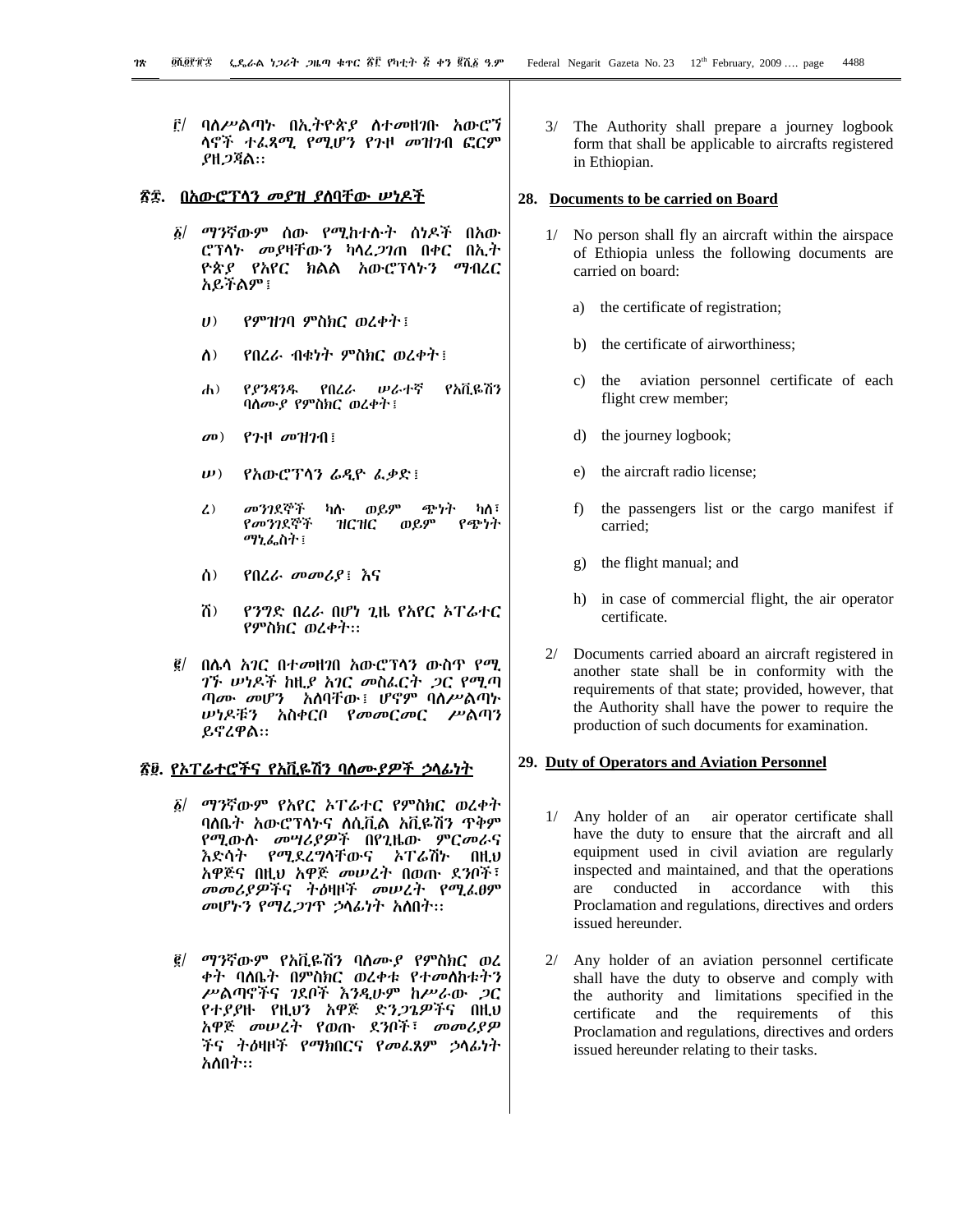፫/ ባለሥልጣኑ በኢትዮጵያ ለተመዘገቡ አውሮኘላኖች ተፈጻሚ የሚሆን የጉዞ መዝገብ ፎርም ያዘጋጃል፡፡

## ፳፰. በአውሮፕላን መያዝ ያለባቸው ሠነዶች

፩/ ማንኛውም ሰው የሚከተሉት ሰነዶች በአውሮፕላኑ መያዛቸውን ካላረጋገጠ በቀር በኢትዮጵያ የአየር ክልል አውሮፕላኑን ማብረር አይችልም፤

ሀ) የምዝገባ ምስክር ወረቀት፤

ለ) የበረራ ብቁነት ምስክር ወረቀት፤

ሐ) የያንዳንዱ የበረራ ሠራተኛ የአቪዬሽን ባለሙያ የምስክር ወረቀት፤

መ) የጉዞ መዝገብ፤

ሠ) የአውሮፕላን ሬዲዮ ፈቃድ፤

ረ) መንገደኞች ካሉ ወይም ጭነት ካለ፣ የመንገደኞች ዝርዝር ወይም የጭነት ማኒፌስት፤

ሰ) የበረራ መመሪያ፤ እና

ሸ) የንግድ በረራ በሆነ ጊዜ የአየር ኦፐሬተር የምስክር ወረቀት፡፡

፪/ በሌላ አገር በተመዘገበ አውሮፕላን ውስጥ የሚገኙ ሠነዶች ከዚያ አገር መስፈርት ጋር የሚጣጣሙ መሆን አለባቸው፤ ሆኖም ባለሥልጣኑ ሠነዶቹን አስቀርቦ የመመርመር ሥልጣን ይኖረዋል፡፡

## ፳፱. የኦፐሬተሮችና የአቪዬሽን ባለሙያዎች ኃላፊነት

፩/ ማንኛውም የአየር ኦፐሬተር የምስክር ወረቀት ባለቤት አውሮፕላኑና ለሲቪል አቪዬሽን ጥቅም የሚውሉ መሣሪያዎች በየጊዜው ምርመራና እድሳት የሚደረግላቸውና ኦፐሬሽኑ በዚህ አዋጅና በዚህ አዋጅ መሠረት በወጡ ደንቦች፣ መመሪያዎችና ትዕዛዞች መሠረት የሚፈፀም መሆኑን የማረጋገጥ ኃላፊነት አለበት፡፡

፪/ ማንኛውም የአቪዬሽን ባለሙያ የምስክር ወረቀት ባለቤት በምስክር ወረቀቱ የተመለከቱትን ሥልጣኖችና ገደቦች እንዲሁም ከሥራው ጋር የተያያዙ የዚህን አዋጅ ድንጋጌዎችና በዚህ አዋጅ መሠረት የወጡ ደንቦች፣ መመሪያዎችና ትዕዛዞች የማክበርና የመፈጸም ኃላፊነት አለበት፡፡

3/ The Authority shall prepare a journey logbook form that shall be applicable to aircrafts registered in Ethiopian.

## 28. Documents to be carried on Board

1/ No person shall fly an aircraft within the airspace of Ethiopia unless the following documents are carried on board:

a) the certificate of registration;

b) the certificate of airworthiness;

c) the aviation personnel certificate of each flight crew member;

d) the journey logbook;

e) the aircraft radio license;

f) the passengers list or the cargo manifest if carried;

g) the flight manual; and

h) in case of commercial flight, the air operator certificate.

2/ Documents carried aboard an aircraft registered in another state shall be in conformity with the requirements of that state; provided, however, that the Authority shall have the power to require the production of such documents for examination.

## 29. Duty of Operators and Aviation Personnel

1/ Any holder of an air operator certificate shall have the duty to ensure that the aircraft and all equipment used in civil aviation are regularly inspected and maintained, and that the operations are conducted in accordance with this Proclamation and regulations, directives and orders issued hereunder.

2/ Any holder of an aviation personnel certificate shall have the duty to observe and comply with the authority and limitations specified in the certificate and the requirements of this Proclamation and regulations, directives and orders issued hereunder relating to their tasks.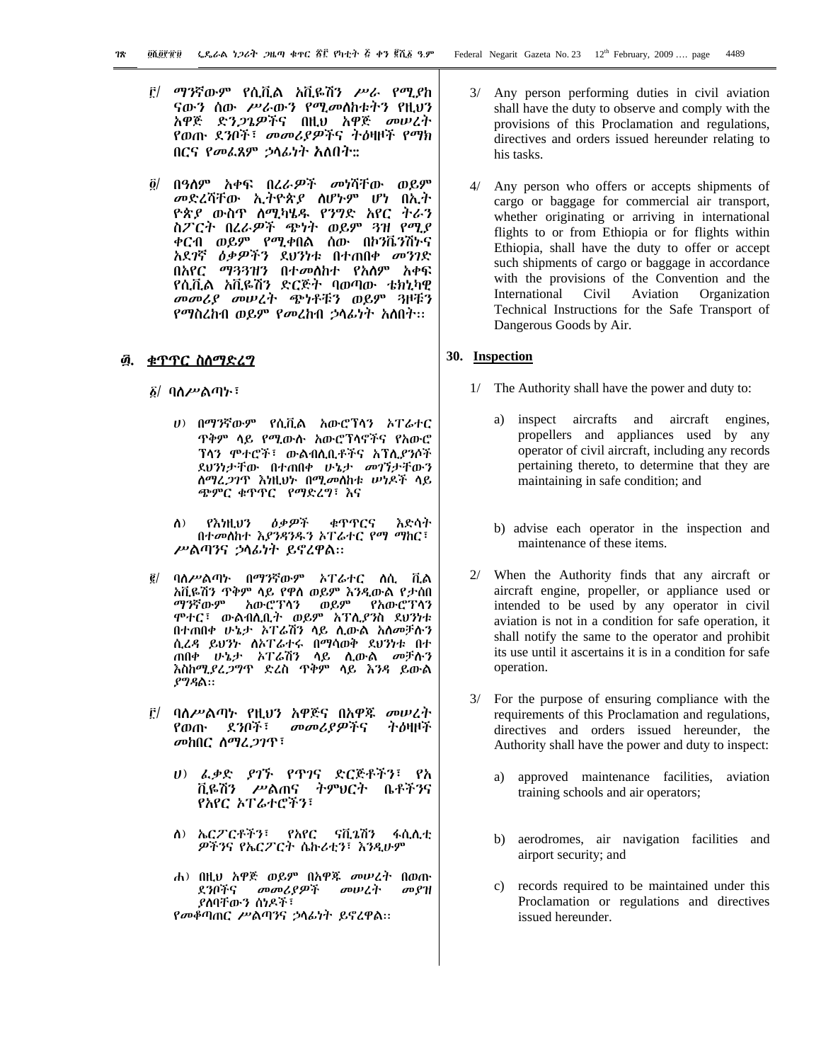፫/ ማንኛውም የሲቪል አቪዬሽን ሥራ የሚያከ ናውን ሰው ሥራውን የሚመለከቱትን የዚህን አዋጅ ድንጋጌዎችና በዚህ አዋጅ መሠረት የወጡ ደንቦች፣ መመሪያዎችና ትዕዛዞች የማክ በርና የመፈጸም ኃላፊነት አለበት።

፬/ በዓለም አቀፍ በረራዎች መነሻቸው ወይም መድረሻቸው ኢትዮጵያ ለሆኑም ሆነ በኢት ዮጵያ ውስጥ ለሚካሄዱ የንግድ አየር ትራን ስፖርት በረራዎች ጭነት ወይም ጓዝ የሚያ ቀርብ ወይም የሚቀበል ሰው በኮንቬንሽኑና አደገኛ ዕቃዎችን ደህንነቱ በተጠበቀ መንገድ በአየር ማጓጓዝን በተመለከተ የአለም አቀፍ የሲቪል አቪዬሽን ድርጅት ባወጣው ቴክኒካዊ መመሪያ መሠረት ጭነቶቹን ወይም ጓዞቹን የማስረከብ ወይም የመረከብ ኃላፊነት አለበት፡፡

## ፴. ቁጥጥር ስለማድረግ

፩/ ባለሥልጣኑ፣

ሀ) በማንኛውም የሲቪል አውሮፕላን ኦፔሬተር ጥቅም ላይ የሚውሉ አውሮፕላኖችና የአውሮ ፕላን ሞተሮች፣ ውልብሊቢቶችና አፕሊያንሶች ደህንነታቸው በተጠበቀ ሁኔታ መገኘታቸውን ለማረጋገጥ እነዚህኑ በሚመለከቱ ሠነዶች ላይ ጭምር ቁጥጥር የማድረግ፣ እና

ለ) የእነዚህን ዕቃዎች ቁጥጥርና እድሳት በተመለከተ እያንዳንዱን ኦፔሬተር የማ ማከር፣ ሥልጣንና ኃላፊነት ይኖረዋል፡፡

፪/ ባለሥልጣኑ በማንኛውም ኦፔሬተር ለሲ ቪል አቪዬሽን ጥቅም ላይ የዋለ ወይም እንዲውል የታሰበ ማንኛውም አውሮፕላን ወይም የአውሮፕላን ሞተር፣ ውልብሊቢት ወይም አፕሊያንስ ደህንነቱ በተጠበቀ ሁኔታ ኦፔሬሽን ላይ ሊውል አለመቻሉን ሲረዳ ይህንኑ ለኦፔሬተሩ በማሳወቅ ደህንነቱ በተ ጠበቀ ሁኔታ ኦፔሬሽን ላይ ሊውል መቻሉን እስከሚያረጋግጥ ድረስ ጥቅም ላይ እንዳ ይውል ያግዳል፡፡

፫/ ባለሥልጣኑ የዚህን አዋጅና በአዋጁ መሠረት የወጡ ደንቦች፣ መመሪያዎችና ትዕዛዞች መከበር ለማረጋገጥ፣

ሀ) ፈቃድ ያገኙ የጥገና ድርጅቶችን፣ የአ ቪዬሽን ሥልጠና ትምህርት ቤቶችንና የአየር ኦፔሬተሮችን፣

ለ) ኤርፖርቶችን፣ የአየር ናቪጌሽን ፋሲሊቲ ዎችንና የኤርፖርት ሴኩሪቲን፣ እንዲሁም

ሐ) በዚህ አዋጅ ወይም በአዋጁ መሠረት በወጡ ደንቦችና መመሪያዎች መሠረት መያዝ ያለባቸውን ሰነዶች፣

የመቆጣጠር ሥልጣንና ኃላፊነት ይኖረዋል፡፡

3/ Any person performing duties in civil aviation shall have the duty to observe and comply with the provisions of this Proclamation and regulations, directives and orders issued hereunder relating to his tasks.

4/ Any person who offers or accepts shipments of cargo or baggage for commercial air transport, whether originating or arriving in international flights to or from Ethiopia or for flights within Ethiopia, shall have the duty to offer or accept such shipments of cargo or baggage in accordance with the provisions of the Convention and the International Civil Aviation Organization Technical Instructions for the Safe Transport of Dangerous Goods by Air.

## 30. Inspection

1/ The Authority shall have the power and duty to:

a) inspect aircrafts and aircraft engines, propellers and appliances used by any operator of civil aircraft, including any records pertaining thereto, to determine that they are maintaining in safe condition; and

b) advise each operator in the inspection and maintenance of these items.

2/ When the Authority finds that any aircraft or aircraft engine, propeller, or appliance used or intended to be used by any operator in civil aviation is not in a condition for safe operation, it shall notify the same to the operator and prohibit its use until it ascertains it is in a condition for safe operation.

3/ For the purpose of ensuring compliance with the requirements of this Proclamation and regulations, directives and orders issued hereunder, the Authority shall have the power and duty to inspect:

a) approved maintenance facilities, aviation training schools and air operators;

b) aerodromes, air navigation facilities and airport security; and

c) records required to be maintained under this Proclamation or regulations and directives issued hereunder.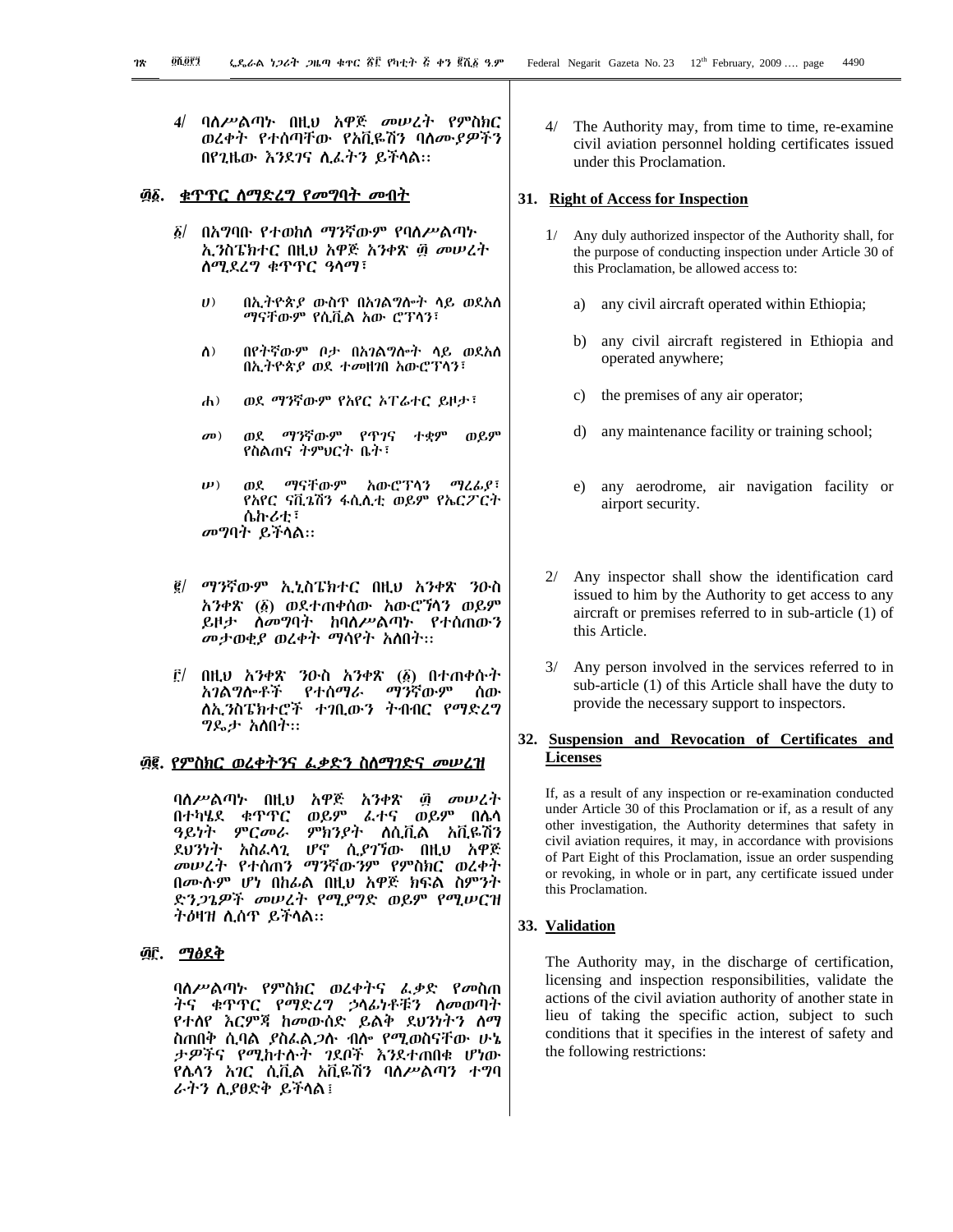፬/ ባለሥልጣኑ በዚህ አዋጅ መሠረት የምስክር ወረቀት የተሰጣቸው የአቪዬሽን ባለሙያዎችን በየጊዜው እንደገና ሊፈትን ይችላል፡፡

## ፴፩. ቁጥጥር ለማድረግ የመግባት መብት

፩/ በአግባቡ የተወከለ ማንኛውም የባለሥልጣኑ ኢንስፔክተር በዚህ አዋጅ አንቀጽ ፴ መሠረት ለማደረግ ቁጥጥር ዓላማ፣

ሀ) በኢትዮጵያ ውስጥ በአገልግሎት ላይ ወደአለ ማናቸውም የሲቪል አው ሮፕላን፣

ለ) በየትኛውም ቦታ በአገልግሎት ላይ ወደአለ በኢትዮጵያ ወደ ተመዘገበ አውሮፕላን፣

ሐ) ወደ ማንኛውም የአየር ኦፐሬተር ይዞታ፣

መ) ወደ ማንኛውም የጥገና ተቋም ወይም የስልጠና ትምህርት ቤት፣

ሠ) ወደ ማናቸውም አውሮፕላን ማረፊያ፣ የአየር ናቪጌሽን ፋሲሊቲ ወይም የኤርፖርት ሴኩሪቲ፣

መግባት ይችላል፡፡

፪/ ማንኛውም ኢኒስፔክተር በዚህ አንቀጽ ንዑስ አንቀጽ (፩) ወደተጠቀሰው አውሮኘላን ወይም ይዞታ ለመግባት ከባለሥልጣኑ የተሰጠውን መታወቂያ ወረቀት ማሳየት አለበት፡፡

፫/ በዚህ አንቀጽ ንዑስ አንቀጽ (፩) በተጠቀሱት አገልግሎቶች የተሰማራ ማንኛውም ሰው ለኢንስፔክተሮች ተገቢውን ትብብር የማድረግ ግዴታ አለበት፡፡

## ፴፪. የምስክር ወረቀትንና ፈቃድን ስለማገድና መሠረዝ

ባለሥልጣኑ በዚህ አዋጅ አንቀጽ ፴ መሠረት በተካሄደ ቁጥጥር ወይም ፈተና ወይም በሌላ ዓይነት ምርመራ ምክንያት ለሲቪል አቪዬሽን ደህንነት አስፈላጊ ሆኖ ሲያገኘው በዚህ አዋጅ መሠረት የተሰጠን ማንኛውንም የምስክር ወረቀት በሙሉም ሆነ በከፊል በዚህ አዋጅ ክፍል ስምንት ድንጋጌዎች መሠረት የሚያግድ ወይም የሚሠርዝ ትዕዛዝ ሊሰጥ ይችላል፡፡

## ፴፫. ማፅደቅ

ባለሥልጣኑ የምስክር ወረቀትና ፈቃድ የመስጠ ትና ቁጥጥር የማድረግ ኃላፊነቶቹን ለመወጣት የተለየ እርምጃ ከመውሰድ ይልቅ ደህንነትን ለማ ስጠበቅ ሲባል ያስፈልጋል ብሎ የሚወስናቸው ሁኔ ታዎችና የሚከተሉት ገደቦች እንደተጠበቁ ሆነው የሌላን አገር ሲቪል አቪዬሽን ባለሥልጣን ተግባ ራትን ሊያፀድቅ ይችላል፤

4/ The Authority may, from time to time, re-examine civil aviation personnel holding certificates issued under this Proclamation.

## 31. Right of Access for Inspection

1/ Any duly authorized inspector of the Authority shall, for the purpose of conducting inspection under Article 30 of this Proclamation, be allowed access to:

a) any civil aircraft operated within Ethiopia;

b) any civil aircraft registered in Ethiopia and operated anywhere;

c) the premises of any air operator;

d) any maintenance facility or training school;

e) any aerodrome, air navigation facility or airport security.

2/ Any inspector shall show the identification card issued to him by the Authority to get access to any aircraft or premises referred to in sub-article (1) of this Article.

3/ Any person involved in the services referred to in sub-article (1) of this Article shall have the duty to provide the necessary support to inspectors.

## 32. Suspension and Revocation of Certificates and Licenses

If, as a result of any inspection or re-examination conducted under Article 30 of this Proclamation or if, as a result of any other investigation, the Authority determines that safety in civil aviation requires, it may, in accordance with provisions of Part Eight of this Proclamation, issue an order suspending or revoking, in whole or in part, any certificate issued under this Proclamation.

## 33. Validation

The Authority may, in the discharge of certification, licensing and inspection responsibilities, validate the actions of the civil aviation authority of another state in lieu of taking the specific action, subject to such conditions that it specifies in the interest of safety and the following restrictions: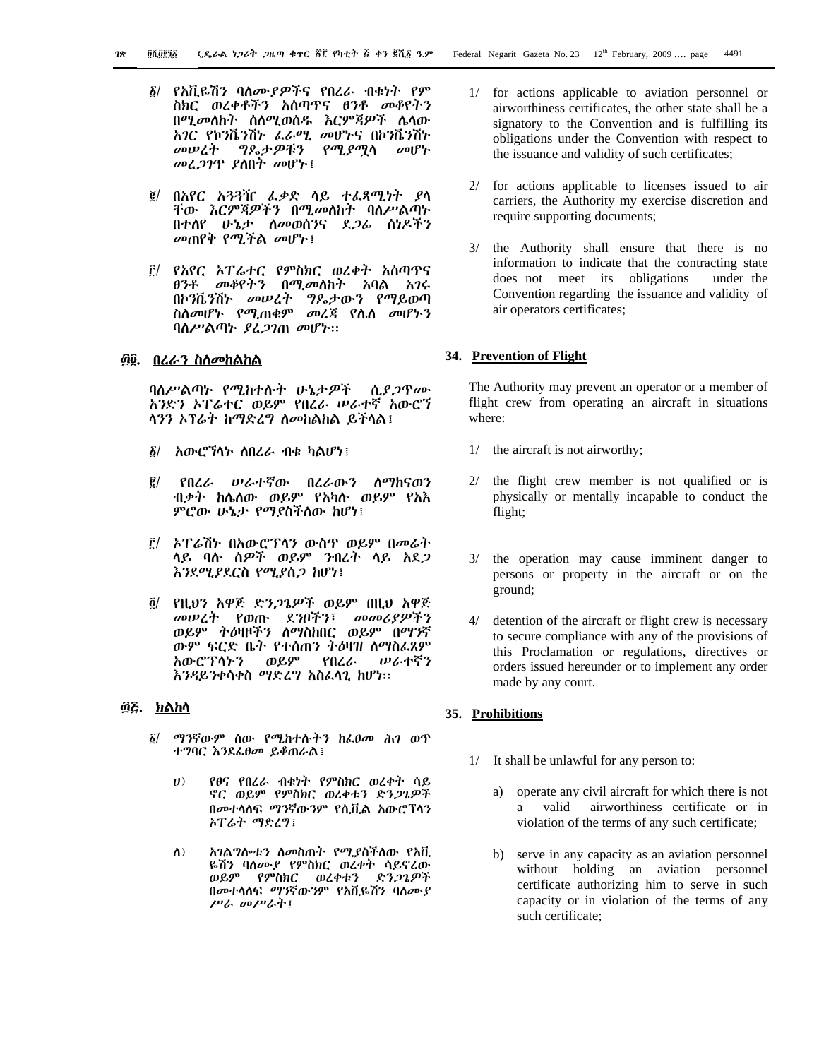፩/ የአቪዬሽን ባለሙያዎችና የበረራ ብቁነት የምስክር ወረቀቶችን አሰጣጥና ፀንቶ መቆየትን በሚመለከት ስለሚወሰዱ እርምጃዎች ሌላው አገር የኮንቬንሽኑ ፈራሚ መሆኑና በኮንቬንሽኑ መሠረት ግዴታዎቹን የሚያሟላ መሆኑ መረጋገጥ ያለበት መሆኑ፤

፪/ በአየር አጓጓዥ ፈቃድ ላይ ተፈጻሚነት ያላቸው እርምጃዎችን በሚመለከት ባለሥልጣኑ በተለየ ሁኔታ ለመወሰንና ደጋፊ ሰነዶችን መጠየቅ የሚችል መሆኑ፤

፫/ የአየር ኦፕሬተር የምስክር ወረቀት አሰጣጥና ፀንቶ መቆየትን በሚመለከት አባል አገሩ በኮንቬንሽኑ መሠረት ግዴታውን የማይወጣ ስለመሆኑ የሚጠቁም መረጃ የሌለ መሆኑን ባለሥልጣኑ ያረጋገጠ መሆኑ።

## ፴፬. በረራን ስለመከልከል

ባለሥልጣኑ የሚከተሉት ሁኔታዎች ሲያጋጥሙ አንድን ኦፕሬተር ወይም የበረራ ሠራተኛ አውሮኘላንን ኦፕሬት ከማድረግ ለመከልከል ይችላል፤

፩/ አውሮኘላኑ ለበረራ ብቁ ካልሆነ፤

፪/ የበረራ ሠራተኛው በረራውን ለማካሄድ ብቃት ከሌለው ወይም የአካሉ ወይም የአእምሮው ሁኔታ የማያስችለው ከሆነ፤

፫/ ኦፕሬሽኑ በአውሮፕላን ውስጥ ወይም በመሬት ላይ ባሉ ሰዎች ወይም ንብረት ላይ አደጋ እንደሚያደርስ የሚያሰጋ ከሆነ፤

፬/ የዚህን አዋጅ ድንጋጌዎች ወይም በዚህ አዋጅ መሠረት የወጡ ደንቦችን፣ መመሪያዎችን ወይም ትዕዛዞችን ለማስከበር ወይም በማንኛውም ፍርድ ቤት የተሰጠን ትዕዛዝ ለማስፈጸም አውሮፕላኑን ወይም የበረራ ሠራተኛውን እንዳይንቀሳቀስ ማድረግ አስፈላጊ ከሆነ።

## ፴፭. ክልከላ

፩/ ማንኛውም ሰው የሚከተሉትን ከፈፀመ ሕገ ወጥ ተግባር እንደፈፀመ ይቆጠራል፤

ሀ) የፀና የበረራ ብቁነት የምስክር ወረቀት ሳይኖር ወይም የምስክር ወረቀቱን ድንጋጌዎች በመተላለፍ ማንኛውንም የሲቪል አውሮፕላን ኦፕሬት ማድረግ፤

ለ) አገልግሎቱን ለመስጠት የሚያስችለው የአቪዬሽን ባለሙያ የምስክር ወረቀት ሳይኖረው ወይም የምስክር ወረቀቱን ድንጋጌዎች በመተላለፍ ማንኛውንም የአቪዬሽን ባለሙያ ሥራ መሥራት፤

1/ for actions applicable to aviation personnel or airworthiness certificates, the other state shall be a signatory to the Convention and is fulfilling its obligations under the Convention with respect to the issuance and validity of such certificates;

2/ for actions applicable to licenses issued to air carriers, the Authority my exercise discretion and require supporting documents;

3/ the Authority shall ensure that there is no information to indicate that the contracting state does not meet its obligations under the Convention regarding the issuance and validity of air operators certificates;

## 34. Prevention of Flight

The Authority may prevent an operator or a member of flight crew from operating an aircraft in situations where:

1/ the aircraft is not airworthy;

2/ the flight crew member is not qualified or is physically or mentally incapable to conduct the flight;

3/ the operation may cause imminent danger to persons or property in the aircraft or on the ground;

4/ detention of the aircraft or flight crew is necessary to secure compliance with any of the provisions of this Proclamation or regulations, directives or orders issued hereunder or to implement any order made by any court.

## 35. Prohibitions

1/ It shall be unlawful for any person to:

a) operate any civil aircraft for which there is not a valid airworthiness certificate or in violation of the terms of any such certificate;

b) serve in any capacity as an aviation personnel without holding an aviation personnel certificate authorizing him to serve in such capacity or in violation of the terms of any such certificate;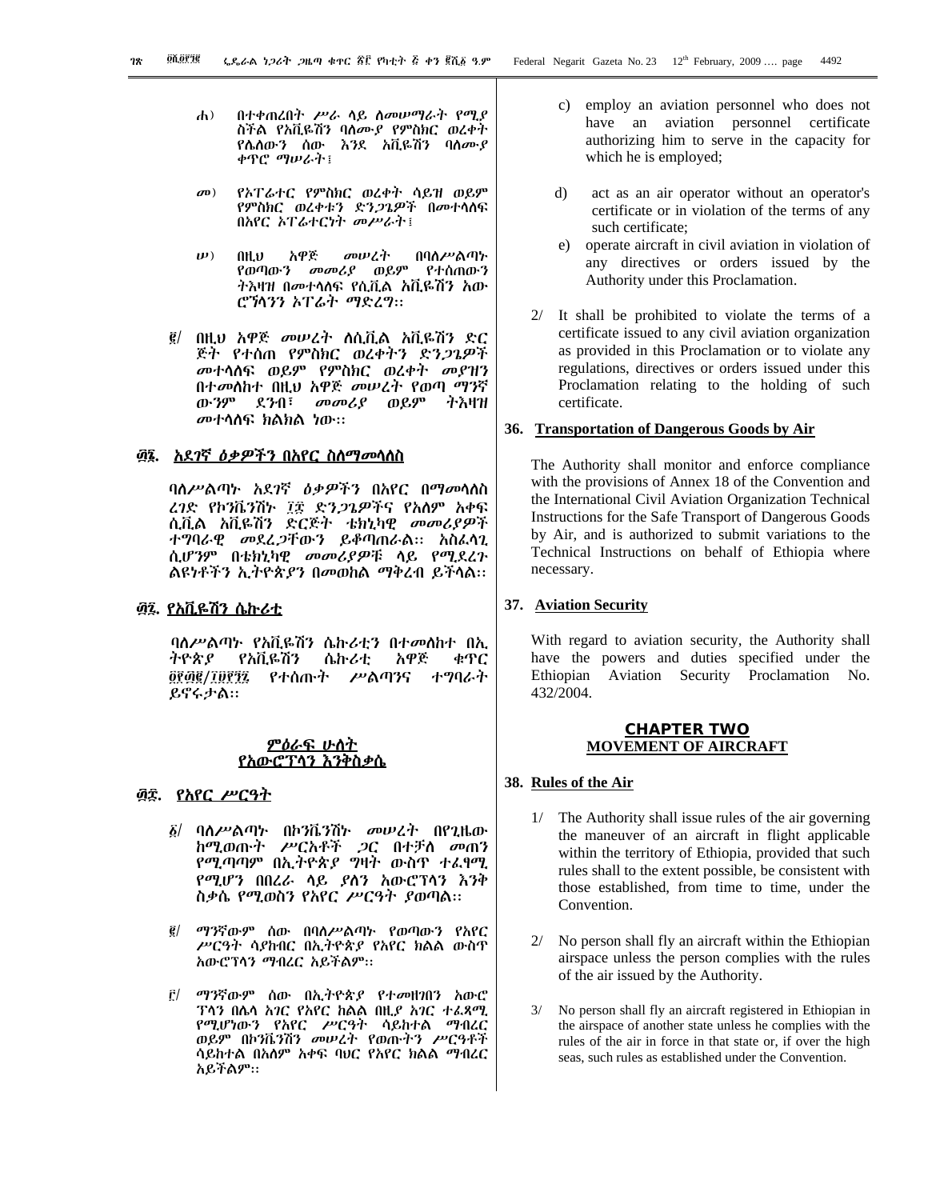ሐ) በተቀጠረበት ሥራ ላይ ለመሥራት የሚያስችል የአቪዬሽን ባለሙያ የምስክር ወረቀት የሌለውን ሰው እንደ አቪዬሽን ባለሙያ ቀጥሮ ማሠራት፤

መ) የኦፐሬተር የምስክር ወረቀት ሳይዝ ወይም የምስክር ወረቀቱን ድንጋጌዎች በመተላለፍ በአየር ኦፐሬተርነት መሥራት፤

ሠ) በዚህ አዋጅ መሠረት በባለሥልጣኑ የወጣውን መመሪያ ወይም የተሰጠውን ትእዛዝ በመተላለፍ የሲቪል አቪዬሽን አውሮፕላንን ኦፐሬት ማድረግ።

፪/ በዚህ አዋጅ መሠረት ለሲቪል አቪዬሽን ድርጅት የተሰጠ የምስክር ወረቀትን ድንጋጌዎች መተላለፍ ወይም የምስክር ወረቀት መያዝን በተመለከተ በዚህ አዋጅ መሠረት የወጣ ማንኛውንም ደንብ፣ መመሪያ ወይም ትእዛዝ መተላለፍ ክልክል ነው።

## ፴፮. አደገኛ ዕቃዎችን በአየር ስለማመላለስ

ባለሥልጣኑ አደገኛ ዕቃዎችን በአየር በማመላለስ ረገድ የኮንቬንሽኑ ፲፰ ድንጋጌዎችንና የአለም አቀፍ ሲቪል አቪዬሽን ድርጅት ቴክኒካዊ መመሪያዎች ተግባራዊ መደረጋቸውን ይቆጣጠራል። አስፈላጊ ሲሆንም በቴክኒካዊ መመሪያዎቹ ላይ የሚደረጉ ልዩነቶችን ኢትዮጵያን በመወከል ማቅረብ ይችላል።

## ፴፯. የአቪዬሽን ሴኩሪቲ

ባለሥልጣኑ የአቪዬሽን ሴኩሪቲን በተመለከተ በኢትዮጵያ የአቪዬሽን ሴኩሪቲ አዋጅ ቁጥር ፬፻፴፪/፲፱፻፺፯ የተሰጡት ሥልጣንና ተግባራት ይኖሩታል።

## ምዕራፍ ሁለት
## የአውሮፕላን እንቅስቃሴ

## ፴፰. የአየር ሥርዓት

፩/ ባለሥልጣኑ በኮንቬንሽኑ መሠረት በየጊዜው ከሚወጡት ሥርአቶች ጋር በተቻለ መጠን የሚጣጣም በኢትዮጵያ ግዛት ውስጥ ተፈፃሚ የሚሆን በበረራ ላይ ያለን አውሮፕላን እንቅስቃሴ የሚወስን የአየር ሥርዓት ያወጣል።

፪/ ማንኛውም ሰው በባለሥልጣኑ የወጣውን የአየር ሥርዓት ሳያከብር በኢትዮጵያ የአየር ክልል ውስጥ አውሮፕላን ማብረር አይችልም።

፫/ ማንኛውም ሰው በኢትዮጵያ የተመዘገበን አውሮፕላን በሌላ አገር የአየር ክልል በዚያ አገር ተፈጻሚ የሚሆነውን የአየር ሥርዓት ሳይከተል ማብረር ወይም በኮንቬንሽን መሠረት የወጡትን ሥርዓቶች ሳይከተል በአለም አቀፍ ባህር የአየር ክልል ማብረር አይችልም።

c) employ an aviation personnel who does not have an aviation personnel certificate authorizing him to serve in the capacity for which he is employed;

d) act as an air operator without an operator's certificate or in violation of the terms of any such certificate;

e) operate aircraft in civil aviation in violation of any directives or orders issued by the Authority under this Proclamation.

2/ It shall be prohibited to violate the terms of a certificate issued to any civil aviation organization as provided in this Proclamation or to violate any regulations, directives or orders issued under this Proclamation relating to the holding of such certificate.

## 36. Transportation of Dangerous Goods by Air

The Authority shall monitor and enforce compliance with the provisions of Annex 18 of the Convention and the International Civil Aviation Organization Technical Instructions for the Safe Transport of Dangerous Goods by Air, and is authorized to submit variations to the Technical Instructions on behalf of Ethiopia where necessary.

## 37. Aviation Security

With regard to aviation security, the Authority shall have the powers and duties specified under the Ethiopian Aviation Security Proclamation No. 432/2004.

## CHAPTER TWO
## MOVEMENT OF AIRCRAFT

## 38. Rules of the Air

1/ The Authority shall issue rules of the air governing the maneuver of an aircraft in flight applicable within the territory of Ethiopia, provided that such rules shall to the extent possible, be consistent with those established, from time to time, under the Convention.

2/ No person shall fly an aircraft within the Ethiopian airspace unless the person complies with the rules of the air issued by the Authority.

3/ No person shall fly an aircraft registered in Ethiopian in the airspace of another state unless he complies with the rules of the air in force in that state or, if over the high seas, such rules as established under the Convention.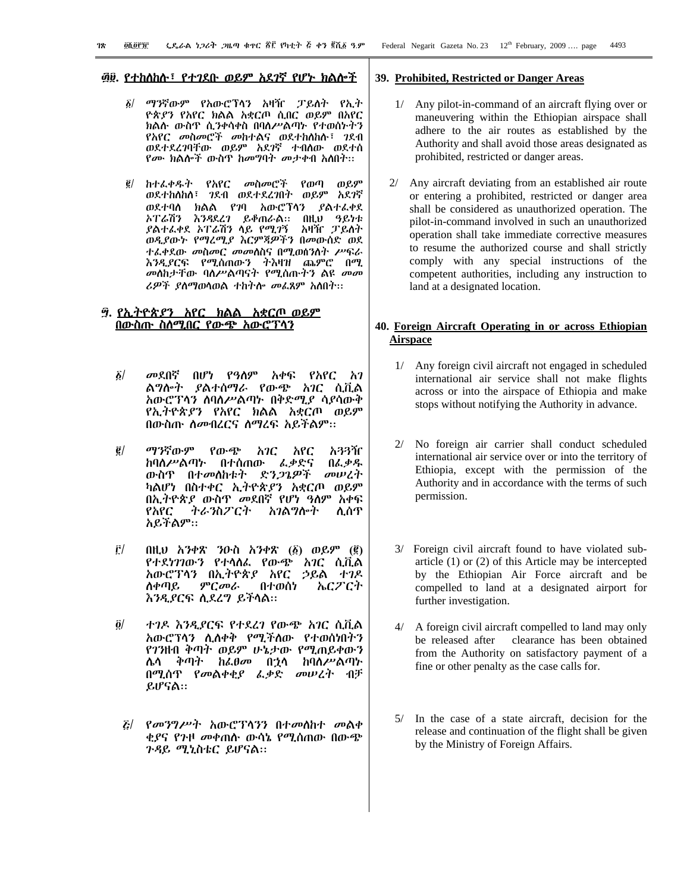## ፴፱. የተከለከሉ፣ የተገደቡ ወይም አደገኛ የሆኑ ክልሎች

፩/ ማንኛውም የአውሮፕላን አዛዥ ፓይለት የኢትዮጵያን የአየር ክልል አቋርጦ ሲበር ወይም በአየር ክልሉ ውስጥ ሲንቀሳቀስ በባለሥልጣኑ የተወሰኑትን የአየር መስመሮች መከተልና ወደተከለከሉ፣ ገደብ ወደተደረገባቸው ወይም አደገኛ ተብለው ወደተሰየሙ ክልሎች ውስጥ ከመግባት መታቀብ አለበት፡፡

፪/ ከተፈቀዱት የአየር መስመሮች የወጣ ወይም ወደተከለከለ፣ ገደብ ወደተደረገበት ወይም አደገኛ ወደተባለ ክልል የገባ አውሮፕላን ያልተፈቀደ ኦፕሬሽን እንዳደረገ ይቆጠራል፡፡ በዚህ ዓይነቱ ያልተፈቀደ ኦፕሬሽን ላይ የሚገኝ አዛዥ ፓይለት ወዲያውኑ የማረሚያ እርምጃዎችን በመውሰድ ወደ ተፈቀደው መስመር መመለስና በሚመለከታቸው ባለሥልጣናት የሚሰጡትን ልዩ መመሪያዎች ያለማወላወል ተከትሎ መፈጸም አለበት፡፡

## ፵. የኢትዮጵያን አየር ክልል አቋርጦ ወይም በውስጡ ስለሚበር የውጭ አውሮፕላን

፩/ መደበኛ በሆነ የዓለም አቀፍ የአየር አገልግሎት ያልተሰማራ የውጭ አገር ሲቪል አውሮፕላን ለባለሥልጣኑ በቅድሚያ ሳያሳውቅ የኢትዮጵያን የአየር ክልል አቋርጦ ወይም በውስጡ ለመብረርና ለማረፍ አይችልም፡፡

፪/ ማንኛውም የውጭ አገር አየር አጓጓዥ ከባለሥልጣኑ በተሰጠው ፈቃድና በፈቃዱ ውስጥ በተመለከቱት ድንጋጌዎች መሠረት ካልሆነ በስተቀር ኢትዮጵያን አቋርጦ ወይም በኢትዮጵያ ውስጥ መደበኛ የሆነ ዓለም አቀፍ የአየር ትራንስፖርት አገልግሎት ሊሰጥ አይችልም፡፡

፫/ በዚህ አንቀጽ ንዑስ አንቀጽ (፩) ወይም (፪) የተደነገገውን የተላለፈ የውጭ አገር ሲቪል አውሮፕላን በኢትዮጵያ አየር ኃይል ተገዶ ለቀጣይ ምርመራ በተወሰነ ኤርፖርት እንዲያርፍ ሊደረግ ይችላል፡፡

፬/ ተገዶ እንዲያርፍ የተደረገ የውጭ አገር ሲቪል አውሮፕላን ሊለቀቅ የሚችለው የተወሰነበትን የገንዘብ ቅጣት ወይም ሁኔታው የሚጠይቀውን ሌላ ቅጣት ከፈፀመ በኋላ ከባለሥልጣኑ በሚሰጥ የመልቀቂያ ፈቃድ መሠረት ብቻ ይሆናል፡፡

፭/ የመንግሥት አውሮፕላንን በተመለከተ መልቀቂያና የጉዞ መቀጠሉ ውሳኔ የሚሰጠው በውጭ ጉዳይ ሚኒስቴር ይሆናል፡፡

## 39. Prohibited, Restricted or Danger Areas

1/ Any pilot-in-command of an aircraft flying over or maneuvering within the Ethiopian airspace shall adhere to the air routes as established by the Authority and shall avoid those areas designated as prohibited, restricted or danger areas.

2/ Any aircraft deviating from an established air route or entering a prohibited, restricted or danger area shall be considered as unauthorized operation. The pilot-in-command involved in such an unauthorized operation shall take immediate corrective measures to resume the authorized course and shall strictly comply with any special instructions of the competent authorities, including any instruction to land at a designated location.

## 40. Foreign Aircraft Operating in or across Ethiopian Airspace

1/ Any foreign civil aircraft not engaged in scheduled international air service shall not make flights across or into the airspace of Ethiopia and make stops without notifying the Authority in advance.

2/ No foreign air carrier shall conduct scheduled international air service over or into the territory of Ethiopia, except with the permission of the Authority and in accordance with the terms of such permission.

3/ Foreign civil aircraft found to have violated sub-article (1) or (2) of this Article may be intercepted by the Ethiopian Air Force aircraft and be compelled to land at a designated airport for further investigation.

4/ A foreign civil aircraft compelled to land may only be released after clearance has been obtained from the Authority on satisfactory payment of a fine or other penalty as the case calls for.

5/ In the case of a state aircraft, decision for the release and continuation of the flight shall be given by the Ministry of Foreign Affairs.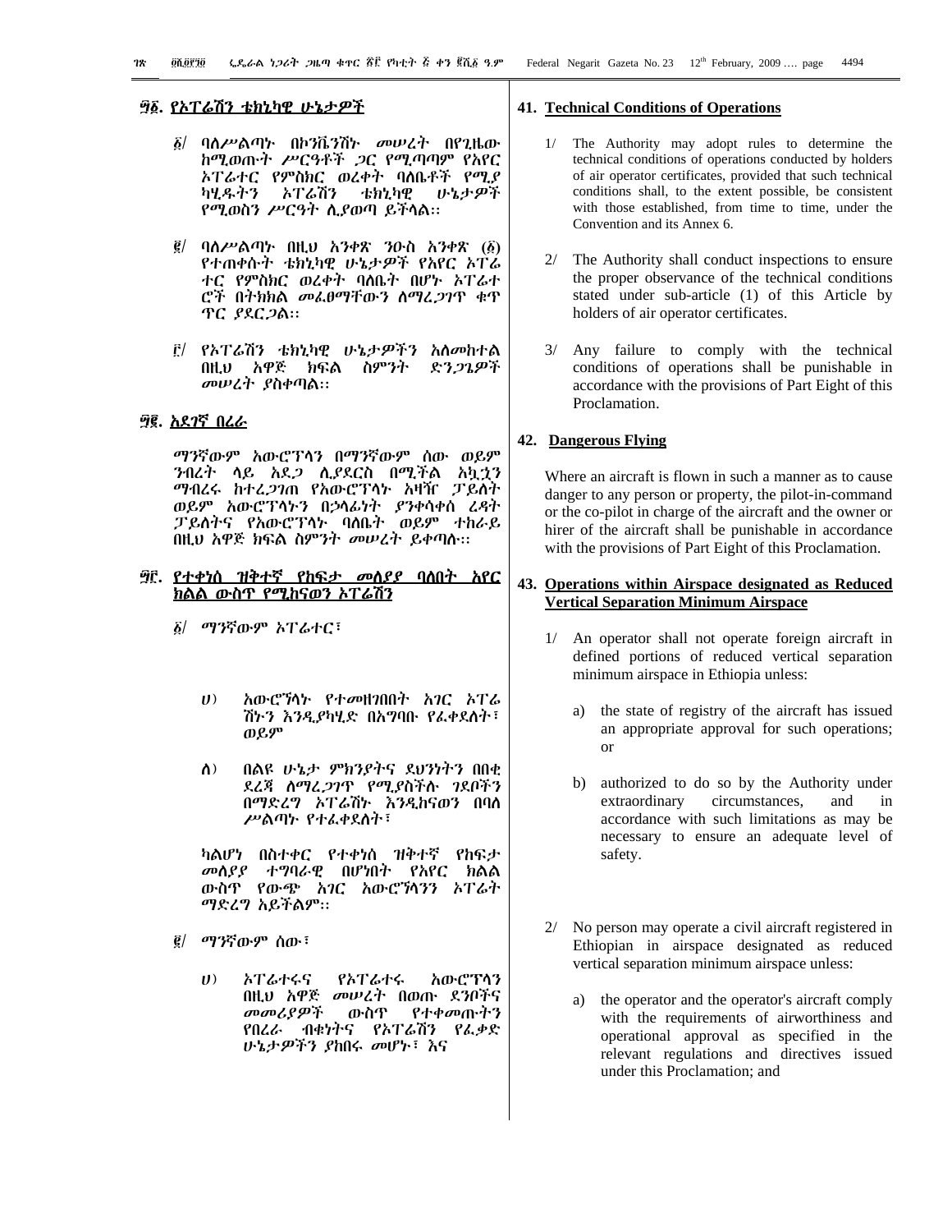## ፵፩. የኦፐሬሽን ቴክኒካዊ ሁኔታዎች

፩/ ባለሥልጣኑ በኮንቬንሽኑ መሠረት በየጊዜው ከሚወጡት ሥርዓቶች ጋር የሚጣጣም የአየር ኦፕሬተር የምስክር ወረቀት ባለቤቶች የሚያካሂዱትን ኦፐሬሽን ቴክኒካዊ ሁኔታዎች የሚወስን ሥርዓት ሊያወጣ ይችላል፡፡

፪/ ባለሥልጣኑ በዚህ አንቀጽ ንዑስ አንቀጽ (፩) የተጠቀሱት ቴክኒካዊ ሁኔታዎች የአየር ኦፕሬተር የምስክር ወረቀት ባለቤት በሆኑ ኦፕሬተሮች በትክክል መፈፀማቸውን ለማረጋገጥ ቁጥጥር ያደርጋል፡፡

፫/ የኦፐሬሽን ቴክኒካዊ ሁኔታዎችን አለመከተል በዚህ አዋጅ ክፍል ስምንት ድንጋጌዎች መሠረት ያስቀጣል፡፡

## ፵፪. አደገኛ በረራ

ማንኛውም አውሮፕላን በማንኛውም ሰው ወይም ንብረት ላይ አደጋ ሊያደርስ በሚችል አኳኋን ማብረሩ ከተረጋገጠ የአውሮፕላኑ አዛዥ ፓይለት ወይም አውሮፕላኑን በኃላፊነት ያንቀሳቀሰ ረዳት ፓይለትና የአውሮፕላኑ ባለቤት ወይም ተከራይ በዚህ አዋጅ ክፍል ስምንት መሠረት ይቀጣሉ፡፡

## ፵፫. የተቀነሰ ዝቅተኛ የከፍታ መለያየ ባለበት አየር ክልል ውስጥ የሚከናወን ኦፐሬሽን

፩/ ማንኛውም ኦፕሬተር፣

ሀ) አውሮፕላኑ የተመዘገበበት አገር ኦፐሬሽኑን እንዲያካሂድ በአግባቡ የፈቀደለት፣ ወይም

ለ) በልዩ ሁኔታ ምክንያትና ደህንነትን በበቂ ደረጃ ለማረጋገጥ የሚያስችሉ ገደቦችን በማድረግ ኦፐሬሽኑ እንዲከናወን በባለሥልጣኑ የተፈቀደለት፣

ካልሆነ በስተቀር የተቀነሰ ዝቅተኛ የከፍታ መለያየ ተግባራዊ በሆነበት የአየር ክልል ውስጥ የውጭ አገር አውሮፕላንን ኦፕሬት ማድረግ አይችልም፡፡

፪/ ማንኛውም ሰው፣

ሀ) ኦፕሬተሩና የኦፕሬተሩ አውሮፕላን በዚህ አዋጅ መሠረት በወጡ ደንቦችና መመሪያዎች ውስጥ የተቀመጡትን የበረራ ብቁነትና የኦፐሬሽን የፈቃድ ሁኔታዎችን ያከበሩ መሆኑ፣ እና

## 41. Technical Conditions of Operations

1/ The Authority may adopt rules to determine the technical conditions of operations conducted by holders of air operator certificates, provided that such technical conditions shall, to the extent possible, be consistent with those established, from time to time, under the Convention and its Annex 6.

2/ The Authority shall conduct inspections to ensure the proper observance of the technical conditions stated under sub-article (1) of this Article by holders of air operator certificates.

3/ Any failure to comply with the technical conditions of operations shall be punishable in accordance with the provisions of Part Eight of this Proclamation.

## 42. Dangerous Flying

Where an aircraft is flown in such a manner as to cause danger to any person or property, the pilot-in-command or the co-pilot in charge of the aircraft and the owner or hirer of the aircraft shall be punishable in accordance with the provisions of Part Eight of this Proclamation.

## 43. Operations within Airspace designated as Reduced Vertical Separation Minimum Airspace

1/ An operator shall not operate foreign aircraft in defined portions of reduced vertical separation minimum airspace in Ethiopia unless:

a) the state of registry of the aircraft has issued an appropriate approval for such operations; or

b) authorized to do so by the Authority under extraordinary circumstances, and in accordance with such limitations as may be necessary to ensure an adequate level of safety.

2/ No person may operate a civil aircraft registered in Ethiopian in airspace designated as reduced vertical separation minimum airspace unless:

a) the operator and the operator's aircraft comply with the requirements of airworthiness and operational approval as specified in the relevant regulations and directives issued under this Proclamation; and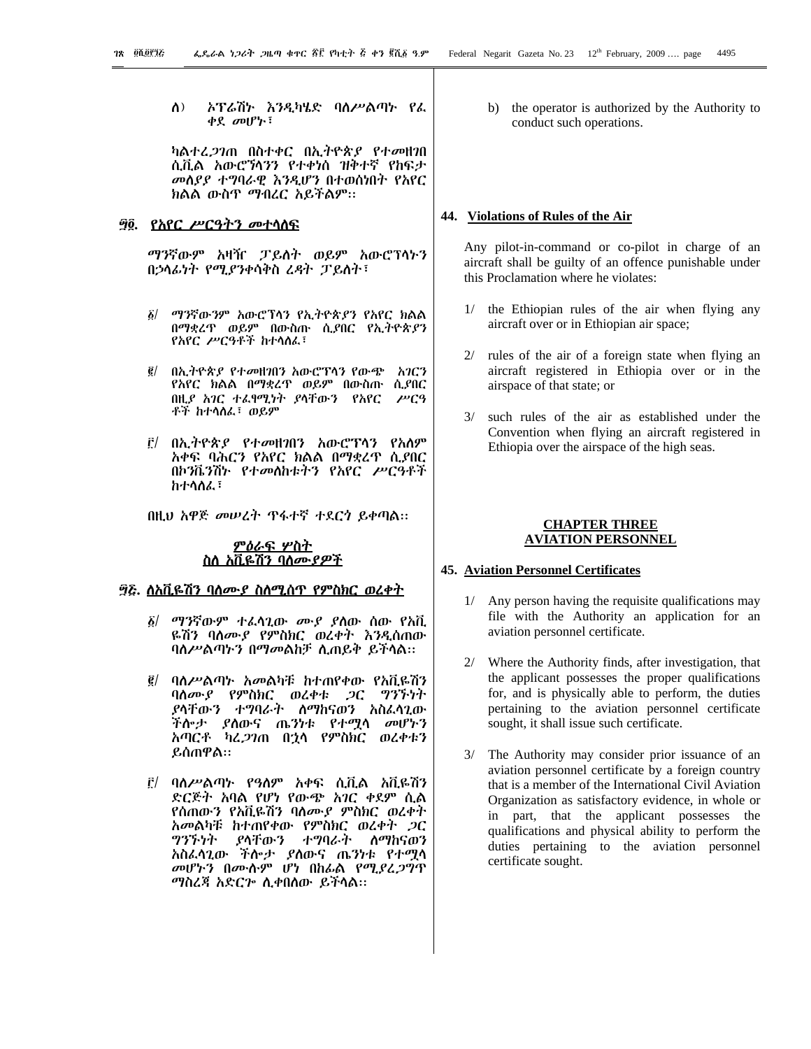ለ) ኦፕሬሽኑ እንዲካሄድ ባለሥልጣኑ የፈቀደ መሆኑ፣

ካልተረጋገጠ በስተቀር በኢትዮጵያ የተመዘገበ ሲቪል አውሮፕላንን የተቀነሰ ዝቅተኛ የከፍታ መለያያ ተግባራዊ እንዲሆን በተወሰነበት የአየር ክልል ውስጥ ማብረር አይችልም፡፡

b) the operator is authorized by the Authority to conduct such operations.

## ፵፬. የአየር ሥርዓትን መተላለፍ

ማንኛውም አዛዥ ፓይለት ወይም አውሮፕላኑን በኃላፊነት የሚያንቀሳቅስ ረዳት ፓይለት፣

፩/ ማንኛውንም አውሮፕላን የኢትዮጵያን የአየር ክልል በማቋረጥ ወይም በውስጡ ሲያበር የኢትዮጵያን የአየር ሥርዓቶች ከተላለፈ፣

፪/ በኢትዮጵያ የተመዘገበን አውሮፕላን የውጭ አገርን የአየር ክልል በማቋረጥ ወይም በውስጡ ሲያበር በዚያ አገር ተፈፃሚነት ያላቸውን የአየር ሥርዓቶች ከተላለፈ፣ ወይም

፫/ በኢትዮጵያ የተመዘገበን አውሮፕላን የአለም አቀፍ ባሕርን የአየር ክልል በማቋረጥ ሲያበር በኮንቬንሽኑ የተመለከቱትን የአየር ሥርዓቶች ከተላለፈ፣

በዚህ አዋጅ መሠረት ጥፋተኛ ተደርጎ ይቀጣል፡፡

## 44. Violations of Rules of the Air

Any pilot-in-command or co-pilot in charge of an aircraft shall be guilty of an offence punishable under this Proclamation where he violates:

1/ the Ethiopian rules of the air when flying any aircraft over or in Ethiopian air space;

2/ rules of the air of a foreign state when flying an aircraft registered in Ethiopia over or in the airspace of that state; or

3/ such rules of the air as established under the Convention when flying an aircraft registered in Ethiopia over the airspace of the high seas.

# ምዕራፍ ሦስት
# ስለ አቪዬሽን ባለሙያዎች

## ፵፭. ለአቪዬሽን ባለሙያ ስለሚሰጥ የምስክር ወረቀት

፩/ ማንኛውም ተፈላጊው ሙያ ያለው ሰው የአቪዬሽን ባለሙያ የምስክር ወረቀት እንዲሰጠው ባለሥልጣኑን በማመልከቻ ሊጠይቅ ይችላል፡፡

፪/ ባለሥልጣኑ አመልካቹ ከተጠየቀው የአቪዬሽን ባለሙያ የምስክር ወረቀቱ ጋር ግንኙነት ያላቸውን ተግባራት ለማከናወን አስፈላጊው ችሎታ ያለውና ጤንነቱ የተሟላ መሆኑን አጣርቶ ካረጋገጠ በኋላ የምስክር ወረቀቱን ይሰጠዋል፡፡

፫/ ባለሥልጣኑ የዓለም አቀፍ ሲቪል አቪዬሽን ድርጅት አባል የሆነ የውጭ አገር ቀደም ሲል የሰጠውን የአቪዬሽን ባለሙያ ምስክር ወረቀት አመልካቹ ከተጠየቀው የምስክር ወረቀት ጋር ግንኙነት ያላቸውን ተግባራት ለማከናወን አስፈላጊው ችሎታ ያለውና ጤንነቱ የተሟላ መሆኑን በሙሉም ሆነ በከፊል የሚያረጋግጥ ማስረጃ አድርጎ ሊቀበለው ይችላል፡፡

# CHAPTER THREE
# AVIATION PERSONNEL

## 45. Aviation Personnel Certificates

1/ Any person having the requisite qualifications may file with the Authority an application for an aviation personnel certificate.

2/ Where the Authority finds, after investigation, that the applicant possesses the proper qualifications for, and is physically able to perform, the duties pertaining to the aviation personnel certificate sought, it shall issue such certificate.

3/ The Authority may consider prior issuance of an aviation personnel certificate by a foreign country that is a member of the International Civil Aviation Organization as satisfactory evidence, in whole or in part, that the applicant possesses the qualifications and physical ability to perform the duties pertaining to the aviation personnel certificate sought.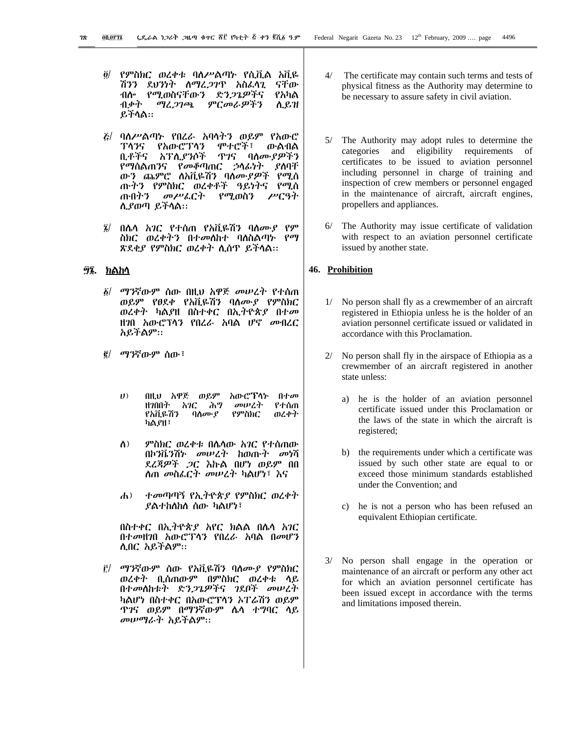፬/ የምስክር ወረቀቱ ባለሥልጣኑ የሲቪል አቪዬሽንን ደህንነት ለማረጋገጥ አስፈላጊ ናቸው ብሎ የሚወስናቸውን ድንጋጌዎችና የአካል ብቃት ማረጋገጫ ምርመራዎችን ሊይዝ ይችላል፡፡

፭/ ባለሥልጣኑ የበረራ አባላትን ወይም የአውሮፕላንና የአውሮፕላን ሞተሮች፣ ውልብልቢቶችና አፕሊያንሶች ጥገና ባለሙያዎችን የማሰልጠንና የመቆጣጠር ኃላፊነት ያለባቸውን ጨምሮ ለአቪዬሽን ባለሙያዎች የሚሰጡትን የምስክር ወረቀቶች ዓይነትና የሚሰጡበትን መሥፈርት የሚወስን ሥርዓት ሊያወጣ ይችላል፡፡

፮/ በሌላ አገር የተሰጠ የአቪዬሽን ባለሙያ የምስክር ወረቀትን በተመለከተ ባለስልጣኑ የማጽደቂያ የምስክር ወረቀት ሊሰጥ ይችላል፡፡

## ፵፮. ክልከላ

፩/ ማንኛውም ሰው በዚህ አዋጅ መሠረት የተሰጠ ወይም የፀደቀ የአቪዬሽን ባለሙያ የምስክር ወረቀት ካልያዘ በስተቀር በኢትዮጵያ በተመዘገበ አውሮፕላን የበረራ አባል ሆኖ መብረር አይችልም፡፡

፪/ ማንኛውም ሰው፣

ሀ) በዚህ አዋጅ ወይም አውሮፕላኑ በተመዘገበት አገር ሕግ መሠረት የተሰጠ የአቪዬሽን ባለሙያ የምስክር ወረቀት ካልያዘ፣

ለ) ምስክር ወረቀቱ በሌላው አገር የተሰጠው በኮንቬንሽኑ መሠረት ከወጡት መነሻ ደረጃዎች ጋር እኩል በሆነ ወይም በበለጠ መስፈርት መሠረት ካልሆነ፣ እና

ሐ) ተመጣጣኝ የኢትዮጵያ የምስክር ወረቀት ያልተከለከለ ሰው ካልሆነ፣

በስተቀር በኢትዮጵያ አየር ክልል በሌላ አገር በተመዘገበ አውሮፕላን የበረራ አባል በመሆን ሊበር አይችልም፡፡

፫/ ማንኛውም ሰው የአቪዬሽን ባለሙያ የምስክር ወረቀት ቢሰጠውም በምስክር ወረቀቱ ላይ በተመለከቱት ድንጋጌዎችና ገደቦች መሠረት ካልሆነ በስተቀር በአውሮፕላን ኦፕሬሽን ወይም ጥገና ወይም በማንኛውም ሌላ ተግባር ላይ መሠማራት አይችልም፡፡

4/ The certificate may contain such terms and tests of physical fitness as the Authority may determine to be necessary to assure safety in civil aviation.

5/ The Authority may adopt rules to determine the categories and eligibility requirements of certificates to be issued to aviation personnel including personnel in charge of training and inspection of crew members or personnel engaged in the maintenance of aircraft, aircraft engines, propellers and appliances.

6/ The Authority may issue certificate of validation with respect to an aviation personnel certificate issued by another state.

## 46. Prohibition

1/ No person shall fly as a crewmember of an aircraft registered in Ethiopia unless he is the holder of an aviation personnel certificate issued or validated in accordance with this Proclamation.

2/ No person shall fly in the airspace of Ethiopia as a crewmember of an aircraft registered in another state unless:

a) he is the holder of an aviation personnel certificate issued under this Proclamation or the laws of the state in which the aircraft is registered;

b) the requirements under which a certificate was issued by such other state are equal to or exceed those minimum standards established under the Convention; and

c) he is not a person who has been refused an equivalent Ethiopian certificate.

3/ No person shall engage in the operation or maintenance of an aircraft or perform any other act for which an aviation personnel certificate has been issued except in accordance with the terms and limitations imposed therein.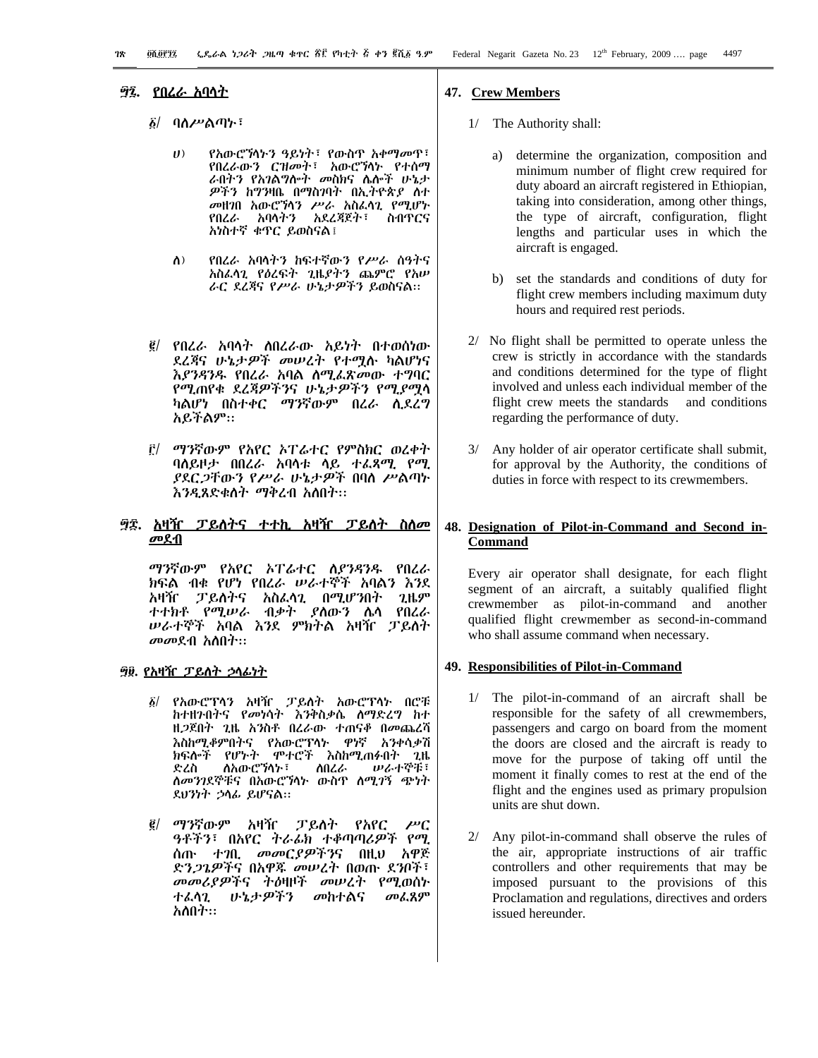## ፵፯. የበረራ አባላት

፩/ ባለሥልጣኑ፣

ሀ) የአውሮፕላኑን ዓይነት፣ የውስጥ አቀማመጥ፣ የበረራውን ርዝመት፣ አውሮፕላኑ የተሰማራበትን የአገልግሎት መስክና ሌሎች ሁኔታዎችን ከግንዛቤ በማስገባት በኢትዮጵያ ለተመዘገበ አውሮፕላን ሥራ አስፈላጊ የሚሆኑ የበረራ አባላትን አደረጃጀት፣ ስብጥርና አነስተኛ ቁጥር ይወስናል፤

ለ) የበረራ አባላትን ከፍተኛውን የሥራ ሰዓትና አስፈላጊ የዕረፍት ጊዜያትን ጨምሮ የአሠራር ደረጃና የሥራ ሁኔታዎችን ይወስናል፡፡

፪/ የበረራ አባላት ለበረራው አይነት በተወሰነው ደረጃና ሁኔታዎች መሠረት የተሟሉ ካልሆነና እያንዳንዱ የበረራ አባል ለሚፈጽመው ተግባር የሚጠየቁ ደረጃዎችንና ሁኔታዎችን የሚያሟላ ካልሆነ በስተቀር ማንኛውም በረራ ሊደረግ አይችልም፡፡

፫/ ማንኛውም የአየር ኦፐሬተር የምስክር ወረቀት ባለይዞታ በበረራ አባላቱ ላይ ተፈጻሚ የሚያደርጋቸውን የሥራ ሁኔታዎች በባለ ሥልጣኑ እንዲጸድቁለት ማቅረብ አለበት፡፡

## ፵፰. አዛዥ ፓይለትና ተተኪ አዛዥ ፓይለት ስለመመደብ

ማንኛውም የአየር ኦፐሬተር ለያንዳንዱ የበረራ ክፍል ብቁ የሆነ የበረራ ሠራተኞች አባልን እንደ አዛዥ ፓይለትና አስፈላጊ በሚሆንበት ጊዜም ተተክቶ የሚሠራ ብቃት ያለውን ሌላ የበረራ ሠራተኞች አባል እንደ ምክትል አዛዥ ፓይለት መመደብ አለበት፡፡

## ፵፱. የአዛዥ ፓይለት ኃላፊነት

፩/ የአውሮፕላን አዛዥ ፓይለት አውሮፕላኑ በሮቹ ከተዘጉበትና የመነሳት እንቅስቃሴ ለማድረግ ከተዘጋጀበት ጊዜ አንስቶ በረራው ተጠናቆ በመጨረሻ እስከሚቆምበትና የአውሮፕላኑ ዋነኛ አንቀሳቃሽ ክፍሎች የሆኑት ሞተሮች እስከሚጠፉበት ጊዜ ድረስ ለአውሮፕላኑ፣ ለበረራ ሠራተኞቹ፣ ለመንገደኞቹና በአውሮፕላኑ ውስጥ ለሚገኝ ጭነት ደህንነት ኃላፊ ይሆናል፡፡

፪/ ማንኛውም አዛዥ ፓይለት የአየር ሥርዓቶችን፣ በአየር ትራፊክ ተቆጣጣሪዎች የሚሰጡ ተገቢ መመርያዎችንና በዚህ አዋጅ ድንጋጌዎችና በአዋጁ መሠረት በወጡ ደንቦች፣ መመሪያዎችና ትዕዛዞች መሠረት የሚወሰኑ ተፈላጊ ሁኔታዎችን መከተልና መፈጸም አለበት፡፡

## 47. Crew Members

1/ The Authority shall:

a) determine the organization, composition and minimum number of flight crew required for duty aboard an aircraft registered in Ethiopian, taking into consideration, among other things, the type of aircraft, configuration, flight lengths and particular uses in which the aircraft is engaged.

b) set the standards and conditions of duty for flight crew members including maximum duty hours and required rest periods.

2/ No flight shall be permitted to operate unless the crew is strictly in accordance with the standards and conditions determined for the type of flight involved and unless each individual member of the flight crew meets the standards and conditions regarding the performance of duty.

3/ Any holder of air operator certificate shall submit, for approval by the Authority, the conditions of duties in force with respect to its crewmembers.

## 48. Designation of Pilot-in-Command and Second in-Command

Every air operator shall designate, for each flight segment of an aircraft, a suitably qualified flight crewmember as pilot-in-command and another qualified flight crewmember as second-in-command who shall assume command when necessary.

## 49. Responsibilities of Pilot-in-Command

1/ The pilot-in-command of an aircraft shall be responsible for the safety of all crewmembers, passengers and cargo on board from the moment the doors are closed and the aircraft is ready to move for the purpose of taking off until the moment it finally comes to rest at the end of the flight and the engines used as primary propulsion units are shut down.

2/ Any pilot-in-command shall observe the rules of the air, appropriate instructions of air traffic controllers and other requirements that may be imposed pursuant to the provisions of this Proclamation and regulations, directives and orders issued hereunder.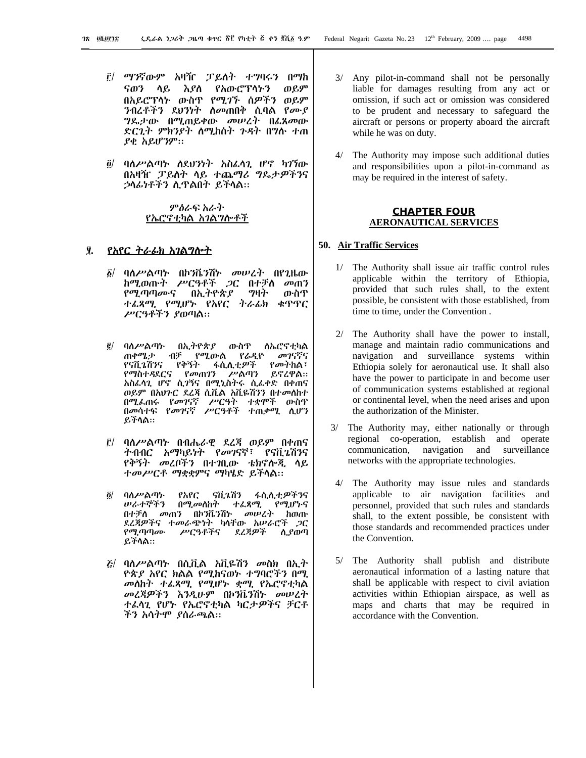፫/ ማንኛውም አዛዥ ፓይለት ተግባሩን በማከናወን ላይ እያለ የአውሮፕላኑን ወይም በአይሮፕላኑ ውስጥ የሚገኙ ሰዎችን ወይም ንብረቶችን ደህንነት ለመጠበቅ ሲባል የሙያ ግዴታው በሚጠይቀው መሠረት በፈጸመው ድርጊት ምክንያት ለሚከሰት ጉዳት በግሉ ተጠያቂ አይሆንም፡፡

፬/ ባለሥልጣኑ ለደህንነት አስፈላጊ ሆኖ ካገኘው በአዛዥ ፓይለት ላይ ተጨማሪ ግዴታዎችንና ኃላፊነቶችን ሊጥልበት ይችላል፡፡

## ምዕራፍ አራት
## የኤሮኖቲካል አገልግሎቶች

### ፶. የአየር ትራፊክ አገልግሎት

፩/ ባለሥልጣኑ በኮንቬንሽኑ መሠረት በየጊዜው ከሚወጡት ሥርዓቶች ጋር በተቻለ መጠን የሚጣጣሙና በኢትዮጵያ ግዛት ውስጥ ተፈጻሚ የሚሆኑ የአየር ትራፊክ ቁጥጥር ሥርዓቶችን ያወጣል፡፡

፪/ ባለሥልጣኑ በኢትዮጵያ ውስጥ ለኤሮኖቲካል ጠቀሜታ ብቻ የሚውል የሬዲዮ መገናኛና የናቪጌሽንና የቅኝት ፋሲሊቲዎች የመትከል፣ የማስተዳደርና የመጠገን ሥልጣን ይኖረዋል፡፡ አስፈላጊ ሆኖ ሲገኝና በሚኒስትሩ ሲፈቀድ በቀጠና ወይም በአህጉር ደረጃ ሲቪል አቪዬሽንን በተመለከተ በሚፈጠሩ የመገናኛ ሥርዓት ተቋሞች ውስጥ በመሳተፍ የመገናኛ ሥርዓቶች ተጠቃሚ ሊሆን ይችላል፡፡

፫/ ባለሥልጣኑ በብሔራዊ ደረጃ ወይም በቀጠና ትብብር አማካይነት የመገናኛ፣ የናቪጌሽንና የቅኝት መረቦችን በተገቢው ቴክኖሎጂ ላይ ተመሥርቶ ማቋቋምና ማካሄድ ይችላል፡፡

፬/ ባለሥልጣኑ የአየር ናቪጌሽን ፋሲሊቲዎችንና ሠራተኞችን በሚመለከት ተፈጻሚ የሚሆኑና በተቻለ መጠን በኮንቬንሽኑ መሠረት ከወጡ ደረጃዎችና ተመራጭነት ካላቸው አሠራሮች ጋር የሚጣጣሙ ሥርዓቶችና ደረጃዎች ሊያወጣ ይችላል፡፡

፭/ ባለሥልጣኑ በሲቪል አቪዬሽን መስክ በኢትዮጵያ አየር ክልል የሚከናወኑ ተግባሮችን በሚመለከት ተፈጻሚ የሚሆኑ ቋሚ የኤሮኖቲካል መረጃዎችን እንዲሁም በኮንቬንሽኑ መሠረት ተፈላጊ የሆኑ የኤሮኖቲካል ካርታዎችና ቻርቶችን አሳትሞ ያሰራጫል፡፡

3/ Any pilot-in-command shall not be personally liable for damages resulting from any act or omission, if such act or omission was considered to be prudent and necessary to safeguard the aircraft or persons or property aboard the aircraft while he was on duty.

4/ The Authority may impose such additional duties and responsibilities upon a pilot-in-command as may be required in the interest of safety.

## CHAPTER FOUR
## AERONAUTICAL SERVICES

### 50. Air Traffic Services

1/ The Authority shall issue air traffic control rules applicable within the territory of Ethiopia, provided that such rules shall, to the extent possible, be consistent with those established, from time to time, under the Convention .

2/ The Authority shall have the power to install, manage and maintain radio communications and navigation and surveillance systems within Ethiopia solely for aeronautical use. It shall also have the power to participate in and become user of communication systems established at regional or continental level, when the need arises and upon the authorization of the Minister.

3/ The Authority may, either nationally or through regional co-operation, establish and operate communication, navigation and surveillance networks with the appropriate technologies.

4/ The Authority may issue rules and standards applicable to air navigation facilities and personnel, provided that such rules and standards shall, to the extent possible, be consistent with those standards and recommended practices under the Convention.

5/ The Authority shall publish and distribute aeronautical information of a lasting nature that shall be applicable with respect to civil aviation activities within Ethiopian airspace, as well as maps and charts that may be required in accordance with the Convention.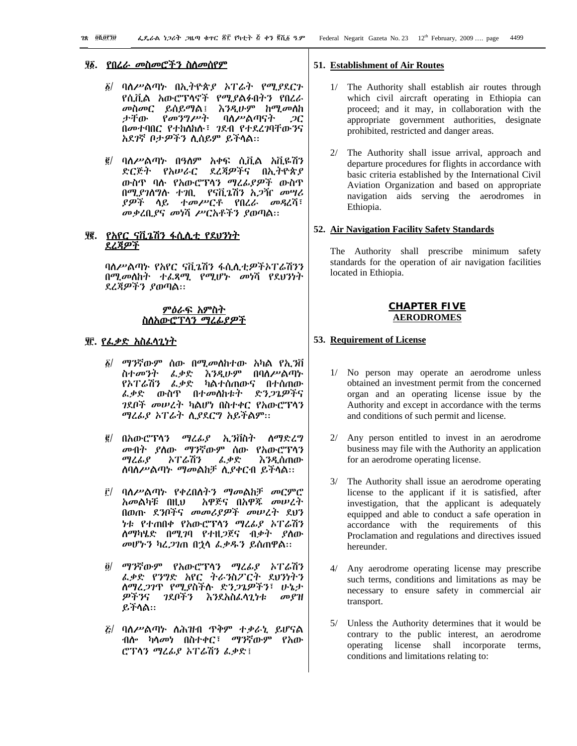## ፶፩. የበረራ መስመሮችን ስለመሰየም

፩/ ባለሥልጣኑ በኢትዮጵያ ኦፐሬት የሚያደርጉ የሲቪል አውሮፕላኖች የሚያልፉበትን የበረራ መስመር ይሰይማል፤ እንዲሁም ከሚመለከ ታቸው የመንግሥት ባለሥልጣናት ጋር በመተባበር የተከለከሉ፣ ገደብ የተደረገባቸውንና አደገኛ ቦታዎችን ሊሰይም ይችላል።

፪/ ባለሥልጣኑ በዓለም አቀፍ ሲቪል አቪዬሽን ድርጅት የአሠራር ደረጃዎችና በኢትዮጵያ ውስጥ ባሉ የአውሮፕላን ማረፊያዎች ውስጥ በሚያገለግሉ ተገቢ የናቪጌሽን አጋዥ መሣሪያዎች ላይ ተመሥርቶ የበረራ መዳረሻ፣ መቃረቢያና መነሻ ሥርአቶችን ያወጣል።

## ፶፪. የአየር ናቪጌሽን ፋሲሊቲ የደህንነት ደረጃዎች

ባለሥልጣኑ የአየር ናቪጌሽን ፋሲሊቲዎችኦፐሬሽንን በሚመለከት ተፈጻሚ የሚሆኑ መነሻ የደህንነት ደረጃዎችን ያወጣል።

## ምዕራፍ አምስት
## ስለአውሮፕላን ማረፊያዎች

## ፶፫. የፈቃድ አስፈላጊነት

፩/ ማንኛውም ሰው በሚመለከተው አካል የኢንቨስትመንት ፈቃድ እንዲሁም በባለሥልጣኑ የኦፐሬሽን ፈቃድ ካልተሰጠውና በተሰጠው ፈቃድ ውስጥ በተመለከቱት ድንጋጌዎችና ገደቦች መሠረት ካልሆነ በስተቀር የአውሮፕላን ማረፊያ ኦፐሬት ሊያደርግ አይችልም።

፪/ በአውሮፕላን ማረፊያ ኢንቨስት ለማድረግ መብት ያለው ማንኛውም ሰው የአውሮፕላን ማረፊያ ኦፐሬሽን ፈቃድ እንዲሰጠው ለባለሥልጣኑ ማመልከቻ ሊያቀርብ ይችላል።

፫/ ባለሥልጣኑ የቀረበለትን ማመልከቻ መርምሮ አመልካቹ በዚህ አዋጅና በአዋጁ መሠረት በወጡ ደንቦችና መመሪያዎች መሠረት ደህንነቱ የተጠበቀ የአውሮፕላን ማረፊያ ኦፐሬሽን ለማካሄድ በሚገባ የተዘጋጀና ብቃት ያለው መሆኑን ካረጋገጠ በኋላ ፈቃዱን ይሰጠዋል።

፬/ ማንኛውም የአውሮፕላን ማረፊያ ኦፐሬሽን ፈቃድ የንግድ አየር ትራንስፖርት ደህንነትን ለማረጋገጥ የሚያስችሉ ድንጋጌዎችን፣ ሁኔታዎችንና ገደቦችን እንደአስፈላጊነቱ መያዝ ይችላል።

፭/ ባለሥልጣኑ ለሕዝብ ጥቅም ተቃራኒ ይሆናል ብሎ ካላመነ በስተቀር፣ ማንኛውም የአውሮፕላን ማረፊያ ኦፐሬሽን ፈቃድ፤

## 51. Establishment of Air Routes

1/ The Authority shall establish air routes through which civil aircraft operating in Ethiopia can proceed; and it may, in collaboration with the appropriate government authorities, designate prohibited, restricted and danger areas.

2/ The Authority shall issue arrival, approach and departure procedures for flights in accordance with basic criteria established by the International Civil Aviation Organization and based on appropriate navigation aids serving the aerodromes in Ethiopia.

## 52. Air Navigation Facility Safety Standards

The Authority shall prescribe minimum safety standards for the operation of air navigation facilities located in Ethiopia.

## CHAPTER FIVE
## AERODROMES

## 53. Requirement of License

1/ No person may operate an aerodrome unless obtained an investment permit from the concerned organ and an operating license issue by the Authority and except in accordance with the terms and conditions of such permit and license.

2/ Any person entitled to invest in an aerodrome business may file with the Authority an application for an aerodrome operating license.

3/ The Authority shall issue an aerodrome operating license to the applicant if it is satisfied, after investigation, that the applicant is adequately equipped and able to conduct a safe operation in accordance with the requirements of this Proclamation and regulations and directives issued hereunder.

4/ Any aerodrome operating license may prescribe such terms, conditions and limitations as may be necessary to ensure safety in commercial air transport.

5/ Unless the Authority determines that it would be contrary to the public interest, an aerodrome operating license shall incorporate terms, conditions and limitations relating to: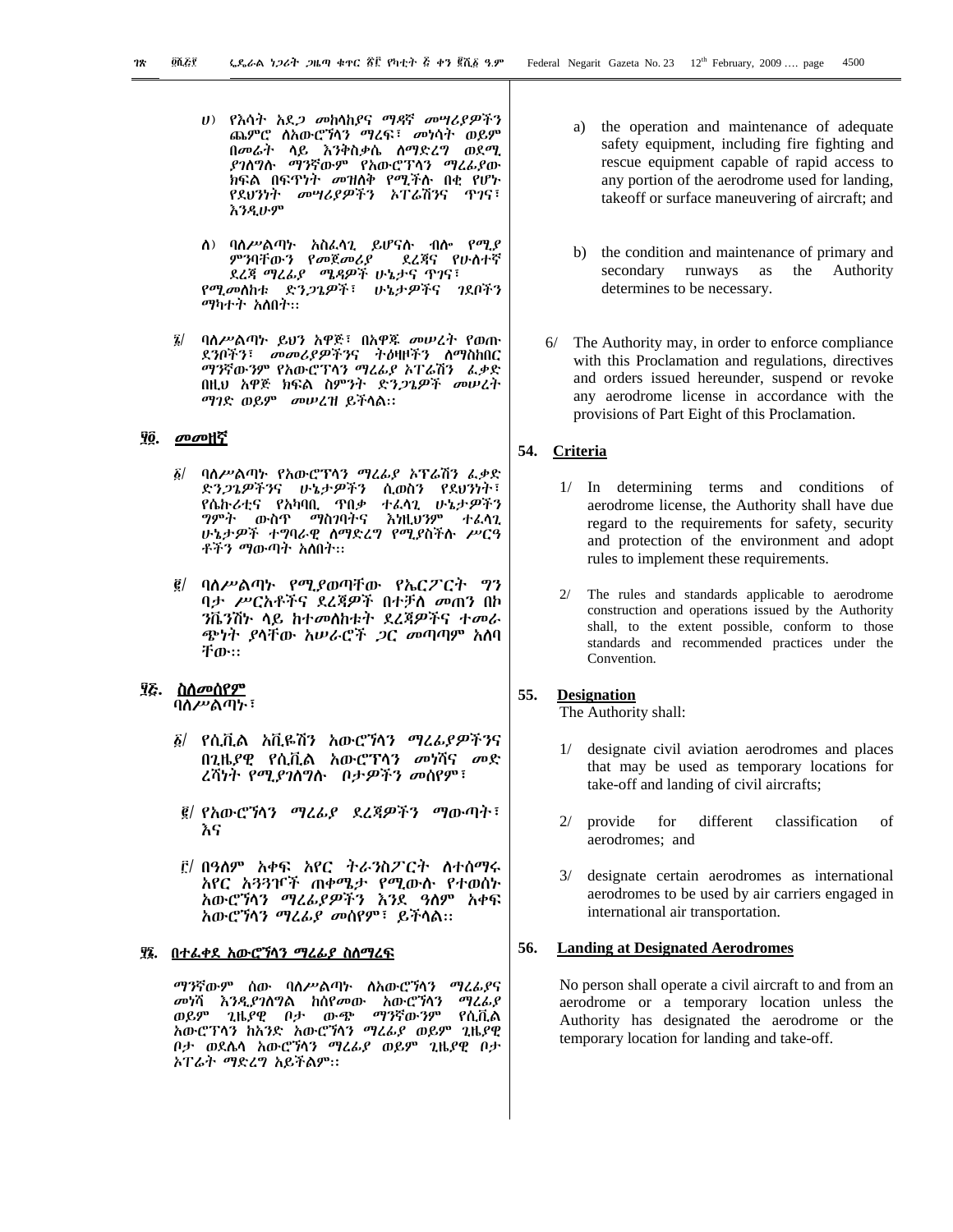ሀ) የእሳት አደጋ መከላከያና ማዳኛ መሣሪያዎችን ጨምሮ ለአውሮኘላን ማረፍ፣ መነሳት ወይም በመሬት ላይ እንቅስቃሴ ለማድረግ ወደሚያገለግሉ ማንኛውም የአውሮፕላን ማረፊያው ክፍል በፍጥነት መዝለቅ የሚችሉ በቂ የሆኑ የደህንነት መሣሪያዎችን ኦፐሬሽንና ጥገና፣ እንዲሁም

ለ) ባለሥልጣኑ አስፈላጊ ይሆናሉ ብሎ የሚያምንባቸውን የመጀመሪያ ደረጃና የሁለተኛ ደረጃ ማረፊያ ሜዳዎች ሁኔታና ጥገና፣ የሚመለከቱ ድንጋጌዎች፣ ሁኔታዎችና ገደቦችን ማካተት አለበት፡፡

፮/ ባለሥልጣኑ ይህን አዋጅ፣ በአዋጁ መሠረት የወጡ ደንቦችን፣ መመሪያዎችንና ትዕዛዞችን ለማስከበር ማንኛውንም የአውሮፕላን ማረፊያ ኦፐሬሽን ፈቃድ በዚህ አዋጅ ክፍል ስምንት ድንጋጌዎች መሠረት ማገድ ወይም መሠረዝ ይችላል፡፡

## ፶፬. መመዘኛ

፩/ ባለሥልጣኑ የአውሮፕላን ማረፊያ ኦፐሬሽን ፈቃድ ድንጋጌዎችንና ሁኔታዎችን ሲወስን የደህንነት፣ የሴኩሪቲና የአካባቢ ጥበቃ ተፈላጊ ሁኔታዎችን ግምት ውስጥ ማስገባትና እነዚህንም ተፈላጊ ሁኔታዎች ተግባራዊ ለማድረግ የሚያስችሉ ሥርዓቶችን ማውጣት አለበት፡፡

፪/ ባለሥልጣኑ የሚያወጣቸው የኤርፖርት ግንባታ ሥርአቶችና ደረጃዎች በተቻለ መጠን በኮንቬንሽኑ ላይ ከተመለከቱት ደረጃዎችና ተመራጭነት ያላቸው አሠራሮች ጋር መጣጣም አለባቸው፡፡

## ፶፭. ስለመሰየም

ባለሥልጣኑ፣

፩/ የሲቪል አቪዬሽን አውሮኘላን ማረፊያዎችንና በጊዜያዊ የሲቪል አውሮፕላን መነሻና መድረሻነት የሚያገለግሉ ቦታዎችን መሰየም፣

፪/ የአውሮኘላን ማረፊያ ደረጃዎችን ማውጣት፣ እና

፫/ በዓለም አቀፍ አየር ትራንስፖርት ለተሰማሩ አየር አጓጓዦች ጠቀሜታ የሚውሉ የተወሰኑ አውሮኘላን ማረፊያዎችን እንደ ዓለም አቀፍ አውሮኘላን ማረፊያ መሰየም፣ ይችላል፡፡

## ፶፮. በተፈቀደ አውሮኘላን ማረፊያ ስለማረፍ

ማንኛውም ሰው ባለሥልጣኑ ለአውሮኘላን ማረፊያና መነሻ እንዲያገለግል ከሰየመው አውሮኘላን ማረፊያ ወይም ጊዜያዊ ቦታ ውጭ ማንኛውንም የሲቪል አውሮፕላን ከአንድ አውሮኘላን ማረፊያ ወይም ጊዜያዊ ቦታ ወደሌላ አውሮኘላን ማረፊያ ወይም ጊዜያዊ ቦታ ኦፐሬት ማድረግ አይችልም፡፡

a) the operation and maintenance of adequate safety equipment, including fire fighting and rescue equipment capable of rapid access to any portion of the aerodrome used for landing, takeoff or surface maneuvering of aircraft; and

b) the condition and maintenance of primary and secondary runways as the Authority determines to be necessary.

6/ The Authority may, in order to enforce compliance with this Proclamation and regulations, directives and orders issued hereunder, suspend or revoke any aerodrome license in accordance with the provisions of Part Eight of this Proclamation.

## 54. Criteria

1/ In determining terms and conditions of aerodrome license, the Authority shall have due regard to the requirements for safety, security and protection of the environment and adopt rules to implement these requirements.

2/ The rules and standards applicable to aerodrome construction and operations issued by the Authority shall, to the extent possible, conform to those standards and recommended practices under the Convention.

## 55. Designation

The Authority shall:

1/ designate civil aviation aerodromes and places that may be used as temporary locations for take-off and landing of civil aircrafts;

2/ provide for different classification of aerodromes; and

3/ designate certain aerodromes as international aerodromes to be used by air carriers engaged in international air transportation.

## 56. Landing at Designated Aerodromes

No person shall operate a civil aircraft to and from an aerodrome or a temporary location unless the Authority has designated the aerodrome or the temporary location for landing and take-off.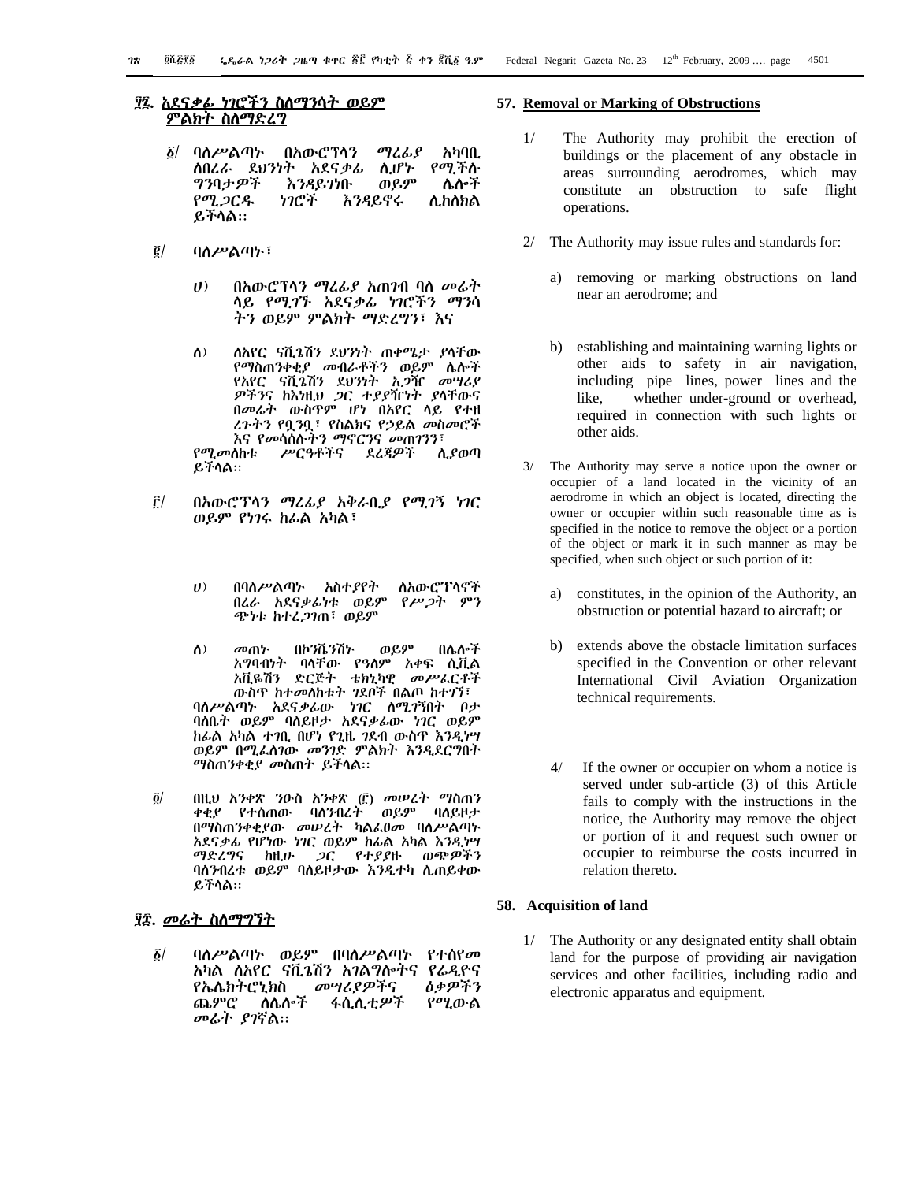## ፶፯. አደናቃፊ ነገሮችን ስለማንሳት ወይም ምልክት ስለማድረግ

፩/ ባለሥልጣኑ በአውሮፕላን ማረፊያ አካባቢ ለበረራ ደህንነት አደናቃፊ ሊሆኑ የሚችሉ ግንባታዎች እንዳይገነቡ ወይም ሌሎች የሚጋርዱ ነገሮች እንዳይኖሩ ሊከለክል ይችላል፡፡

፪/ ባለሥልጣኑ፣

ሀ) በአውሮፕላን ማረፊያ አጠገብ ባለ መሬት ላይ የሚገኙ አደናቃፊ ነገሮችን ማንሳ ትን ወይም ምልክት ማድረግን፣ እና

ለ) ለአየር ናቪጌሽን ደህንነት ጠቀሜታ ያላቸው የማስጠንቀቂያ መብራቶችን ወይም ሌሎች የአየር ናቪጌሽን ደህንነት አጋዥ መሣሪያ ዎችንና ከእነዚህ ጋር ተያያዥነት ያላቸውና በመሬት ውስጥም ሆነ በአየር ላይ የተዘ ረጉትን የቧንቧ፣ የስልክና የኃይል መስመሮች እና የመሳሰሉትን ማኖርንና መጠገንን፣

የሚመለከቱ ሥርዓቶችና ደረጃዎች ሊያወጣ ይችላል፡፡

፫/ በአውሮፕላን ማረፊያ አቅራቢያ የሚገኝ ነገር ወይም የነገሩ ከፊል አካል፣

ሀ) በባለሥልጣኑ አስተያየት ለአውሮፕላኖች በረራ አደናቃፊነቱ ወይም የሥጋት ምን ጭነቱ ከተረጋገጠ፣ ወይም

ለ) መጠኑ በኮንቬንሽኑ ወይም በሌሎች አግባብነት ባላቸው የዓለም አቀፍ ሲቪል አቪዬሽን ድርጅት ቴክኒካዊ መሥፈርቶች ውስጥ ከተመለከቱት ገደቦች በልጦ ከተገኘ፣

ባለሥልጣኑ አደናቃፊው ነገር ለሚገኝበት ቦታ ባለቤት ወይም ባለይዞታ አደናቃፊው ነገር ወይም ከፊል አካል ተገቢ በሆነ የጊዜ ገደብ ውስጥ እንዲነሣ ወይም በሚፈለገው መንገድ ምልክት እንዲደርግበት ማስጠንቀቂያ መስጠት ይችላል፡፡

፬/ በዚህ አንቀጽ ንዑስ አንቀጽ (፫) መሠረት ማስጠን ቀቂያ የተሰጠው ባለንብረት ወይም ባለይዞታ በማስጠንቀቂያው መሠረት ካልፈፀመ ባለሥልጣኑ አደናቃፊ የሆነው ነገር ወይም ከፊል አካል እንዲነሣ ማድረግና ከዚሁ ጋር የተያያዙ ወጭዎችን ባለንብረቱ ወይም ባለይዞታው እንዲተካ ሊጠይቀው ይችላል፡፡

## ፶፰. መሬት ስለማግኘት

፩/ ባለሥልጣኑ ወይም በባለሥልጣኑ የተሰየመ አካል ለአየር ናቪጌሽን አገልግሎትና የሬዲዮና የኤሌክትሮኒክስ መሣሪያዎችና ዕቃዎችን ጨምሮ ለሌሎች ፋሲሊቲዎች የሚውል መሬት ያገኛል፡፡

## 57. Removal or Marking of Obstructions

1/ The Authority may prohibit the erection of buildings or the placement of any obstacle in areas surrounding aerodromes, which may constitute an obstruction to safe flight operations.

2/ The Authority may issue rules and standards for:

a) removing or marking obstructions on land near an aerodrome; and

b) establishing and maintaining warning lights or other aids to safety in air navigation, including pipe lines, power lines and the like, whether under-ground or overhead, required in connection with such lights or other aids.

3/ The Authority may serve a notice upon the owner or occupier of a land located in the vicinity of an aerodrome in which an object is located, directing the owner or occupier within such reasonable time as is specified in the notice to remove the object or a portion of the object or mark it in such manner as may be specified, when such object or such portion of it:

a) constitutes, in the opinion of the Authority, an obstruction or potential hazard to aircraft; or

b) extends above the obstacle limitation surfaces specified in the Convention or other relevant International Civil Aviation Organization technical requirements.

4/ If the owner or occupier on whom a notice is served under sub-article (3) of this Article fails to comply with the instructions in the notice, the Authority may remove the object or portion of it and request such owner or occupier to reimburse the costs incurred in relation thereto.

## 58. Acquisition of land

1/ The Authority or any designated entity shall obtain land for the purpose of providing air navigation services and other facilities, including radio and electronic apparatus and equipment.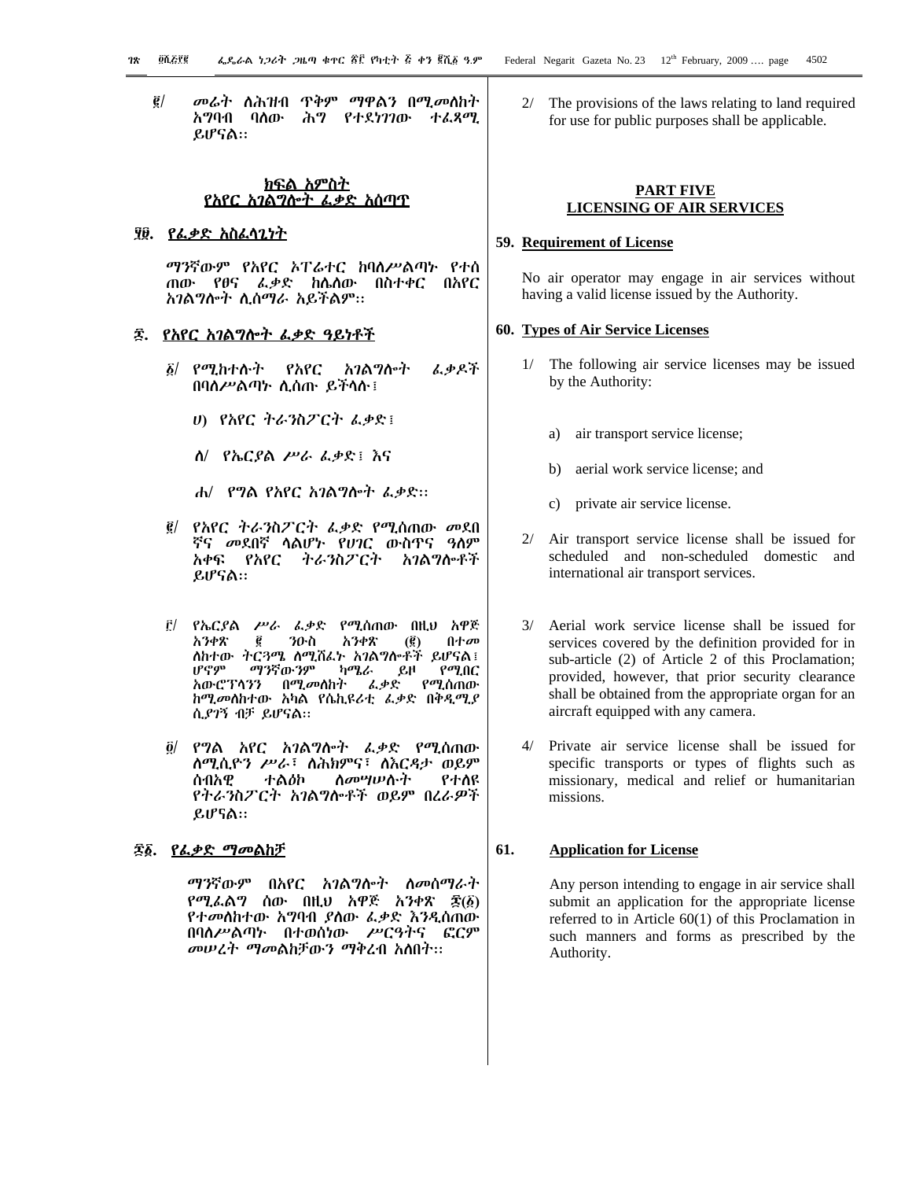፪/ መሬት ለሕዝብ ጥቅም ማዋልን በሚመለከት አግባብ ባለው ሕግ የተደነገገው ተፈጻሚ ይሆናል፡፡

## ክፍል አምስት
## የአየር አገልግሎት ፈቃድ አሰጣጥ

### ፶፱. የፈቃድ አስፈላጊነት

ማንኛውም የአየር ኦፐሬተር ከባለሥልጣኑ የተሰጠው የፀና ፈቃድ ከሌለው በስተቀር በአየር አገልግሎት ሊሰማራ አይችልም፡፡

### ፷. የአየር አገልግሎት ፈቃድ ዓይነቶች

፩/ የሚከተሉት የአየር አገልግሎት ፈቃዶች በባለሥልጣኑ ሊሰጡ ይችላሉ፤

ሀ) የአየር ትራንስፖርት ፈቃድ፤

ለ/ የኤርያል ሥራ ፈቃድ፤ እና

ሐ/ የግል የአየር አገልግሎት ፈቃድ፡፡

፪/ የአየር ትራንስፖርት ፈቃድ የሚሰጠው መደበኛና መደበኛ ላልሆኑ የሀገር ውስጥና ዓለም አቀፍ የአየር ትራንስፖርት አገልግሎቶች ይሆናል፡፡

፫/ የኤርያል ሥራ ፈቃድ የሚሰጠው በዚህ አዋጅ አንቀጽ ፪ ንዑስ አንቀጽ (፪) በተመለከተው ትርጓሜ ለሚሸፈኑ አገልግሎቶች ይሆናል፤ ሆኖም ማንኛውንም ካሜራ ይዞ የሚበር አውሮፕላንን በሚመለከት ፈቃድ የሚሰጠው ከሚመለከተው አካል የሴኪዩሪቲ ፈቃድ በቅድሚያ ሲያገኝ ብቻ ይሆናል፡፡

፬/ የግል አየር አገልግሎት ፈቃድ የሚሰጠው ለሚሲዮን ሥራ፣ ለሕክምና፣ ለእርዳታ ወይም ሰብአዊ ተልዕኮ ለመሣሠሉት የተለዩ የትራንስፖርት አገልግሎቶች ወይም በረራዎች ይሆናል፡፡

### ፷፩. የፈቃድ ማመልከቻ

ማንኛውም በአየር አገልግሎት ለመሰማራት የሚፈልግ ሰው በዚህ አዋጅ አንቀጽ ፷(፩) የተመለከተው አግባብ ያለው ፈቃድ እንዲሰጠው በባለሥልጣኑ በተወሰነው ሥርዓትና ፎርም መሠረት ማመልከቻውን ማቅረብ አለበት፡፡

2/ The provisions of the laws relating to land required for use for public purposes shall be applicable.

## PART FIVE
## LICENSING OF AIR SERVICES

### 59. Requirement of License

No air operator may engage in air services without having a valid license issued by the Authority.

### 60. Types of Air Service Licenses

1/ The following air service licenses may be issued by the Authority:

a) air transport service license;

b) aerial work service license; and

c) private air service license.

2/ Air transport service license shall be issued for scheduled and non-scheduled domestic and international air transport services.

3/ Aerial work service license shall be issued for services covered by the definition provided for in sub-article (2) of Article 2 of this Proclamation; provided, however, that prior security clearance shall be obtained from the appropriate organ for an aircraft equipped with any camera.

4/ Private air service license shall be issued for specific transports or types of flights such as missionary, medical and relief or humanitarian missions.

### 61. Application for License

Any person intending to engage in air service shall submit an application for the appropriate license referred to in Article 60(1) of this Proclamation in such manners and forms as prescribed by the Authority.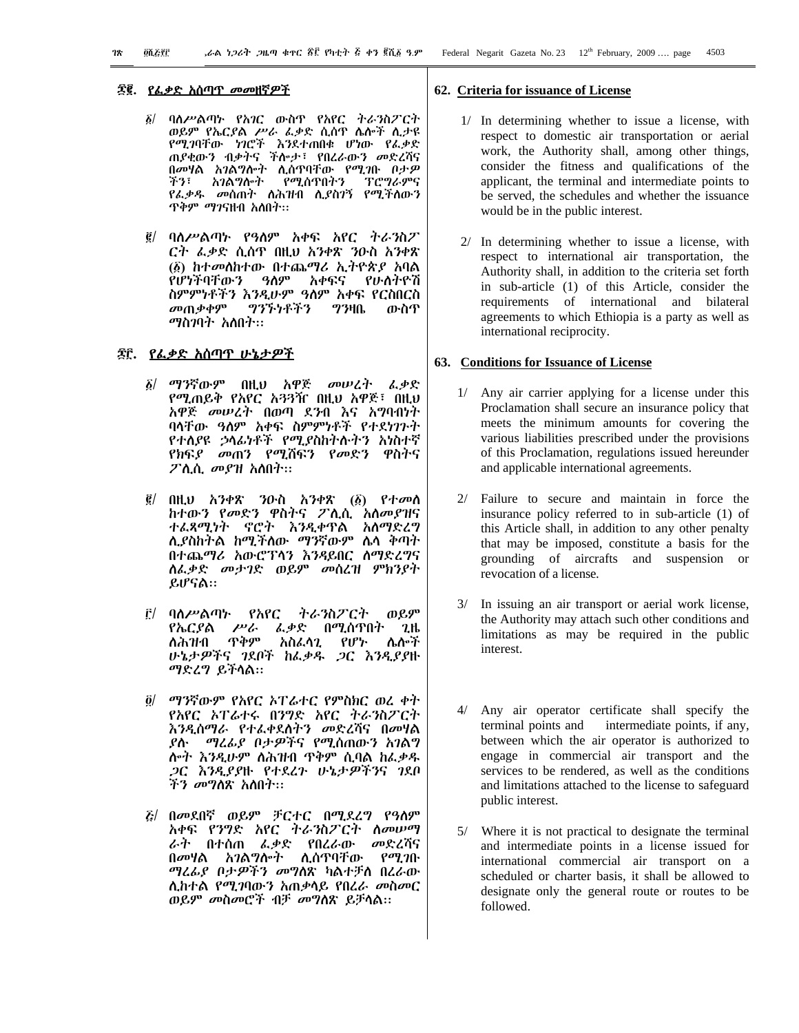## ፷፪. የፈቃድ አሰጣጥ መመዘኛዎች

፩/ ባለሥልጣኑ የአገር ውስጥ የአየር ትራንስፖርት ወይም የኤርያል ሥራ ፈቃድ ሲሰጥ ሌሎች ሲታዩ የሚገባቸው ነገሮች እንደተጠበቁ ሆነው የፈቃድ ጠያቂውን ብቃትና ችሎታ፣ የበረራውን መድረሻና በመሃል አገልግሎት ሊሰጥባቸው የሚገቡ ቦታዎችን፣ አገልግሎት የሚሰጥበትን ፕሮግራምና የፈቃዱ መሰጠት ለሕዝብ ሊያስገኝ የሚችለውን ጥቅም ማገናዘብ አለበት።

፪/ ባለሥልጣኑ የዓለም አቀፍ አየር ትራንስፖርት ፈቃድ ሲሰጥ በዚህ አንቀጽ ንዑስ አንቀጽ (፩) ከተመለከተው በተጨማሪ ኢትዮጵያ አባል የሆነችባቸውን ዓለም አቀፍና የሁለትዮሽ ስምምነቶችን እንዲሁም ዓለም አቀፍ የርስበርስ መጠቃቀም ግንኙነቶችን ግንዛቤ ውስጥ ማስገባት አለበት።

## ፷፫. የፈቃድ አሰጣጥ ሁኔታዎች

፩/ ማንኛውም በዚህ አዋጅ መሠረት ፈቃድ የሚጠይቅ የአየር አጓጓዥ በዚህ አዋጅ፣ በዚህ አዋጅ መሠረት በወጣ ደንብ እና አግባብነት ባላቸው ዓለም አቀፍ ስምምነቶች የተደነገጉት የተለያዩ ኃላፊነቶች የሚያስከትሉትን አነስተኛ የክፍያ መጠን የሚሸፍን የመድን ዋስትና ፖሊሲ መያዝ አለበት።

፪/ በዚህ አንቀጽ ንዑስ አንቀጽ (፩) የተመለከተውን የመድን ዋስትና ፖሊሲ አለመያዝና ተፈጻሚነት ኖሮት እንዲቀጥል አለማድረግ ሊያስከትል ከሚችለው ማንኛውም ሌላ ቅጣት በተጨማሪ አውሮፕላን እንዳይበር ለማድረግና ለፈቃድ መታገድ ወይም መሰረዝ ምክንያት ይሆናል።

፫/ ባለሥልጣኑ የአየር ትራንስፖርት ወይም የኤርያል ሥራ ፈቃድ በሚሰጥበት ጊዜ ለሕዝብ ጥቅም አስፈላጊ የሆኑ ሌሎች ሁኔታዎችና ገደቦች ከፈቃዱ ጋር እንዲያያዙ ማድረግ ይችላል።

፬/ ማንኛውም የአየር ኦፕሬተር የምስክር ወረ ቀት የአየር ኦፕሬተሩ በንግድ አየር ትራንስፖርት እንዲሰማራ የተፈቀደለትን መድረሻና በመሃል ያሉ ማረፊያ ቦታዎችና የሚሰጠውን አገልግሎት እንዲሁም ለሕዝብ ጥቅም ሲባል ከፈቃዱ ጋር እንዲያያዙ የተደረጉ ሁኔታዎችንና ገደቦችን መግለጽ አለበት።

፭/ በመደበኛ ወይም ቻርተር በሚደረግ የዓለም አቀፍ የንግድ አየር ትራንስፖርት ለመሠማራት በተሰጠ ፈቃድ የበረራው መድረሻና በመሃል አገልግሎት ሊሰጥባቸው የሚገቡ ማረፊያ ቦታዎችን መግለጽ ካልተቻለ በረራው ሊከተል የሚገባውን አጠቃላይ የበረራ መስመር ወይም መስመሮች ብቻ መግለጽ ይቻላል።

## 62. Criteria for issuance of License

1/ In determining whether to issue a license, with respect to domestic air transportation or aerial work, the Authority shall, among other things, consider the fitness and qualifications of the applicant, the terminal and intermediate points to be served, the schedules and whether the issuance would be in the public interest.

2/ In determining whether to issue a license, with respect to international air transportation, the Authority shall, in addition to the criteria set forth in sub-article (1) of this Article, consider the requirements of international and bilateral agreements to which Ethiopia is a party as well as international reciprocity.

## 63. Conditions for Issuance of License

1/ Any air carrier applying for a license under this Proclamation shall secure an insurance policy that meets the minimum amounts for covering the various liabilities prescribed under the provisions of this Proclamation, regulations issued hereunder and applicable international agreements.

2/ Failure to secure and maintain in force the insurance policy referred to in sub-article (1) of this Article shall, in addition to any other penalty that may be imposed, constitute a basis for the grounding of aircrafts and suspension or revocation of a license.

3/ In issuing an air transport or aerial work license, the Authority may attach such other conditions and limitations as may be required in the public interest.

4/ Any air operator certificate shall specify the terminal points and intermediate points, if any, between which the air operator is authorized to engage in commercial air transport and the services to be rendered, as well as the conditions and limitations attached to the license to safeguard public interest.

5/ Where it is not practical to designate the terminal and intermediate points in a license issued for international commercial air transport on a scheduled or charter basis, it shall be allowed to designate only the general route or routes to be followed.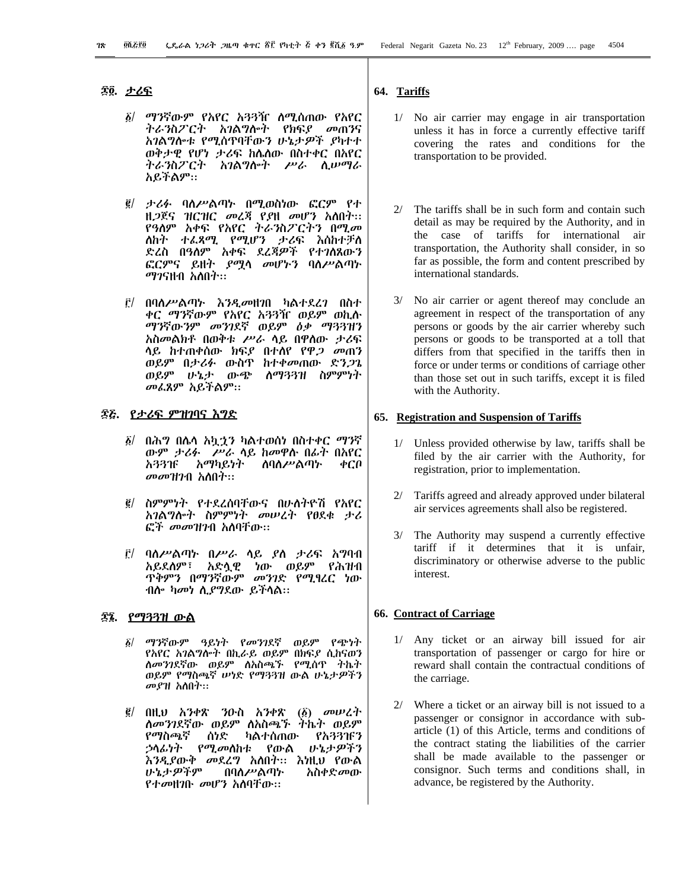## ፷፬. ታሪፍ

፩/ ማንኛውም የአየር አጓጓዥ ለሚሰጠው የአየር ትራንስፖርት አገልግሎት የክፍያ መጠንና አገልግሎቱ የሚሰጥባቸውን ሁኔታዎች ያካተተ ወቅታዊ የሆነ ታሪፍ ከሌለው በስተቀር በአየር ትራንስፖርት አገልግሎት ሥራ ሊሠማራ አይችልም፡፡

፪/ ታሪፉ ባለሥልጣኑ በሚወስነው ፎርም የተዘጋጀና ዝርዝር መረጃ የያዘ መሆን አለበት፡፡ የዓለም አቀፍ የአየር ትራንስፖርትን በሚመለከት ተፈጻሚ የሚሆን ታሪፍ እስከተቻለ ድረስ በዓለም አቀፍ ደረጃዎች የተገለጸውን ፎርምና ይዘት ያሟላ መሆኑን ባለሥልጣኑ ማገናዘብ አለበት፡፡

፫/ በባለሥልጣኑ እንዲመዘገብ ካልተደረገ በስተቀር ማንኛውም የአየር አጓጓዥ ወይም ወኪሉ ማንኛውንም መንገደኛ ወይም ዕቃ ማጓጓዝን አስመልክቶ በወቅቱ ሥራ ላይ በዋለው ታሪፍ ላይ ከተጠቀሰው ክፍያ በተለየ የዋጋ መጠን ወይም በታሪፉ ውስጥ ከተቀመጠው ድንጋጌ ወይም ሁኔታ ውጭ ለማጓጓዝ ስምምነት መፈጸም አይችልም፡፡

## ፷፭. የታሪፍ ምዝገባና እግድ

፩/ በሕግ በሌላ አኳኋን ካልተወሰነ በስተቀር ማንኛውም ታሪፉ ሥራ ላይ ከመዋሉ በፊት በአየር አጓጓዡ አማካይነት ለባለሥልጣኑ ቀርቦ መመዝገብ አለበት፡፡

፪/ ስምምነት የተደረሰባቸውና በሁለትዮሽ የአየር አገልግሎት ስምምነት መሠረት የፀደቁ ታሪፎች መመዝገብ አለባቸው፡፡

፫/ ባለሥልጣኑ በሥራ ላይ ያለ ታሪፍ አግባብ አይደለም፣ አድሏዊ ነው ወይም የሕዝብ ጥቅምን በማንኛውም መንገድ የሚፃረር ነው ብሎ ካመነ ሊያግደው ይችላል፡፡

## ፷፮. የማጓጓዝ ውል

፩/ ማንኛውም ዓይነት የመንገደኛ ወይም የጭነት የአየር አገልግሎት በኪራይ ወይም በክፍያ ሲከናወን ለመንገደኛው ወይም ለአስጫኙ የሚሰጥ ትኬት ወይም የማስጫኛ ሠነድ የማጓጓዝ ውል ሁኔታዎችን መያዝ አለበት፡፡

፪/ በዚህ አንቀጽ ንዑስ አንቀጽ (፩) መሠረት ለመንገደኛው ወይም ለአስጫኙ ትኬት ወይም የማስጫኛ ሰነድ ካልተሰጠው የአጓጓዡን ኃላፊነት የሚመለከቱ የውል ሁኔታዎችን እንዲያውቅ መደረግ አለበት፡፡ እነዚህ የውል ሁኔታዎችም በባለሥልጣኑ አስቀድመው የተመዘገቡ መሆን አለባቸው፡፡

## 64. Tariffs

1/ No air carrier may engage in air transportation unless it has in force a currently effective tariff covering the rates and conditions for the transportation to be provided.

2/ The tariffs shall be in such form and contain such detail as may be required by the Authority, and in the case of tariffs for international air transportation, the Authority shall consider, in so far as possible, the form and content prescribed by international standards.

3/ No air carrier or agent thereof may conclude an agreement in respect of the transportation of any persons or goods by the air carrier whereby such persons or goods to be transported at a toll that differs from that specified in the tariffs then in force or under terms or conditions of carriage other than those set out in such tariffs, except it is filed with the Authority.

## 65. Registration and Suspension of Tariffs

1/ Unless provided otherwise by law, tariffs shall be filed by the air carrier with the Authority, for registration, prior to implementation.

2/ Tariffs agreed and already approved under bilateral air services agreements shall also be registered.

3/ The Authority may suspend a currently effective tariff if it determines that it is unfair, discriminatory or otherwise adverse to the public interest.

## 66. Contract of Carriage

1/ Any ticket or an airway bill issued for air transportation of passenger or cargo for hire or reward shall contain the contractual conditions of the carriage.

2/ Where a ticket or an airway bill is not issued to a passenger or consignor in accordance with sub-article (1) of this Article, terms and conditions of the contract stating the liabilities of the carrier shall be made available to the passenger or consignor. Such terms and conditions shall, in advance, be registered by the Authority.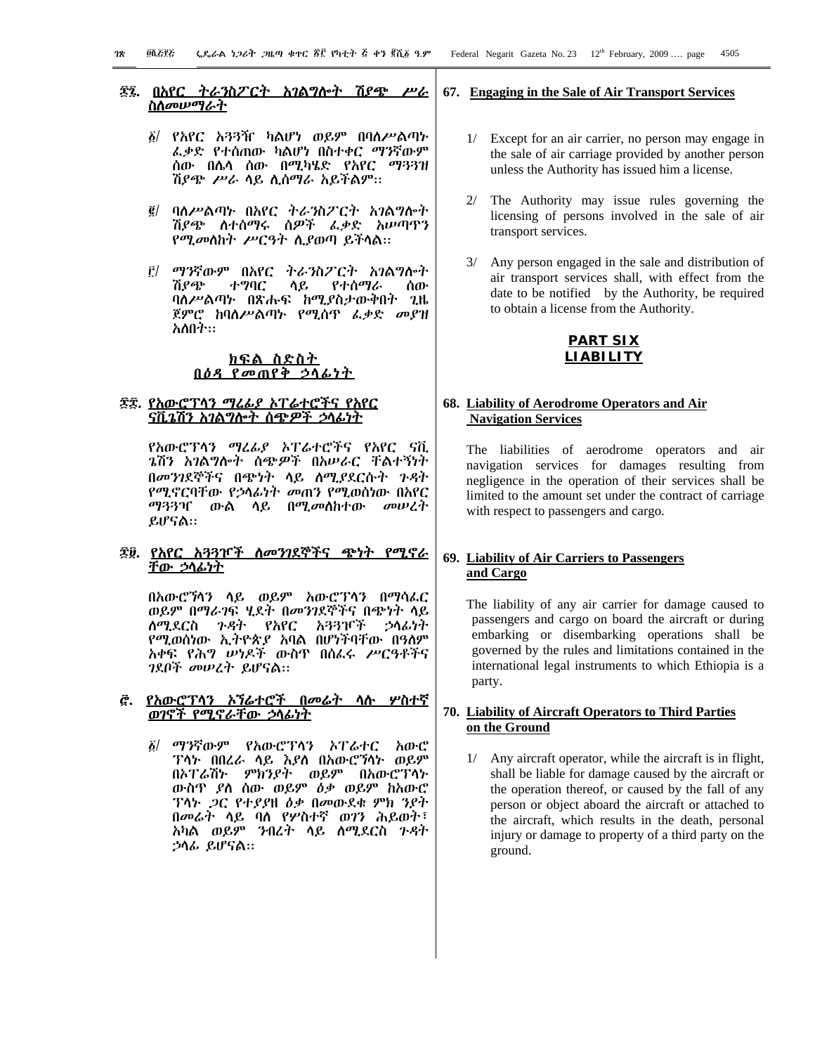፷፯. በአየር ትራንስፖርት አገልግሎት ሽያጭ ሥራ ስለመሠማራት

፩/ የአየር አጓጓዥ ካልሆነ ወይም በባለሥልጣኑ ፈቃድ የተሰጠው ካልሆነ በስተቀር ማንኛውም ሰው በሌላ ሰው በሚካሄድ የአየር ማጓጓዝ ሽያጭ ሥራ ላይ ሊሰማራ አይችልም።

፪/ ባለሥልጣኑ በአየር ትራንስፖርት አገልግሎት ሽያጭ ለተሰማሩ ሰዎች ፈቃድ አሠጣጥን የሚመለከት ሥርዓት ሊያወጣ ይችላል።

፫/ ማንኛውም በአየር ትራንስፖርት አገልግሎት ሽያጭ ተግባር ላይ የተሰማራ ሰው ባለሥልጣኑ በጽሑፍ ከሚያስታውቀበት ጊዜ ጀምሮ ከባለሥልጣኑ የሚሰጥ ፈቃድ መያዝ አለበት።

## ክፍል ስድስት
## በዕዳ የመጠየቅ ኃላፊነት

፷፰. የአውሮፕላን ማረፊያ ኦፐሬተሮችና የአየር ናቪጌሽን አገልግሎት ሰጭዎች ኃላፊነት

የአውሮፕላን ማረፊያ ኦፐሬተሮችና የአየር ናቪጌሽን አገልግሎት ሰጭዎች በአሠራር ቸልተኝነት በመንገደኞችና በጭነት ላይ ለሚያደርሱት ጉዳት የሚኖርባቸው የኃላፊነት መጠን የሚወሰነው በአየር ማጓጓዣ ውል ላይ በሚመለከተው መሠረት ይሆናል።

፷፱. የአየር አጓጓዦች ለመንገደኞችና ጭነት የሚኖራቸው ኃላፊነት

በአውሮፕላን ላይ ወይም አውሮፕላን በማሳፈር ወይም በማራገፍ ሂደት በመንገደኞችና በጭነት ላይ ለሚደርስ ጉዳት የአየር አጓጓዦች ኃላፊነት የሚወሰነው ኢትዮጵያ አባል በሆነችባቸው በዓለም አቀፍ የሕግ ሠነዶች ውስጥ በሰፈሩ ሥርዓቶችና ገደቦች መሠረት ይሆናል።

፸. የአውሮፕላን ኦፕሬተሮች በመሬት ላሉ ሦስተኛ ወገኖች የሚኖራቸው ኃላፊነት

፩/ ማንኛውም የአውሮፕላን ኦፐሬተር አውሮፕላኑ በበረራ ላይ እያለ በአውሮፕላኑ ወይም በኦፐሬሽኑ ምክንያት ወይም በአውሮፕላኑ ውስጥ ያለ ሰው ወይም ዕቃ ወይም ከአውሮፕላኑ ጋር የተያያዘ ዕቃ በመውደቁ ምክንያት በመሬት ላይ ባለ የሦስተኛ ወገን ሕይወት፣ አካል ወይም ንብረት ላይ ለሚደርስ ጉዳት ኃላፊ ይሆናል።

**67. Engaging in the Sale of Air Transport Services**

1/ Except for an air carrier, no person may engage in the sale of air carriage provided by another person unless the Authority has issued him a license.

2/ The Authority may issue rules governing the licensing of persons involved in the sale of air transport services.

3/ Any person engaged in the sale and distribution of air transport services shall, with effect from the date to be notified by the Authority, be required to obtain a license from the Authority.

## PART SIX
## LIABILITY

**68. Liability of Aerodrome Operators and Air Navigation Services**

The liabilities of aerodrome operators and air navigation services for damages resulting from negligence in the operation of their services shall be limited to the amount set under the contract of carriage with respect to passengers and cargo.

**69. Liability of Air Carriers to Passengers and Cargo**

The liability of any air carrier for damage caused to passengers and cargo on board the aircraft or during embarking or disembarking operations shall be governed by the rules and limitations contained in the international legal instruments to which Ethiopia is a party.

**70. Liability of Aircraft Operators to Third Parties on the Ground**

1/ Any aircraft operator, while the aircraft is in flight, shall be liable for damage caused by the aircraft or the operation thereof, or caused by the fall of any person or object aboard the aircraft or attached to the aircraft, which results in the death, personal injury or damage to property of a third party on the ground.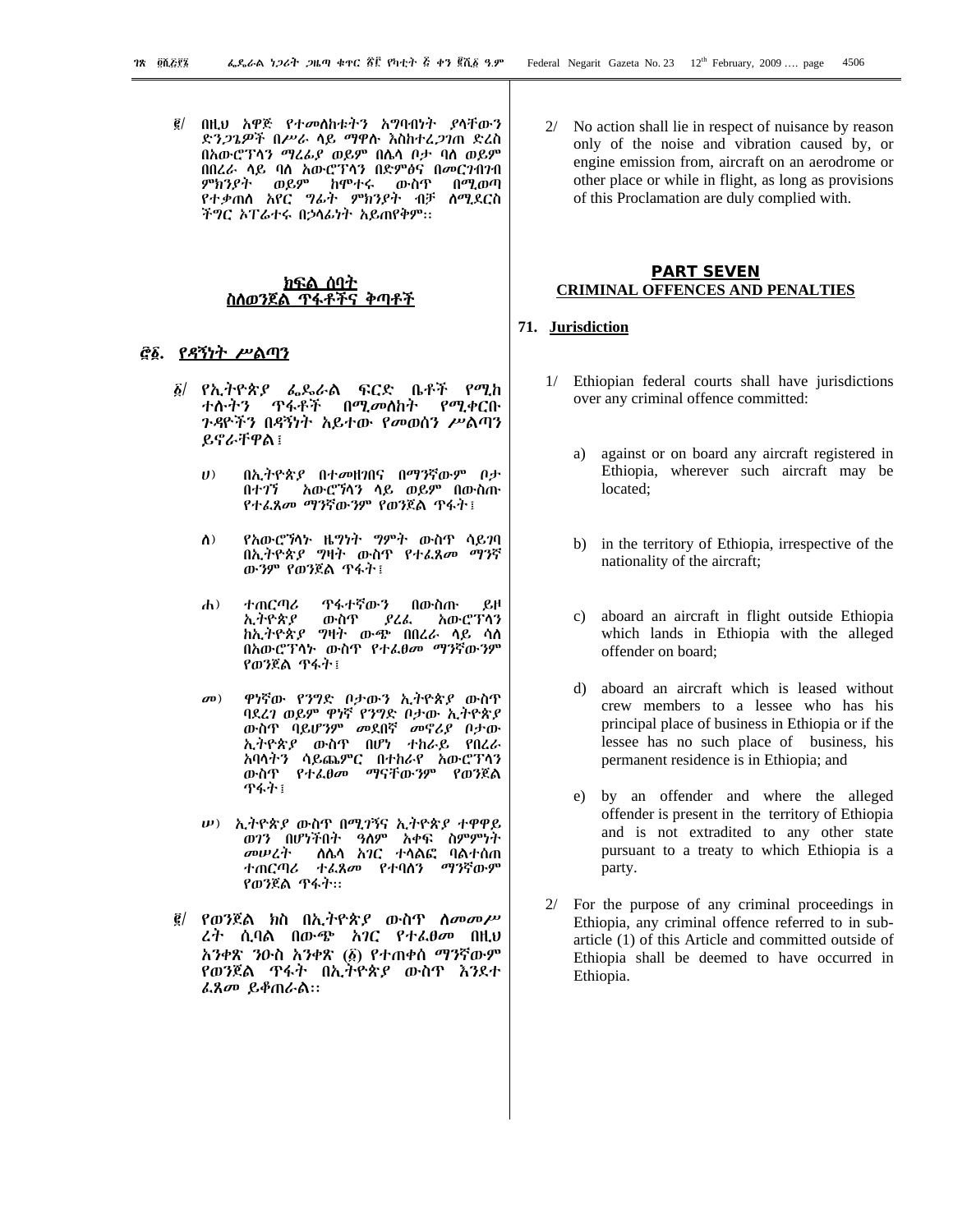፪/ በዚህ አዋጅ የተመለከቱትን አግባብነት ያላቸውን ድንጋጌዎች በሥራ ላይ ማዋሉ እስከተረጋገጠ ድረስ በአውሮፕላን ማረፊያ ወይም በሌላ ቦታ ባለ ወይም በበረራ ላይ ባለ አውሮፕላን በድምፅና በመርገብገብ ምክንያት ወይም ከሞተሩ ውስጥ በሚወጣ የተቃጠለ አየር ግፊት ምክንያት ብቻ ለሚደርስ ችግር ኦፐሬተሩ በኃላፊነት አይጠየቅም፡፡

## ክፍል ሰባት
## ስለወንጀል ጥፋቶችና ቅጣቶች

### ፸፩. የዳኝነት ሥልጣን

፩/ የኢትዮጵያ ፌዴራል ፍርድ ቤቶች የሚከተሉትን ጥፋቶች በሚመለከት የሚቀርቡ ጉዳዮችን በዳኝነት አይተው የመወሰን ሥልጣን ይኖራቸዋል፤

ሀ) በኢትዮጵያ በተመዘገበና በማንኛውም ቦታ በተገኘ አውሮፕላን ላይ ወይም በውስጡ የተፈጸመ ማንኛውንም የወንጀል ጥፋት፤

ለ) የአውሮፕላኑ ዜግነት ግምት ውስጥ ሳይገባ በኢትዮጵያ ግዛት ውስጥ የተፈጸመ ማንኛውንም የወንጀል ጥፋት፤

ሐ) ተጠርጣሪ ጥፋተኛውን በውስጡ ይዞ ኢትዮጵያ ውስጥ ያረፈ አውሮፕላን ከኢትዮጵያ ግዛት ውጭ በበረራ ላይ ሳለ በአውሮፕላኑ ውስጥ የተፈፀመ ማንኛውንም የወንጀል ጥፋት፤

መ) ዋነኛው የንግድ ቦታውን ኢትዮጵያ ውስጥ ባደረገ ወይም ዋነኛ የንግድ ቦታው ኢትዮጵያ ውስጥ ባይሆንም መደበኛ መኖሪያ ቦታው ኢትዮጵያ ውስጥ በሆነ ተከራይ የበረራ አባላትን ሳይጨምር በተከራየ አውሮፕላን ውስጥ የተፈፀመ ማናቸውንም የወንጀል ጥፋት፤

ሠ) ኢትዮጵያ ውስጥ በሚገኝና ኢትዮጵያ ተዋዋይ ወገን በሆነችበት ዓለም አቀፍ ስምምነት መሠረት ለሌላ አገር ተላልፎ ባልተሰጠ ተጠርጣሪ ተፈጸመ የተባለን ማንኛውም የወንጀል ጥፋት፡፡

፪/ የወንጀል ክስ በኢትዮጵያ ውስጥ ለመመሥረት ሲባል በውጭ አገር የተፈፀመ በዚህ አንቀጽ ንዑስ አንቀጽ (፩) የተጠቀሰ ማንኛውም የወንጀል ጥፋት በኢትዮጵያ ውስጥ እንደተ ፈጸመ ይቆጠራል፡፡

2/ No action shall lie in respect of nuisance by reason only of the noise and vibration caused by, or engine emission from, aircraft on an aerodrome or other place or while in flight, as long as provisions of this Proclamation are duly complied with.

## PART SEVEN
## CRIMINAL OFFENCES AND PENALTIES

### 71. Jurisdiction

1/ Ethiopian federal courts shall have jurisdictions over any criminal offence committed:

a) against or on board any aircraft registered in Ethiopia, wherever such aircraft may be located;

b) in the territory of Ethiopia, irrespective of the nationality of the aircraft;

c) aboard an aircraft in flight outside Ethiopia which lands in Ethiopia with the alleged offender on board;

d) aboard an aircraft which is leased without crew members to a lessee who has his principal place of business in Ethiopia or if the lessee has no such place of business, his permanent residence is in Ethiopia; and

e) by an offender and where the alleged offender is present in the territory of Ethiopia and is not extradited to any other state pursuant to a treaty to which Ethiopia is a party.

2/ For the purpose of any criminal proceedings in Ethiopia, any criminal offence referred to in sub-article (1) of this Article and committed outside of Ethiopia shall be deemed to have occurred in Ethiopia.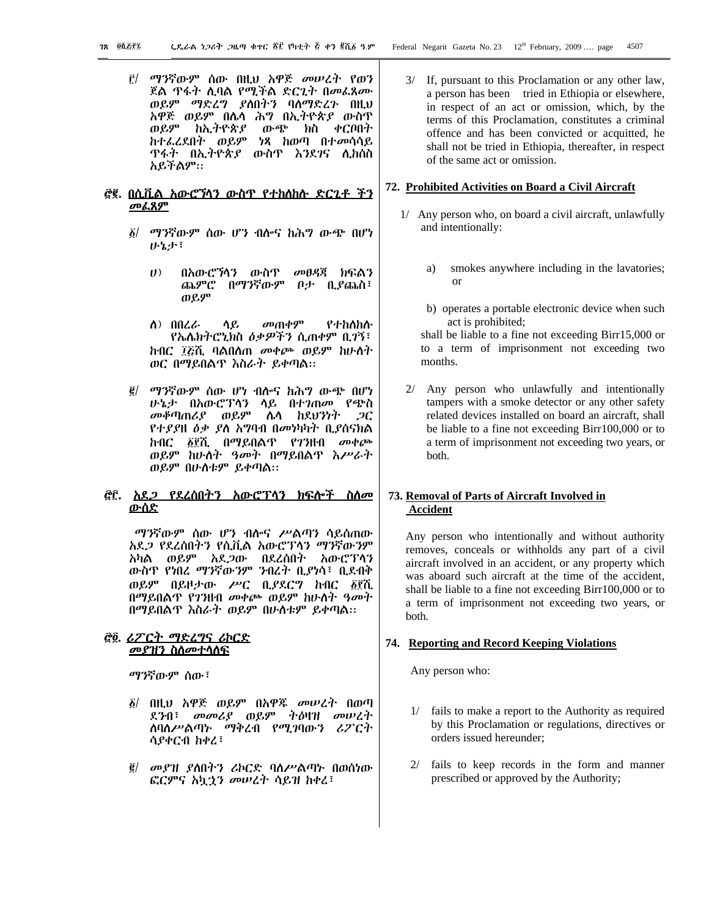፫/ ማንኛውም ሰው በዚህ አዋጅ መሠረት የወን ጀል ጥፋት ሊባል የሚችል ድርጊት በመፈጸሙ ወይም ማድረግ ያለበትን ባለማድረጉ በዚህ አዋጅ ወይም በሌላ ሕግ በኢትዮጵያ ውስጥ ወይም ከኢትዮጵያ ውጭ ክስ ቀርቦበት ከተፈረደበት ወይም ነጻ ከወጣ በተመሳሳይ ጥፋት በኢትዮጵያ ውስጥ እንደገና ሊከሰስ አይችልም፡፡

## ፸፪. በሲቪል አውሮፕላን ውስጥ የተከለከሉ ድርጊቶች ችን መፈጸም

፩/ ማንኛውም ሰው ሆን ብሎና ከሕግ ውጭ በሆነ ሁኔታ፣

ሀ) በአውሮፕላን ውስጥ መፀዳጃ ክፍልን ጨምሮ በማንኛውም ቦታ ቢያጨስ፣ ወይም

ለ) በበረራ ላይ መጠቀም የተከለከሉ የኤሌክትሮኒክስ ዕቃዎችን ሲጠቀም ቢገኝ፣

ከብር ፲፭ሺ ባልበለጠ መቀጮ ወይም ከሁለት ወር በማይበልጥ እስራት ይቀጣል፡፡

፪/ ማንኛውም ሰው ሆን ብሎና ከሕግ ውጭ በሆነ ሁኔታ በአውሮፕላን ላይ በተገጠመ የጭስ መቆጣጠሪያ ወይም ሌላ ከደህንነት ጋር የተያያዘ ዕቃ ያለ አግባብ በመነካካት ቢያሰናክል ከብር ፩፻ሺ በማይበልጥ የገንዘብ መቀጮ ወይም ከሁለት ዓመት በማይበልጥ እሥራት ወይም በሁለቱም ይቀጣል፡፡

## ፸፫. አደጋ የደረሰበትን አውሮፕላን ክፍሎች ስለመ ውሰድ

ማንኛውም ሰው ሆን ብሎና ሥልጣን ሳይሰጠው አደጋ የደረሰበትን የሲቪል አውሮፕላን ማንኛውንም አካል ወይም አደጋው በደረሰበት አውሮፕላን ውስጥ የነበረ ማንኛውንም ንብረት ቢያነሳ፣ ቢደብቅ ወይም በይዞታው ሥር ቢያደርግ ከብር ፩፻ሺ በማይበልጥ የገንዘብ መቀጮ ወይም ከሁለት ዓመት በማይበልጥ እስራት ወይም በሁለቱም ይቀጣል፡፡

## ፸፬. ሪፖርት ማድረግና ሪኮርድ መያዝን ስለመተላለፍ

ማንኛውም ሰው፣

፩/ በዚህ አዋጅ ወይም በአዋጁ መሠረት በወጣ ደንብ፣ መመሪያ ወይም ትዕዛዝ መሠረት ለባለሥልጣኑ ማቅረብ የሚገባውን ሪፖርት ሳያቀርብ ከቀረ፣

፪/ መያዝ ያለበትን ሪኮርድ ባለሥልጣኑ በወሰነው ፎርምና አኳኋን መሠረት ሳይዝ ከቀረ፣

3/ If, pursuant to this Proclamation or any other law, a person has been tried in Ethiopia or elsewhere, in respect of an act or omission, which, by the terms of this Proclamation, constitutes a criminal offence and has been convicted or acquitted, he shall not be tried in Ethiopia, thereafter, in respect of the same act or omission.

## 72. Prohibited Activities on Board a Civil Aircraft

1/ Any person who, on board a civil aircraft, unlawfully and intentionally:

a) smokes anywhere including in the lavatories; or

b) operates a portable electronic device when such act is prohibited;

shall be liable to a fine not exceeding Birr15,000 or to a term of imprisonment not exceeding two months.

2/ Any person who unlawfully and intentionally tampers with a smoke detector or any other safety related devices installed on board an aircraft, shall be liable to a fine not exceeding Birr100,000 or to a term of imprisonment not exceeding two years, or both.

## 73. Removal of Parts of Aircraft Involved in Accident

Any person who intentionally and without authority removes, conceals or withholds any part of a civil aircraft involved in an accident, or any property which was aboard such aircraft at the time of the accident, shall be liable to a fine not exceeding Birr100,000 or to a term of imprisonment not exceeding two years, or both.

## 74. Reporting and Record Keeping Violations

Any person who:

1/ fails to make a report to the Authority as required by this Proclamation or regulations, directives or orders issued hereunder;

2/ fails to keep records in the form and manner prescribed or approved by the Authority;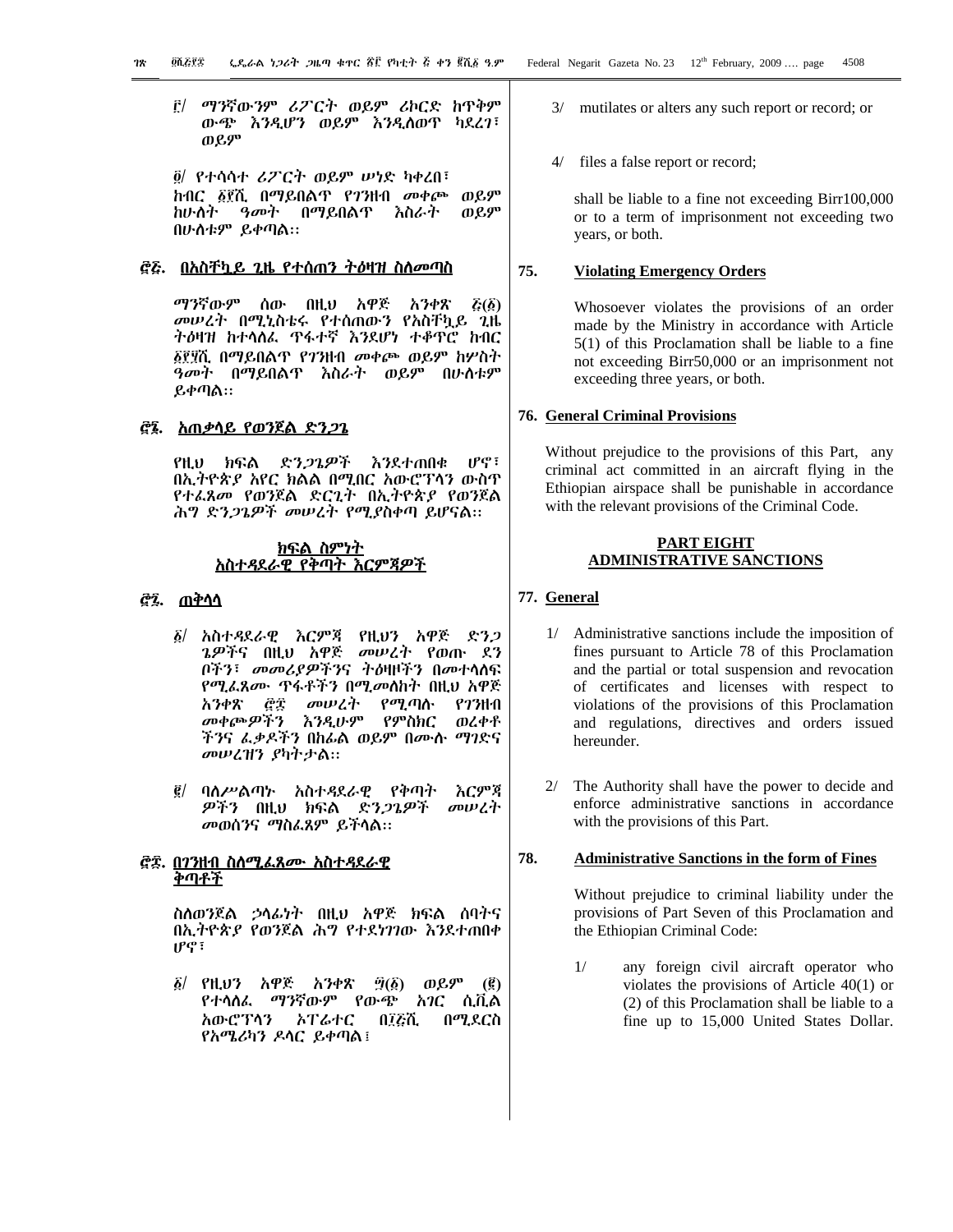፫/ ማንኛውንም ሪፖርት ወይም ሪከርድ ከጥቅም ውጭ እንዲሆን ወይም እንዲለወጥ ካደረገ፣ ወይም

፬/ የተሳሳተ ሪፖርት ወይም ሠነድ ካቀረበ፣

ከብር ፩፻ሺ በማይበልጥ የገንዘብ መቀጮ ወይም ከሁለት ዓመት በማይበልጥ እስራት ወይም በሁለቱም ይቀጣል፡፡

## ፸፭. በአስቸኳይ ጊዜ የተሰጠን ትዕዛዝ ስለመጣስ

ማንኛውም ሰው በዚህ አዋጅ አንቀጽ ፭(፩) መሠረት በሚኒስቴሩ የተሰጠውን የአስቸኳይ ጊዜ ትዕዛዝ ከተላለፈ ጥፋተኛ እንደሆነ ተቆጥሮ ከብር ፶፻ሺ በማይበልጥ የገንዘብ መቀጮ ወይም ከሦስት ዓመት በማይበልጥ እስራት ወይም በሁለቱም ይቀጣል፡፡

## ፸፮. አጠቃላይ የወንጀል ድንጋጌ

የዚህ ክፍል ድንጋጌዎች እንደተጠበቁ ሆኖ፣ በኢትዮጵያ አየር ክልል በሚበር አውሮፕላን ውስጥ የተፈጸመ የወንጀል ድርጊት በኢትዮጵያ የወንጀል ሕግ ድንጋጌዎች መሠረት የሚያስቀጣ ይሆናል፡፡

## ክፍል ስምንት
## አስተዳደራዊ የቅጣት እርምጃዎች

## ፸፯. ጠቅላላ

፩/ አስተዳደራዊ እርምጃ የዚህን አዋጅ ድንጋጌዎችና በዚህ አዋጅ መሠረት የወጡ ደንቦችን፣ መመሪያዎችንና ትዕዛዞችን በመተላለፍ የሚፈጸሙ ጥፋቶችን በሚመለከት በዚህ አዋጅ አንቀጽ ፸፰ መሠረት የሚጣሉ የገንዘብ መቀጮዎችን እንዲሁም የምስክር ወረቀቶችንና ፈቃዶችን በከፊል ወይም በሙሉ ማገድና መሠረዝን ያካትታል፡፡

፪/ ባለሥልጣኑ አስተዳደራዊ የቅጣት እርምጃዎችን በዚህ ክፍል ድንጋጌዎች መሠረት መወሰንና ማስፈጸም ይችላል፡፡

## ፸፰. በገንዘብ ስለሚፈጸሙ አስተዳደራዊ ቅጣቶች

ስለወንጀል ኃላፊነት በዚህ አዋጅ ክፍል ሰባትና በኢትዮጵያ የወንጀል ሕግ የተደነገገው እንደተጠበቀ ሆኖ፣

፩/ የዚህን አዋጅ አንቀጽ ፵(፩) ወይም (፪) የተላለፈ ማንኛውም የውጭ አገር ሲቪል አውሮፕላን ኦፔሬተር በ፲፭ሺ በሚደርስ የአሜሪካን ዶላር ይቀጣል፤

3/ mutilates or alters any such report or record; or

4/ files a false report or record;

shall be liable to a fine not exceeding Birr100,000 or to a term of imprisonment not exceeding two years, or both.

## 75. Violating Emergency Orders

Whosoever violates the provisions of an order made by the Ministry in accordance with Article 5(1) of this Proclamation shall be liable to a fine not exceeding Birr50,000 or an imprisonment not exceeding three years, or both.

## 76. General Criminal Provisions

Without prejudice to the provisions of this Part, any criminal act committed in an aircraft flying in the Ethiopian airspace shall be punishable in accordance with the relevant provisions of the Criminal Code.

## PART EIGHT
## ADMINISTRATIVE SANCTIONS

## 77. General

1/ Administrative sanctions include the imposition of fines pursuant to Article 78 of this Proclamation and the partial or total suspension and revocation of certificates and licenses with respect to violations of the provisions of this Proclamation and regulations, directives and orders issued hereunder.

2/ The Authority shall have the power to decide and enforce administrative sanctions in accordance with the provisions of this Part.

## 78. Administrative Sanctions in the form of Fines

Without prejudice to criminal liability under the provisions of Part Seven of this Proclamation and the Ethiopian Criminal Code:

1/ any foreign civil aircraft operator who violates the provisions of Article 40(1) or (2) of this Proclamation shall be liable to a fine up to 15,000 United States Dollar.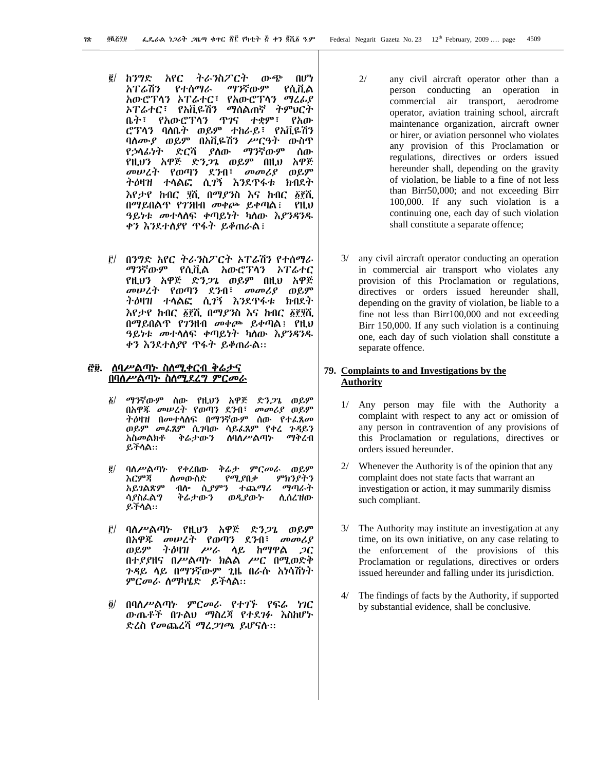፪/ ከንግድ አየር ትራንስፖርት ውጭ በሆነ አፕሬሽን የተሰማራ ማንኛውም የሲቪል አውሮፕላን ኦፕሬተር፣ የአውሮፕላን ማረፊያ ኦፕሬተር፣ የአቪዬሽን ማሰልጠኛ ትምህርት ቤት፣ የአውሮፕላን ጥገና ተቋም፣ የአውሮፕላን ባለቤት ወይም ተከራይ፣ የአቪዬሽን ባለሙያ ወይም በአቪዬሽን ሥርዓት ውስጥ የኃላፊነት ድርሻ ያለው ማንኛውም ሰው የዚህን አዋጅ ድንጋጌ ወይም በዚህ አዋጅ መሠረት የወጣን ደንብ፣ መመሪያ ወይም ትዕዛዝ ተላልፎ ሲገኝ እንደጥፋቱ ክብደት እየታየ ከብር ፶ሺ በማያንስ እና ከብር ፩፻ሺ በማይበልጥ የገንዘብ መቀጮ ይቀጣል፤ የዚህ ዓይነቱ መተላለፍ ቀጣይነት ካለው እያንዳንዱ ቀን እንደተለያየ ጥፋት ይቆጠራል፤

፫/ በንግድ አየር ትራንስፖርት ኦፕሬሽን የተሰማራ ማንኛውም የሲቪል አውሮፕላን ኦፕሬተር የዚህን አዋጅ ድንጋጌ ወይም በዚህ አዋጅ መሠረት የወጣን ደንብ፣ መመሪያ ወይም ትዕዛዝ ተላልፎ ሲገኝ እንደጥፋቱ ክብደት እየታየ ከብር ፩፻ሺ በማያንስ እና ከብር ፩፻፶ሺ በማይበልጥ የገንዘብ መቀጮ ይቀጣል፤ የዚህ ዓይነቱ መተላለፍ ቀጣይነት ካለው እያንዳንዱ ቀን እንደተለያየ ጥፋት ይቆጠራል።

## ፸፱. ለባሥልጣኑ ስለሚቀርብ ቅሬታና በባለሥልጣኑ ስለሚደረግ ምርመራ

፩/ ማንኛውም ሰው የዚህን አዋጅ ድንጋጌ ወይም በአዋጁ መሠረት የወጣን ደንብ፣ መመሪያ ወይም ትዕዛዝ በመተላለፍ በማንኛውም ሰው የተፈጸመ ወይም መፈጸም ሲገባው ሳይፈጸም የቀረ ጉዳይን አስመልክቶ ቅሬታውን ለባለሥልጣኑ ማቅረብ ይችላል።

፪/ ባለሥልጣኑ የቀረበው ቅሬታ ምርመራ ወይም እርምጃ ለመውሰድ የሚያበቃ ምክንያትን አይገልጽም ብሎ ሲያምን ተጨማሪ ማጣራት ሳያስፈልግ ቅሬታውን ወዲያውኑ ሊሰረዝው ይችላል።

፫/ ባለሥልጣኑ የዚህን አዋጅ ድንጋጌ ወይም በአዋጁ መሠረት የወጣን ደንብ፣ መመሪያ ወይም ትዕዛዝ ሥራ ላይ ከማዋል ጋር በተያያዘና በሥልጣኑ ክልል ሥር በሚወድቅ ጉዳይ ላይ በማንኛውም ጊዜ በራሱ አነሳሽነት ምርመራ ለማካሄድ ይችላል።

፬/ በባለሥልጣኑ ምርመራ የተገኙ የፍሬ ነገር ውጤቶች በቂ ማስረጃ የተደገፉ እስከሆኑ ድረስ የመጨረሻ ማረጋገጫ ይሆናሉ።

2/ any civil aircraft operator other than a person conducting an operation in commercial air transport, aerodrome operator, aviation training school, aircraft maintenance organization, aircraft owner or hirer, or aviation personnel who violates any provision of this Proclamation or regulations, directives or orders issued hereunder shall, depending on the gravity of violation, be liable to a fine of not less than Birr50,000; and not exceeding Birr 100,000. If any such violation is a continuing one, each day of such violation shall constitute a separate offence;

3/ any civil aircraft operator conducting an operation in commercial air transport who violates any provision of this Proclamation or regulations, directives or orders issued hereunder shall, depending on the gravity of violation, be liable to a fine not less than Birr100,000 and not exceeding Birr 150,000. If any such violation is a continuing one, each day of such violation shall constitute a separate offence.

## 79. Complaints to and Investigations by the Authority

1/ Any person may file with the Authority a complaint with respect to any act or omission of any person in contravention of any provisions of this Proclamation or regulations, directives or orders issued hereunder.

2/ Whenever the Authority is of the opinion that any complaint does not state facts that warrant an investigation or action, it may summarily dismiss such compliant.

3/ The Authority may institute an investigation at any time, on its own initiative, on any case relating to the enforcement of the provisions of this Proclamation or regulations, directives or orders issued hereunder and falling under its jurisdiction.

4/ The findings of facts by the Authority, if supported by substantial evidence, shall be conclusive.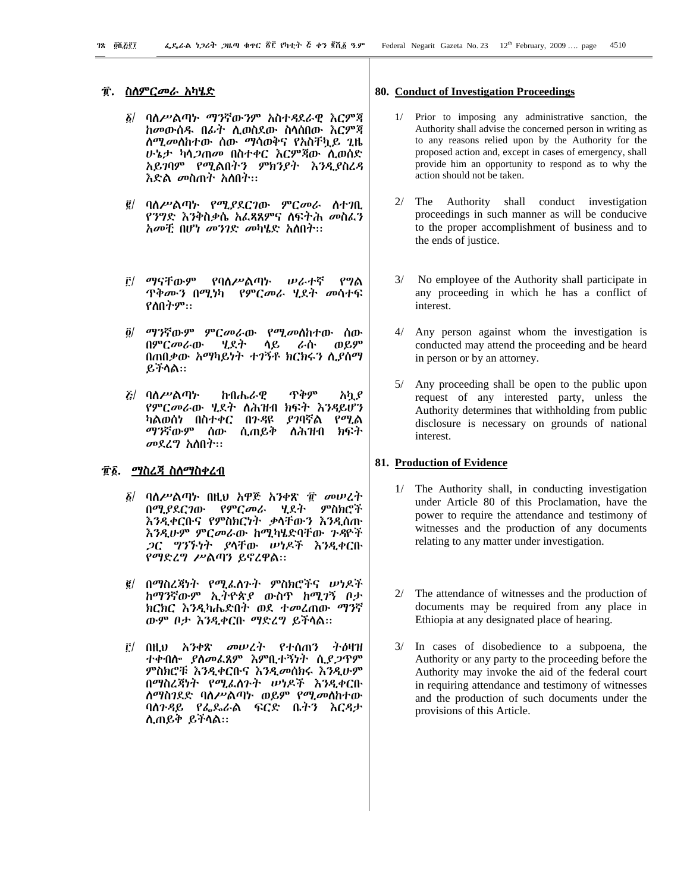## ፹. ስለምርመራ አካሄድ

፩/ ባለሥልጣኑ ማንኛውንም አስተዳደራዊ እርምጃ ከመውሰዱ በፊት ሊወስደው ስላሰበው እርምጃ ለሚመለከተው ሰው ማሳወቅና የአስቸኳይ ጊዜ ሁኔታ ካላጋጠመ በስተቀር እርምጃው ሊወሰድ አይገባም የሚልበትን ምክንያት እንዲያስረዳ እድል መስጠት አለበት፡፡

፪/ ባለሥልጣኑ የሚያደርገው ምርመራ ለተገቢ የንግድ እንቅስቃሴ አፈጻጸምና ለፍትሕ መስፈን አመቺ በሆነ መንገድ መካሄድ አለበት፡፡

፫/ ማናቸውም የባለሥልጣኑ ሠራተኛ የግል ጥቅሙን በሚነካ የምርመራ ሂደት መሳተፍ የለበትም፡፡

፬/ ማንኛውም ምርመራው የሚመለከተው ሰው በምርመራው ሂደት ላይ ራሱ ወይም በጠበቃው አማካይነት ተገኝቶ ክርክሩን ሊያሰማ ይችላል፡፡

፭/ ባለሥልጣኑ ከብሔራዊ ጥቅም አኳያ የምርመራው ሂደት ለሕዝብ ክፍት እንዳይሆን ካልወሰነ በስተቀር በጉዳዩ ያገባኛል የሚል ማንኛውም ሰው ሲጠይቅ ለሕዝብ ክፍት መደረግ አለበት፡፡

## ፹፩. ማስረጃ ስለማስቀረብ

፩/ ባለሥልጣኑ በዚህ አዋጅ አንቀጽ ፹ መሠረት በሚያደርገው የምርመራ ሂደት ምስክሮች እንዲቀርቡና የምስክርነት ቃላቸውን እንዲሰጡ እንዲሁም ምርመራው ከሚካሄድባቸው ጉዳዮች ጋር ግንኙነት ያላቸው ሠነዶች እንዲቀርቡ የማድረግ ሥልጣን ይኖረዋል፡፡

፪/ በማስረጃነት የሚፈለጉት ምስክሮችና ሠነዶች ከማንኛውም ኢትዮጵያ ውስጥ ከሚገኝ ቦታ ክርክር እንዲካሔድበት ወደ ተመረጠው ማንኛ ውም ቦታ እንዲቀርቡ ማድረግ ይችላል፡፡

፫/ በዚህ አንቀጽ መሠረት የተሰጠን ትዕዛዝ ተቀብሎ ያለመፈጸም እምቢተኝነት ሲያጋጥም ምስክሮቹ እንዲቀርቡና እንዲመሰክሩ እንዲሁም በማስረጃነት የሚፈለጉት ሠነዶች እንዲቀርቡ ለማስገደድ ባለሥልጣኑ ወይም የሚመለከተው ባለጉዳይ የፌዴራል ፍርድ ቤትን እርዳታ ሊጠይቅ ይችላል፡፡

## 80. Conduct of Investigation Proceedings

1/ Prior to imposing any administrative sanction, the Authority shall advise the concerned person in writing as to any reasons relied upon by the Authority for the proposed action and, except in cases of emergency, shall provide him an opportunity to respond as to why the action should not be taken.

2/ The Authority shall conduct investigation proceedings in such manner as will be conducive to the proper accomplishment of business and to the ends of justice.

3/ No employee of the Authority shall participate in any proceeding in which he has a conflict of interest.

4/ Any person against whom the investigation is conducted may attend the proceeding and be heard in person or by an attorney.

5/ Any proceeding shall be open to the public upon request of any interested party, unless the Authority determines that withholding from public disclosure is necessary on grounds of national interest.

## 81. Production of Evidence

1/ The Authority shall, in conducting investigation under Article 80 of this Proclamation, have the power to require the attendance and testimony of witnesses and the production of any documents relating to any matter under investigation.

2/ The attendance of witnesses and the production of documents may be required from any place in Ethiopia at any designated place of hearing.

3/ In cases of disobedience to a subpoena, the Authority or any party to the proceeding before the Authority may invoke the aid of the federal court in requiring attendance and testimony of witnesses and the production of such documents under the provisions of this Article.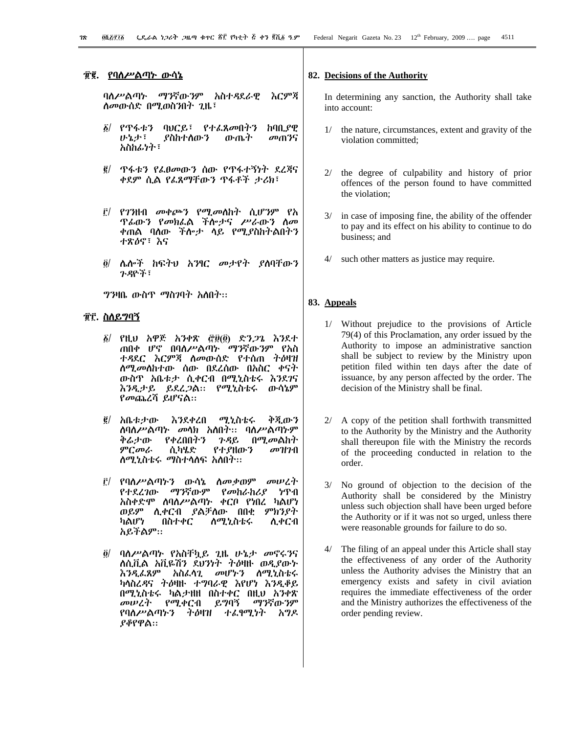## ፹፪. የባለሥልጣኑ ውሳኔ

ባለሥልጣኑ ማንኛውንም አስተዳደራዊ እርምጃ ለመውሰድ በሚወስንበት ጊዜ፣

፩/ የጥፋቱን ባህርይ፣ የተፈጸመበትን ከባቢያዊ ሁኔታ፣ ያስከተለውን ውጤት መጠንና አስከፊነት፣

፪/ ጥፋቱን የፈፀመውን ሰው የጥፋተኝነት ደረጃና ቀደም ሲል የፈጸማቸውን ጥፋቶች ታሪክ፣

፫/ የገንዘብ መቀጮን የሚመለከት ሲሆንም የአጥፊውን የመክፈል ችሎታና ሥራውን ለመቀጠል ባለው ችሎታ ላይ የሚያስከትልበትን ተጽዕኖ፣ እና

፬/ ሌሎች ከፍትህ አንፃር መታየት ያለባቸውን ጉዳዮች፣

ግንዛቤ ውስጥ ማስገባት አለበት፡፡

## ፹፫. ስለይግባኝ

፩/ የዚህ አዋጅ አንቀጽ ፸፱(፬) ድንጋጌ እንደተጠበቀ ሆኖ በባለሥልጣኑ ማንኛውንም የአስተዳደር እርምጃ ለመውሰድ የተሰጠ ትዕዛዝ ለሚመለከተው ሰው በደረሰው በአስር ቀናት ውስጥ አቤቱታ ሲቀርብ በሚኒስቴሩ እንደገና እንዲታይ ይደረጋል፡፡ የሚኒስቴሩ ውሳኔም የመጨረሻ ይሆናል፡፡

፪/ አቤቱታው እንደቀረበ ሚኒስቴሩ ቅጂውን ለባለሥልጣኑ መላክ አለበት፡፡ ባለሥልጣኑም ቅሬታው የቀረበበትን ጉዳይ በሚመለከት ምርመራ ሲካሄድ የተያዘውን መዝገብ ለሚኒስቴሩ ማስተላለፍ አለበት፡፡

፫/ የባለሥልጣኑን ውሳኔ ለመቃወም መሠረት የተደረገው ማንኛውም የመከራከሪያ ነጥብ አስቀድሞ ለባለሥልጣኑ ቀርቦ የነበረ ካልሆነ ወይም ሊቀርብ ያልቻለው በበቂ ምክንያት ካልሆነ በስተቀር ለሚኒስቴሩ ሊቀርብ አይችልም፡፡

፬/ ባለሥልጣኑ የአስቸኳይ ጊዜ ሁኔታ መኖሩንና ለሲቪል አቪዬሽን ደህንነት ትዕዛዙ ወዲያውኑ እንዲፈጸም አስፈላጊ መሆኑን ለሚኒስቴሩ ካላስረዳና ትዕዛዙ ተግባራዊ እየሆነ እንዲቆይ በሚኒስቴሩ ካልታዘዘ በስተቀር በዚህ አንቀጽ መሠረት የሚቀርብ ይግባኝ ማንኛውንም የባለሥልጣኑን ትዕዛዝ ተፈፃሚነት አግዶ ያቆየዋል፡፡

## 82. Decisions of the Authority

In determining any sanction, the Authority shall take into account:

1/ the nature, circumstances, extent and gravity of the violation committed;

2/ the degree of culpability and history of prior offences of the person found to have committed the violation;

3/ in case of imposing fine, the ability of the offender to pay and its effect on his ability to continue to do business; and

4/ such other matters as justice may require.

## 83. Appeals

1/ Without prejudice to the provisions of Article 79(4) of this Proclamation, any order issued by the Authority to impose an administrative sanction shall be subject to review by the Ministry upon petition filed within ten days after the date of issuance, by any person affected by the order. The decision of the Ministry shall be final.

2/ A copy of the petition shall forthwith transmitted to the Authority by the Ministry and the Authority shall thereupon file with the Ministry the records of the proceeding conducted in relation to the order.

3/ No ground of objection to the decision of the Authority shall be considered by the Ministry unless such objection shall have been urged before the Authority or if it was not so urged, unless there were reasonable grounds for failure to do so.

4/ The filing of an appeal under this Article shall stay the effectiveness of any order of the Authority unless the Authority advises the Ministry that an emergency exists and safety in civil aviation requires the immediate effectiveness of the order and the Ministry authorizes the effectiveness of the order pending review.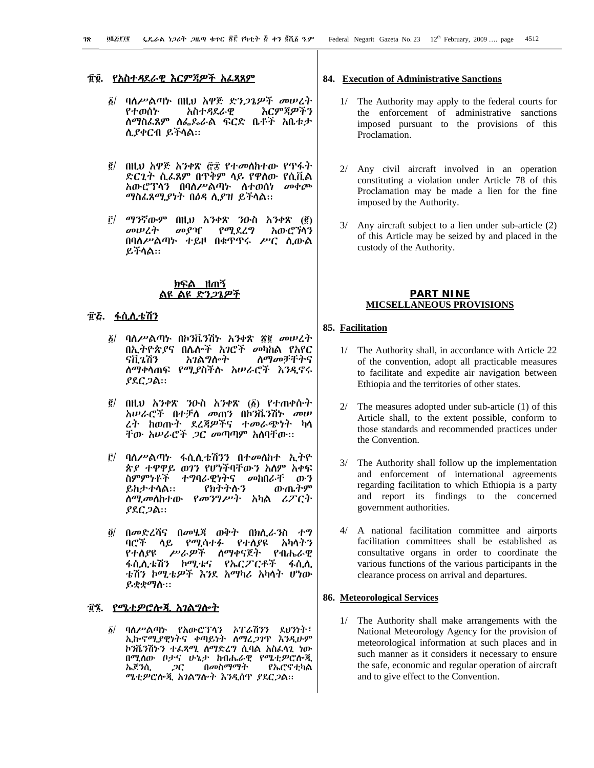## ፹፬. የአስተዳደራዊ እርምጃዎች አፈጻጸም

፩/ ባለሥልጣኑ በዚህ አዋጅ ድንጋጌዎች መሠረት የተወሰኑ አስተዳደራዊ እርምጃዎችን ለማስፈጸም ለፌዴራል ፍርድ ቤቶች አቤቱታ ሊያቀርብ ይችላል፡፡

፪/ በዚህ አዋጅ አንቀጽ ፸፰ የተመለከተው የጥፋት ድርጊት ሲፈጸም በጥቅም ላይ የዋለው የሲቪል አውሮፕላን በባለሥልጣኑ ለተወሰነ መቀጮ ማስፈጸሚያነት በዕዳ ሊያዝ ይችላል፡፡

፫/ ማንኛውም በዚህ አንቀጽ ንዑስ አንቀጽ (፪) መሠረት መያዣ የሚደረግ አውሮኘላን በባለሥልጣኑ ተይዞ በቁጥጥሩ ሥር ሊውል ይችላል፡፡

## ክፍል ዘጠኝ
## ልዩ ልዩ ድንጋጌዎች

## ፹፭. ፋሲሊቴሽን

፩/ ባለሥልጣኑ በኮንቬንሽኑ አንቀጽ ፳፪ መሠረት በኢትዮጵያና በሌሎች አገሮች መካከል የአየር ናቪጌሽን አገልግሎት ለማመቻቸትና ለማቀላጠፍ የሚያስችሉ አሠራሮች እንዲኖሩ ያደርጋል፡፡

፪/ በዚህ አንቀጽ ንዑስ አንቀጽ (፩) የተጠቀሱት አሠራሮች በተቻለ መጠን በኮንቬንሽኑ መሠረት ከወጡት ደረጃዎችና ተመራጭነት ካላቸው አሠራሮች ጋር መጣጣም አለባቸው፡፡

፫/ ባለሥልጣኑ ፋሲሊቴሽንን በተመለከተ ኢትዮጵያ ተዋዋይ ወገን የሆነችባቸውን አለም አቀፍ ስምምነቶች ተግባራዊነትና መከበራቸውን ይከታተላል፡፡ የክትትሉን ውጤትም ለሚመለከተው የመንግሥት አካል ሪፖርት ያደርጋል፡፡

፬/ በመድረሻና በመሄጃ ወቅት በክሊራንስ ተግባሮች ላይ የሚሳተፉ የተለያዩ አካላትን የተለያዩ ሥራዎች ለማቀናጀት የብሔራዊ ፋሲሊቴሽን ኮሚቴና የኤርፖርቶች ፋሲሊቴሽን ኮሚቴዎች እንደ አማካሪ አካላት ሆነው ይቋቋማሉ፡፡

## ፹፮. የሜቲዎሮሎጂ አገልግሎት

፩/ ባለሥልጣኑ የአውሮፕላን ኦፕሬሽንን ደህንነት፣ ኢኮኖሚያዊነትና ቀጣይነት ለማረጋገጥ እንዲሁም ኮንቬንሽኑን ተፈጻሚ ለማድረግ ሲባል አስፈላጊ ነው በሚለው ቦታና ሁኔታ ከብሔራዊ የሜቲዎሮሎጂ ኤጀንሲ ጋር በመስማማት የኤሮኖቲካል ሜቲዎሮሎጂ አገልግሎት እንዲሰጥ ያደርጋል፡፡

## 84. Execution of Administrative Sanctions

1/ The Authority may apply to the federal courts for the enforcement of administrative sanctions imposed pursuant to the provisions of this Proclamation.

2/ Any civil aircraft involved in an operation constituting a violation under Article 78 of this Proclamation may be made a lien for the fine imposed by the Authority.

3/ Any aircraft subject to a lien under sub-article (2) of this Article may be seized by and placed in the custody of the Authority.

## PART NINE
## MICSELLANEOUS PROVISIONS

## 85. Facilitation

1/ The Authority shall, in accordance with Article 22 of the convention, adopt all practicable measures to facilitate and expedite air navigation between Ethiopia and the territories of other states.

2/ The measures adopted under sub-article (1) of this Article shall, to the extent possible, conform to those standards and recommended practices under the Convention.

3/ The Authority shall follow up the implementation and enforcement of international agreements regarding facilitation to which Ethiopia is a party and report its findings to the concerned government authorities.

4/ A national facilitation committee and airports facilitation committees shall be established as consultative organs in order to coordinate the various functions of the various participants in the clearance process on arrival and departures.

## 86. Meteorological Services

1/ The Authority shall make arrangements with the National Meteorology Agency for the provision of meteorological information at such places and in such manner as it considers it necessary to ensure the safe, economic and regular operation of aircraft and to give effect to the Convention.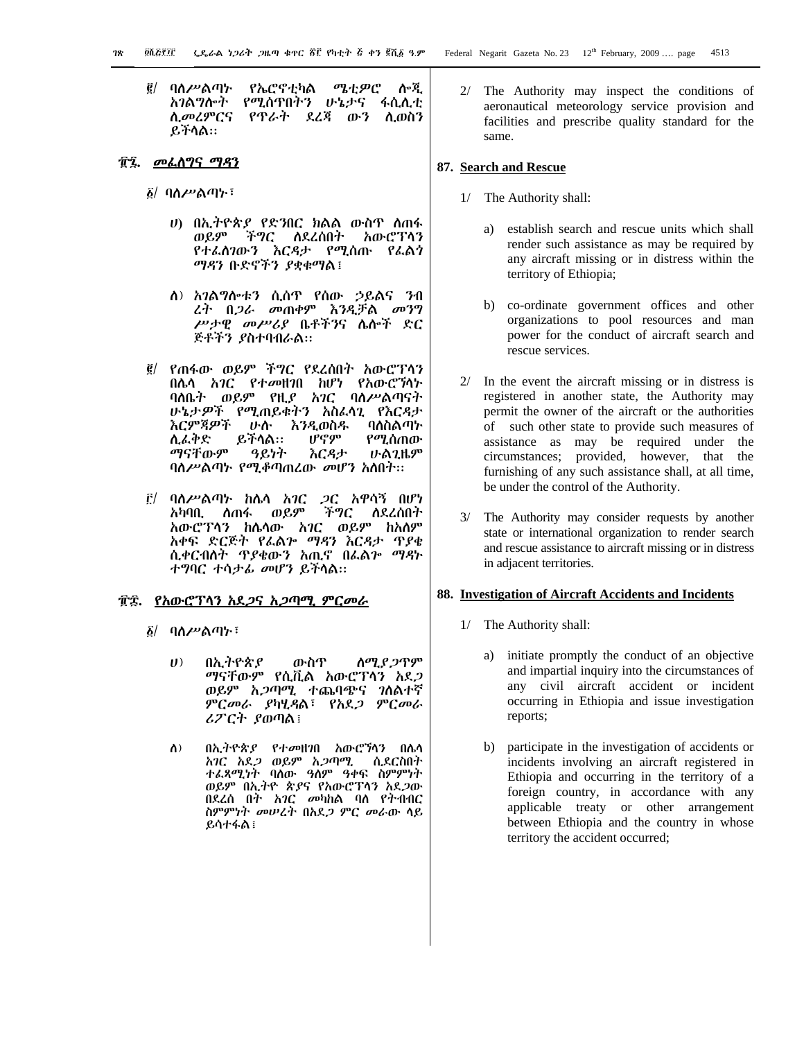፪/ ባለሥልጣኑ የኤሮኖቲካል ሜቲዎሮ ሎጂ አገልግሎት የሚሰጥበትን ሁኔታና ፋሲሊቲ ሊመረምርና የጥራት ደረጃ ውን ሊወስን ይችላል፡፡

## ፹፯. መፈለግና ማዳን

፩/ ባለሥልጣኑ፣

ሀ) በኢትዮጵያ የድንበር ክልል ውስጥ ለጠፋ ወይም ችግር ለደረሰበት አውሮፕላን የተፈለገውን እርዳታ የሚሰጡ የፈልጎ ማዳን ቡድኖችን ያቋቁማል፤

ለ) አገልግሎቱን ሲሰጥ የሰው ኃይልና ንብ ረት በጋራ መጠቀም እንዲቻል መንግ ሥታዊ መሥሪያ ቤቶችንና ሌሎች ድር ጅቶችን ያስተባብራል፡፡

፪/ የጠፋው ወይም ችግር የደረሰበት አውሮፕላን በሌላ አገር የተመዘገበ ከሆነ የአውሮፕላኑ ባለቤት ወይም የዚያ አገር ባለሥልጣናት ሁኔታዎች የሚጠይቁትን አስፈላጊ የእርዳታ እርምጃዎች ሁሉ እንዲወስዱ ባለስልጣኑ ሊፈቅድ ይችላል፡፡ ሆኖም የሚሰጠው ማናቸውም ዓይነት እርዳታ ሁልጊዜም ባለሥልጣኑ የሚቆጣጠረው መሆን አለበት፡፡

፫/ ባለሥልጣኑ ከሌላ አገር ጋር አዋሳኝ በሆነ አካባቢ ለጠፋ ወይም ችግር ለደረሰበት አውሮፕላን ከሌላው አገር ወይም ከአለም አቀፍ ድርጅት የፈልጎ ማዳን እርዳታ ጥያቄ ሲቀርብለት ጥያቄውን አጢኖ በፈልጎ ማዳኑ ተግባር ተሳታፊ መሆን ይችላል፡፡

## ፹፰. የአውሮፕላን አደጋና አጋጣሚ ምርመራ

፩/ ባለሥልጣኑ፣

ሀ) በኢትዮጵያ ውስጥ ለሚያጋጥም ማናቸውም የሲቪል አውሮፕላን አደጋ ወይም አጋጣሚ ተጨባጭና ገለልተኛ ምርመራ ያካሂዳል፣ የአደጋ ምርመራ ሪፖርት ያወጣል፤

ለ) በኢትዮጵያ የተመዘገበ አውሮፕላን በሌላ አገር አደጋ ወይም አጋጣሚ ሲደርስበት ተፈጻሚነት ባለው ዓለም ዓቀፍ ስምምነት ወይም በኢትዮ ጵያና የአውሮፕላን አደጋው በደረሰ በት አገር መካከል ባለ የትብብር ስምምነት መሠረት በአደጋ ምር መራው ላይ ይሳተፋል፤

2/ The Authority may inspect the conditions of aeronautical meteorology service provision and facilities and prescribe quality standard for the same.

## 87. Search and Rescue

1/ The Authority shall:

a) establish search and rescue units which shall render such assistance as may be required by any aircraft missing or in distress within the territory of Ethiopia;

b) co-ordinate government offices and other organizations to pool resources and man power for the conduct of aircraft search and rescue services.

2/ In the event the aircraft missing or in distress is registered in another state, the Authority may permit the owner of the aircraft or the authorities of such other state to provide such measures of assistance as may be required under the circumstances; provided, however, that the furnishing of any such assistance shall, at all time, be under the control of the Authority.

3/ The Authority may consider requests by another state or international organization to render search and rescue assistance to aircraft missing or in distress in adjacent territories.

## 88. Investigation of Aircraft Accidents and Incidents

1/ The Authority shall:

a) initiate promptly the conduct of an objective and impartial inquiry into the circumstances of any civil aircraft accident or incident occurring in Ethiopia and issue investigation reports;

b) participate in the investigation of accidents or incidents involving an aircraft registered in Ethiopia and occurring in the territory of a foreign country, in accordance with any applicable treaty or other arrangement between Ethiopia and the country in whose territory the accident occurred;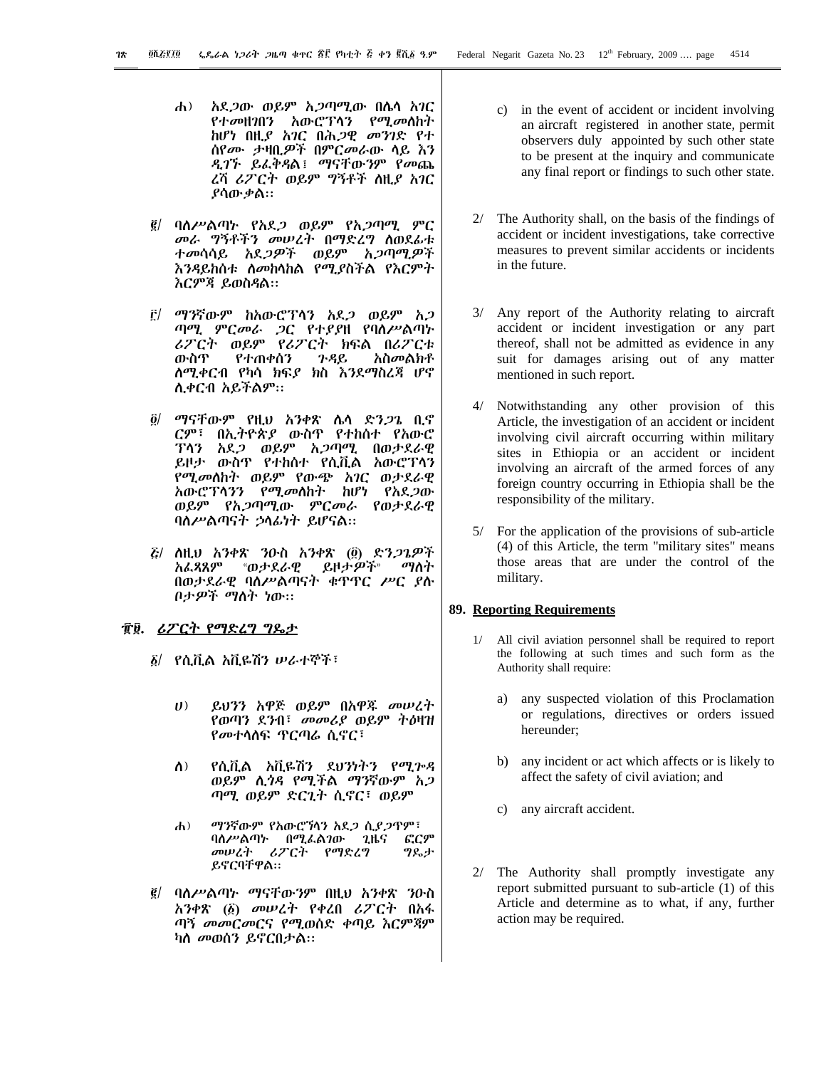ሐ) አደጋው ወይም አጋጣሚው በሌላ አገር የተመዘገበን አውሮፕላን የሚመለከት ከሆነ በዚያ አገር በሕጋዊ መንገድ የተ ሰየሙ ታዛቢዎች በምርመራው ላይ እን ዲገኙ ይፈቅዳል፤ ማናቸውንም የመጨ ረሻ ሪፖርት ወይም ግኝቶች ለዚያ አገር ያሳውቃል፡፡

፪/ ባለሥልጣኑ የአደጋ ወይም የአጋጣሚ ምር መራ ግኝቶችን መሠረት በማድረግ ለወደፊቱ ተመሳሳይ አደጋዎች ወይም አጋጣሚዎች እንዳይከሰቱ ለመከላከል የሚያስችል የእርምት እርምጃ ይወስዳል፡፡

፫/ ማንኛውም ከአውሮፕላን አደጋ ወይም አጋ ጣሚ ምርመራ ጋር የተያያዘ የባለሥልጣኑ ሪፖርት ወይም የሪፖርት ክፍል በሪፖርቱ ውስጥ የተጠቀሰን ጉዳይ አስመልክቶ ለሚቀርብ የካሳ ክፍያ ክስ እንደማስረጃ ሆኖ ሊቀርብ አይችልም፡፡

፬/ ማናቸውም የዚህ አንቀጽ ሌላ ድንጋጌ ቢኖ ርም፣ በኢትዮጵያ ውስጥ የተከሰተ የአውሮ ፕላን አደጋ ወይም አጋጣሚ በወታደራዊ ይዞታ ውስጥ የተከሰተ የሲቪል አውሮፕላን የሚመለከት ወይም የውጭ አገር ወታደራዊ አውሮፕላንን የሚመለከት ከሆነ የአደጋው ወይም የአጋጣሚው ምርመራ የወታደራዊ ባለሥልጣናት ኃላፊነት ይሆናል፡፡

፭/ ለዚህ አንቀጽ ንዑስ አንቀጽ (፬) ድንጋጌዎች አፈጻጸም "ወታደራዊ ይዞታዎች" ማለት በወታደራዊ ባለሥልጣናት ቁጥጥር ሥር ያሉ ቦታዎች ማለት ነው፡፡

## ፹፱. ሪፖርት የማድረግ ግዴታ

፩/ የሲቪል አቪዬሽን ሠራተኞች፣

ሀ) ይህንን አዋጅ ወይም በአዋጁ መሠረት የወጣን ደንብ፣ መመሪያ ወይም ትዕዛዝ የመተላለፍ ጥርጣሬ ሲኖር፣

ለ) የሲቪል አቪዬሽን ደህንነትን የሚጐዳ ወይም ሊጎዳ የሚችል ማንኛውም አጋ ጣሚ ወይም ድርጊት ሲኖር፣ ወይም

ሐ) ማንኛውም የአውሮፕላን አደጋ ሲያጋጥም፣ ባለሥልጣኑ በሚፈልገው ጊዜና ፎርም መሠረት ሪፖርት የማድረግ ግዴታ ይኖርባቸዋል፡፡

፪/ ባለሥልጣኑ ማናቸውንም በዚህ አንቀጽ ንዑስ አንቀጽ (፩) መሠረት የቀረበ ሪፖርት በአፋ ጣኝ መመርመርና የሚወሰድ ቀጣይ እርምጃም ካለ መወሰን ይኖርበታል፡፡

c) in the event of accident or incident involving an aircraft registered in another state, permit observers duly appointed by such other state to be present at the inquiry and communicate any final report or findings to such other state.

2/ The Authority shall, on the basis of the findings of accident or incident investigations, take corrective measures to prevent similar accidents or incidents in the future.

3/ Any report of the Authority relating to aircraft accident or incident investigation or any part thereof, shall not be admitted as evidence in any suit for damages arising out of any matter mentioned in such report.

4/ Notwithstanding any other provision of this Article, the investigation of an accident or incident involving civil aircraft occurring within military sites in Ethiopia or an accident or incident involving an aircraft of the armed forces of any foreign country occurring in Ethiopia shall be the responsibility of the military.

5/ For the application of the provisions of sub-article (4) of this Article, the term "military sites" means those areas that are under the control of the military.

## 89. Reporting Requirements

1/ All civil aviation personnel shall be required to report the following at such times and such form as the Authority shall require:

a) any suspected violation of this Proclamation or regulations, directives or orders issued hereunder;

b) any incident or act which affects or is likely to affect the safety of civil aviation; and

c) any aircraft accident.

2/ The Authority shall promptly investigate any report submitted pursuant to sub-article (1) of this Article and determine as to what, if any, further action may be required.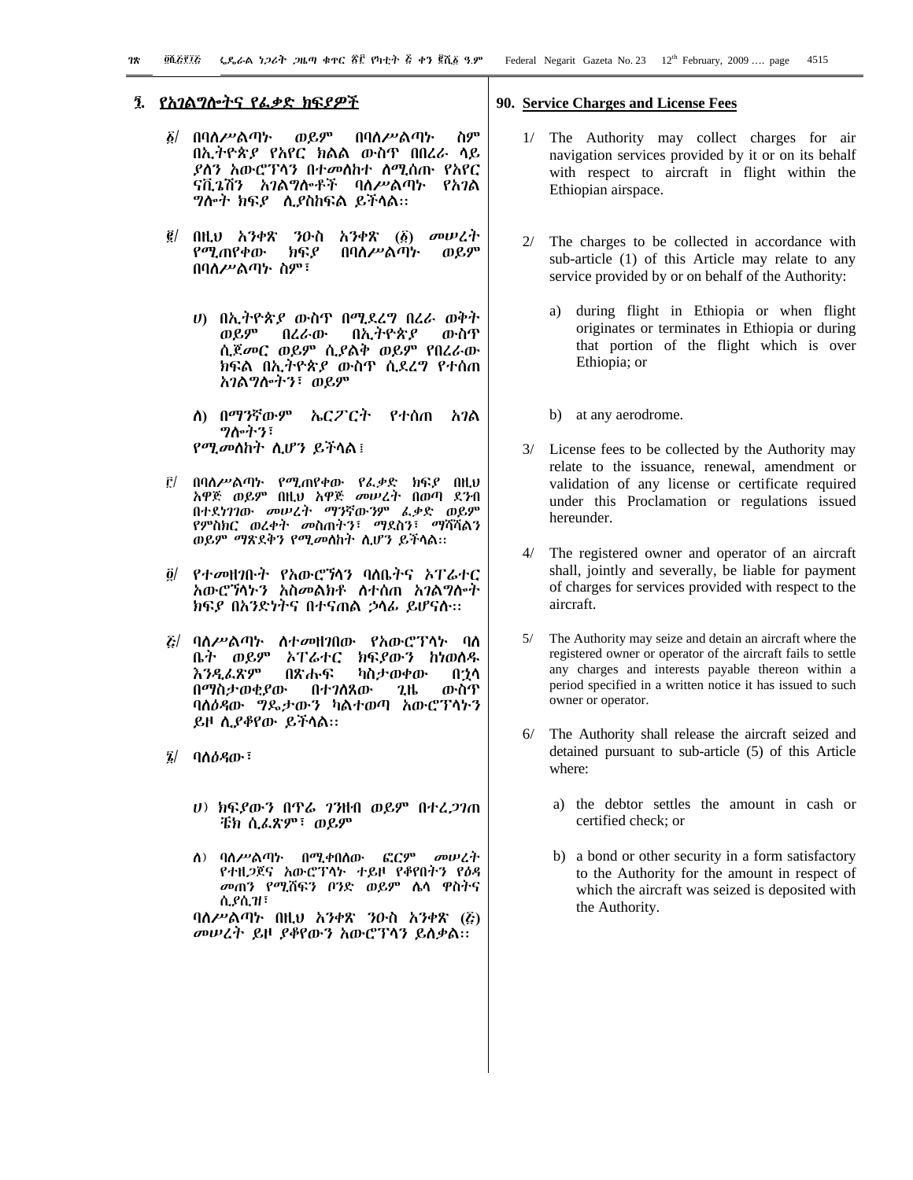## ፺. የአገልግሎትና የፈቃድ ክፍያዎች

፩/ በባለሥልጣኑ ወይም በባለሥልጣኑ ስም በኢትዮጵያ የአየር ክልል ውስጥ በበረራ ላይ ያለን አውሮፕላን በተመለከተ ለሚሰጡ የአየር ናቪጌሽን አገልግሎቶች ባለሥልጣኑ የአገል ግሎት ክፍያ ሊያስከፍል ይችላል፡፡

፪/ በዚህ አንቀጽ ንዑስ አንቀጽ (፩) መሠረት የሚጠየቀው ክፍያ በባለሥልጣኑ ወይም በባለሥልጣኑ ስም፣

ሀ) በኢትዮጵያ ውስጥ በሚደረግ በረራ ወቅት ወይም በረራው በኢትዮጵያ ውስጥ ሲጀመር ወይም ሲያልቅ ወይም የበረራው ክፍል በኢትዮጵያ ውስጥ ሲደረግ የተሰጠ አገልግሎትን፣ ወይም

ለ) በማንኛውም ኤርፖርት የተሰጠ አገል ግሎትን፣

የሚመለከት ሊሆን ይችላል፤

፫/ በባለሥልጣኑ የሚጠየቀው የፈቃድ ክፍያ በዚህ አዋጅ ወይም በዚህ አዋጅ መሠረት በወጣ ደንብ በተደነገገው መሠረት ማንኛውንም ፈቃድ ወይም የምስክር ወረቀት መስጠትን፣ ማደስን፣ ማሻሻልን ወይም ማጽደቅን የሚመለከት ሊሆን ይችላል፡፡

፬/ የተመዘገቡት የአውሮፕላን ባለቤትና ኦፐሬተር አውሮፕላኑን አስመልክቶ ለተሰጠ አገልግሎት ክፍያ በአንድነትና በተናጠል ኃላፊ ይሆናሉ፡፡

፭/ ባለሥልጣኑ ለተመዘገበው የአውሮፕላኑ ባለ ቤት ወይም ኦፐሬተር ክፍያውን ከነወለዱ እንዲፈጽም በጽሑፍ ካስታወቀው በኋላ በማስታወቂያው በተገለጸው ጊዜ ውስጥ ባለዕዳው ግዴታውን ካልተወጣ አውሮፕላኑን ይዞ ሊያቆየው ይችላል፡፡

፮/ ባለዕዳው፣

ሀ) ክፍያውን በጥሬ ገንዘብ ወይም በተረጋገጠ ቼክ ሲፈጽም፣ ወይም

ለ) ባለሥልጣኑ በሚቀበለው ፎርም መሠረት የተዘጋጀና አውሮፕላኑ ተይዞ የቆየበትን የዕዳ መጠን የሚሸፍን ቦንድ ወይም ሌላ ዋስትና ሲያሲዝ፣

ባለሥልጣኑ በዚህ አንቀጽ ንዑስ አንቀጽ (፭) መሠረት ይዞ ያቆየውን አውሮፕላን ይለቃል፡፡

## 90. Service Charges and License Fees

1/ The Authority may collect charges for air navigation services provided by it or on its behalf with respect to aircraft in flight within the Ethiopian airspace.

2/ The charges to be collected in accordance with sub-article (1) of this Article may relate to any service provided by or on behalf of the Authority:

a) during flight in Ethiopia or when flight originates or terminates in Ethiopia or during that portion of the flight which is over Ethiopia; or

b) at any aerodrome.

3/ License fees to be collected by the Authority may relate to the issuance, renewal, amendment or validation of any license or certificate required under this Proclamation or regulations issued hereunder.

4/ The registered owner and operator of an aircraft shall, jointly and severally, be liable for payment of charges for services provided with respect to the aircraft.

5/ The Authority may seize and detain an aircraft where the registered owner or operator of the aircraft fails to settle any charges and interests payable thereon within a period specified in a written notice it has issued to such owner or operator.

6/ The Authority shall release the aircraft seized and detained pursuant to sub-article (5) of this Article where:

a) the debtor settles the amount in cash or certified check; or

b) a bond or other security in a form satisfactory to the Authority for the amount in respect of which the aircraft was seized is deposited with the Authority.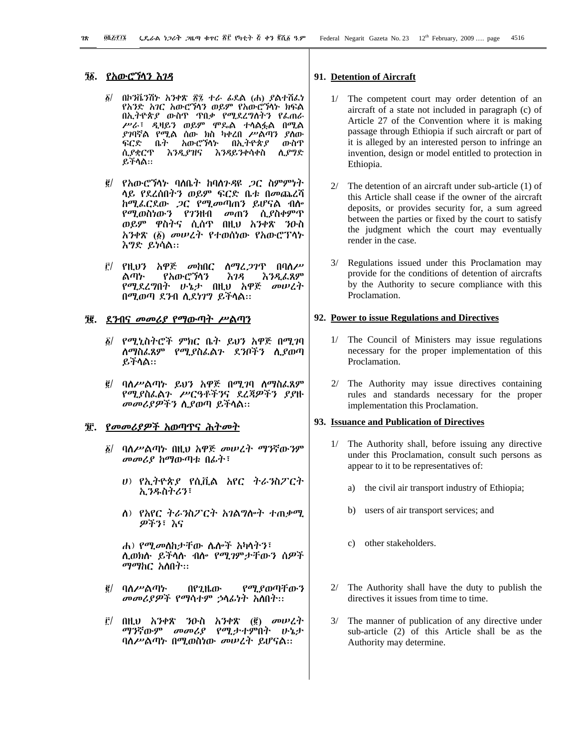## ፺፩. የአውሮፕላን እገዳ

፩/ በኮንቬንሽኑ አንቀጽ ፳፯ ተራ ፊደል (ሐ) ያልተሸፈነ የአንድ አገር አውሮፕላን ወይም የአውሮፕላኑ ክፍል በኢትዮጵያ ውስጥ ጥበቃ የሚደረግለትን የፈጠራ ሥራ፣ ዲዛይን ወይም ሞዴል ተላልፏል በሚል ያገባኛል የሚል ሰው ክስ ካቀረበ ሥልጣን ያለው ፍርድ ቤት አውሮፕላኑ በኢትዮጵያ ውስጥ ሲያቋርጥ እንዲያዝና እንዳይንቀሳቀስ ሊያግድ ይችላል፡፡

፪/ የአውሮፕላኑ ባለቤት ከባለጉዳዩ ጋር ስምምነት ላይ የደረሰበትን ወይም ፍርድ ቤቱ በመጨረሻ ከሚፈርደው ጋር የሚመጣጠን ይሆናል ብሎ የሚወስነውን የገንዘብ መጠን ሲያስቀምጥ ወይም ዋስትና ሲሰጥ በዚህ አንቀጽ ንዑስ አንቀጽ (፩) መሠረት የተወሰነው የአውሮፕላኑ እግድ ይነሳል፡፡

፫/ የዚህን አዋጅ መከበር ለማረጋገጥ በባለሥልጣኑ የአውሮፕላን እገዳ እንዲፈጸም የሚደረግበት ሁኔታ በዚህ አዋጅ መሠረት በሚወጣ ደንብ ሊደነገግ ይችላል፡፡

## ፺፪. ደንብና መመሪያ የማውጣት ሥልጣን

፩/ የሚኒስትሮች ምክር ቤት ይህን አዋጅ በሚገባ ለማስፈጸም የሚያስፈልጉ ደንቦችን ሊያወጣ ይችላል፡፡

፪/ ባለሥልጣኑ ይህን አዋጅ በሚገባ ለማስፈጸም የሚያስፈልጉ ሥርዓቶችንና ደረጃዎችን ያያዙ መመሪያዎችን ሊያወጣ ይችላል፡፡

## ፺፫. የመመሪያዎች አወጣጥና ሕትመት

፩/ ባለሥልጣኑ በዚህ አዋጅ መሠረት ማንኛውንም መመሪያ ከማውጣቱ በፊት፣

ሀ) የኢትዮጵያ የሲቪል አየር ትራንስፖርት ኢንዱስትሪን፣

ለ) የአየር ትራንስፖርት አገልግሎት ተጠቃሚዎችን፣ እና

ሐ) የሚመለከታቸው ሌሎች አካላትን፣

ሊወክሉ ይችላሉ ብሎ የሚገምታቸውን ሰዎች ማማከር አለበት፡፡

፪/ ባለሥልጣኑ በየጊዜው የሚያወጣቸውን መመሪያዎች የማሳተም ኃላፊነት አለበት፡፡

፫/ በዚህ አንቀጽ ንዑስ አንቀጽ (፪) መሠረት ማንኛውም መመሪያ የሚታተምበት ሁኔታ ባለሥልጣኑ በሚወስነው መሠረት ይሆናል፡፡

## 91. Detention of Aircraft

1/ The competent court may order detention of an aircraft of a state not included in paragraph (c) of Article 27 of the Convention where it is making passage through Ethiopia if such aircraft or part of it is alleged by an interested person to infringe an invention, design or model entitled to protection in Ethiopia.

2/ The detention of an aircraft under sub-article (1) of this Article shall cease if the owner of the aircraft deposits, or provides security for, a sum agreed between the parties or fixed by the court to satisfy the judgment which the court may eventually render in the case.

3/ Regulations issued under this Proclamation may provide for the conditions of detention of aircrafts by the Authority to secure compliance with this Proclamation.

## 92. Power to issue Regulations and Directives

1/ The Council of Ministers may issue regulations necessary for the proper implementation of this Proclamation.

2/ The Authority may issue directives containing rules and standards necessary for the proper implementation this Proclamation.

## 93. Issuance and Publication of Directives

1/ The Authority shall, before issuing any directive under this Proclamation, consult such persons as appear to it to be representatives of:

a) the civil air transport industry of Ethiopia;

b) users of air transport services; and

c) other stakeholders.

2/ The Authority shall have the duty to publish the directives it issues from time to time.

3/ The manner of publication of any directive under sub-article (2) of this Article shall be as the Authority may determine.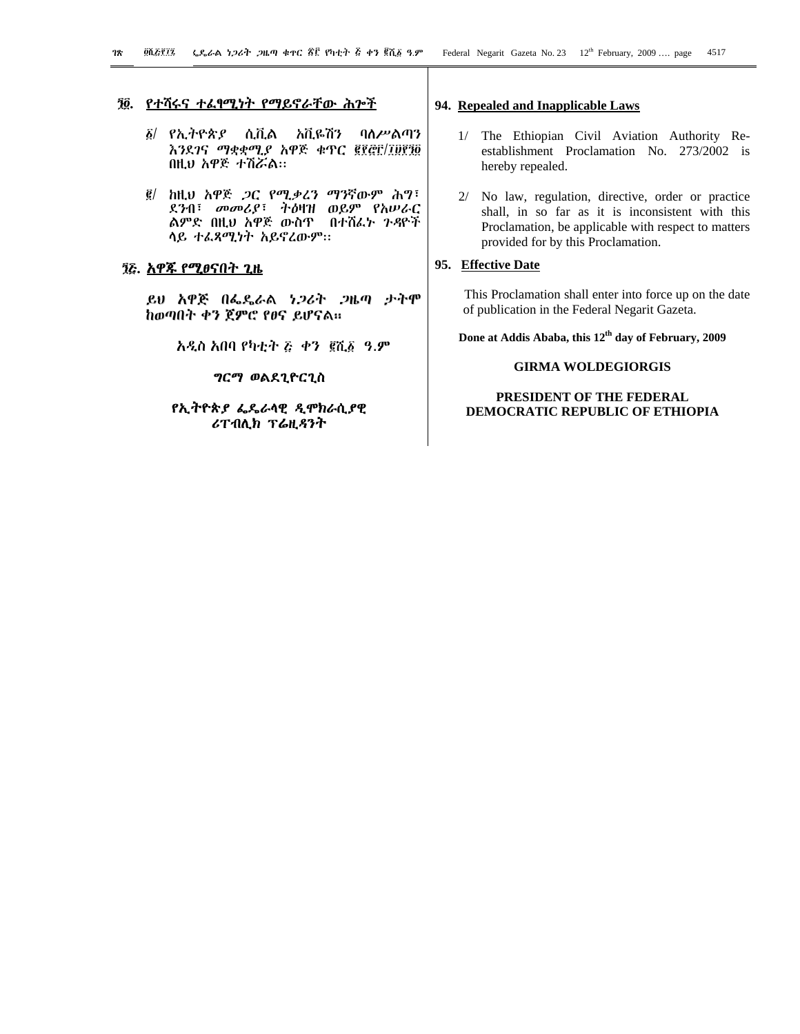**፺፬. የተሻሩና ተፈፃሚነት የማይኖራቸው ሕጎች**

፩/ የኢትዮጵያ ሲቪል አቪዬሽን ባለሥልጣን እንደገና ማቋቋሚያ አዋጅ ቁጥር ፪፻፸፫/፲፱፻፺፬ በዚህ አዋጅ ተሽሯል፡፡

፪/ ከዚህ አዋጅ ጋር የሚቃረን ማንኛውም ሕግ፣ ደንብ፣ መመሪያ፣ ትዕዛዝ ወይም የአሠራር ልምድ በዚህ አዋጅ ውስጥ በተሸፈኑ ጉዳዮች ላይ ተፈጻሚነት አይኖረውም፡፡

**፺፭. አዋጁ የሚፀናበት ጊዜ**

ይህ አዋጅ በፌዴራል ነጋሪት ጋዜጣ ታትሞ ከወጣበት ቀን ጀምሮ የፀና ይሆናል።

አዲስ አበባ የካቲት ፭ ቀን ፪ሺ፩ ዓ.ም

**ግርማ ወልደጊዮርጊስ**

**የኢትዮጵያ ፌዴራላዊ ዲሞክራሲያዊ ሪፐብሊክ ፕሬዚዳንት**

**94. Repealed and Inapplicable Laws**

1/ The Ethiopian Civil Aviation Authority Re-establishment Proclamation No. 273/2002 is hereby repealed.

2/ No law, regulation, directive, order or practice shall, in so far as it is inconsistent with this Proclamation, be applicable with respect to matters provided for by this Proclamation.

**95. Effective Date**

This Proclamation shall enter into force up on the date of publication in the Federal Negarit Gazeta.

**Done at Addis Ababa, this 12th day of February, 2009**

**GIRMA WOLDEGIORGIS**

**PRESIDENT OF THE FEDERAL DEMOCRATIC REPUBLIC OF ETHIOPIA**